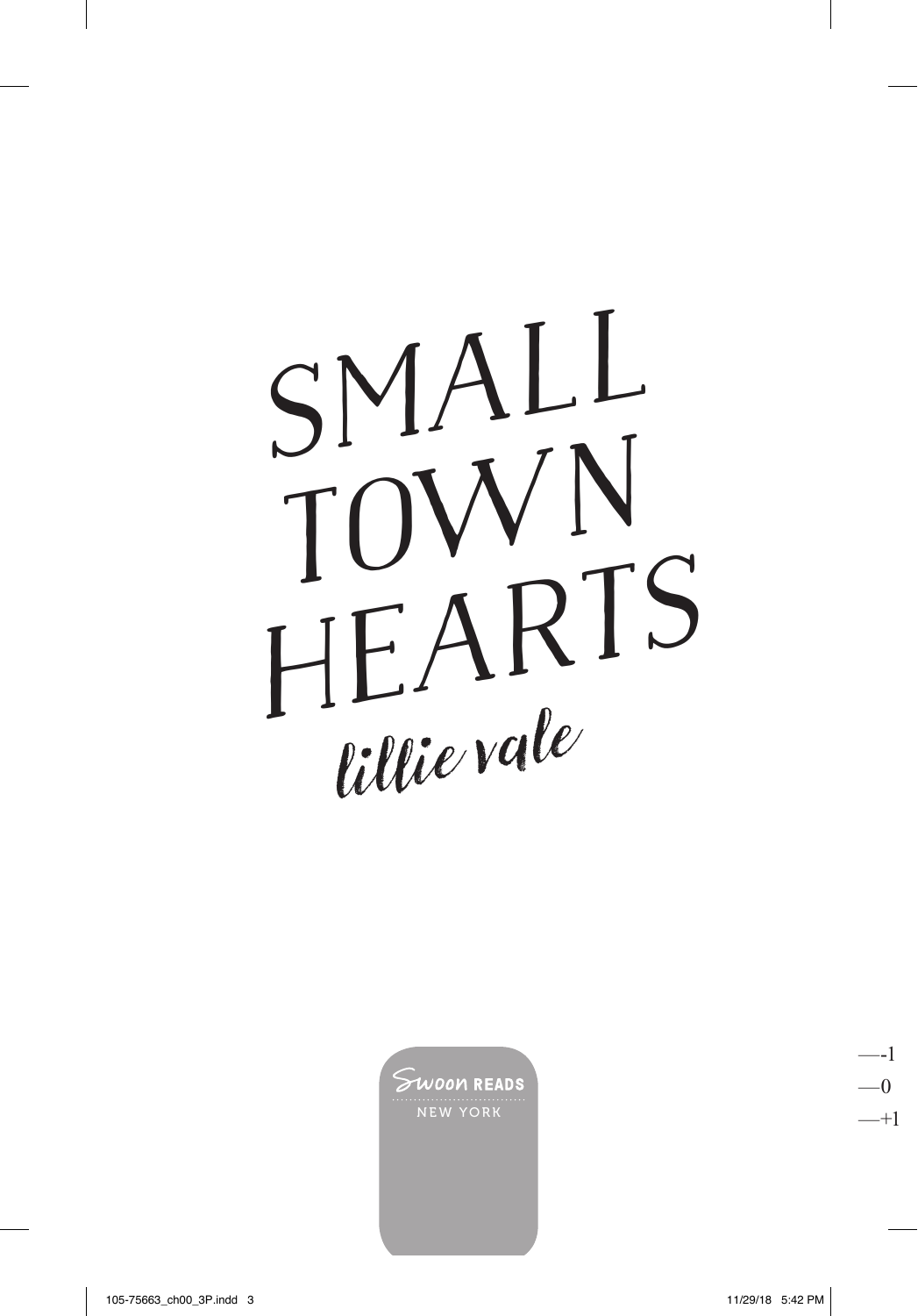# SMALL TOWN HEARTS

lillie vale

Swoon READS

NEW YORK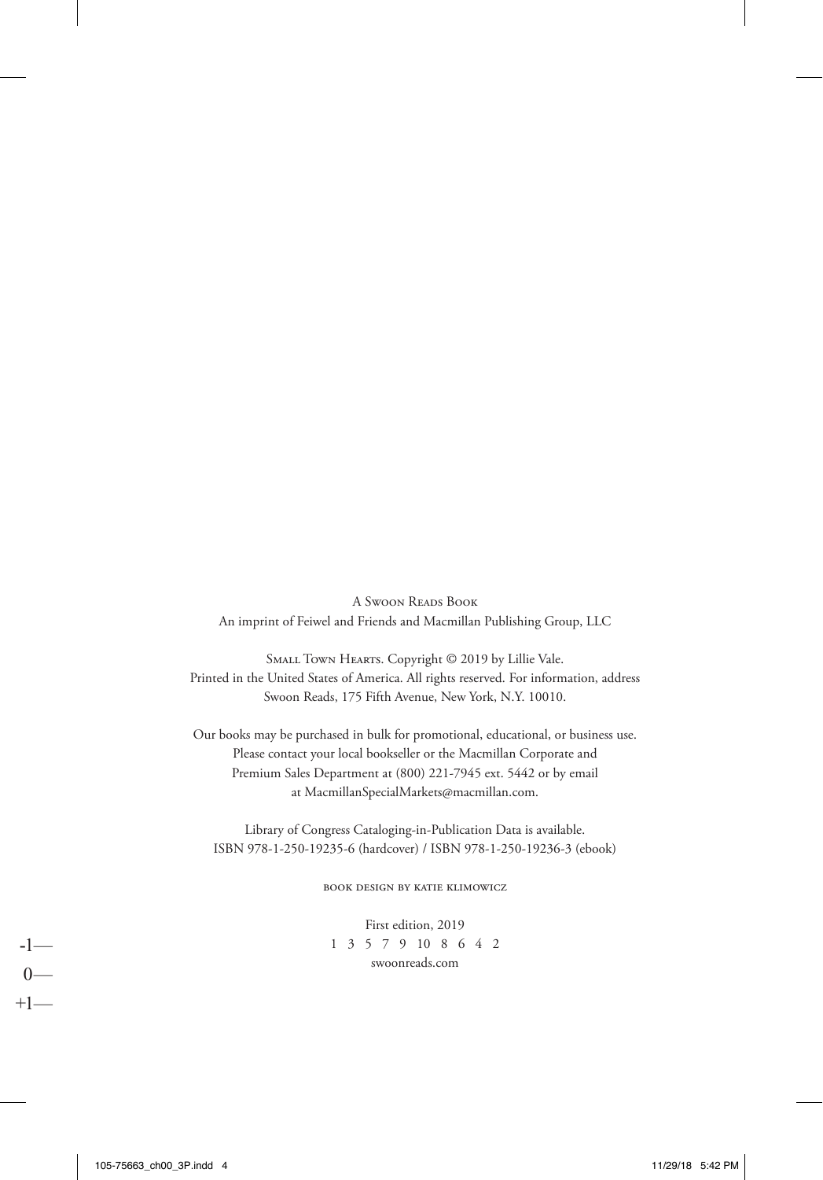A Swoon Reads Book
An imprint of Feiwel and Friends and Macmillan Publishing Group, LLC

Small Town Hearts. Copyright © 2019 by Lillie Vale.
Printed in the United States of America. All rights reserved. For information, address
Swoon Reads, 175 Fifth Avenue, New York, N.Y. 10010.

Our books may be purchased in bulk for promotional, educational, or business use.
Please contact your local bookseller or the Macmillan Corporate and
Premium Sales Department at (800) 221-7945 ext. 5442 or by email
at MacmillanSpecialMarkets@macmillan.com.

Library of Congress Cataloging-in-Publication Data is available.
ISBN 978-1-250-19235-6 (hardcover) / ISBN 978-1-250-19236-3 (ebook)

book design by katie klimowicz

First edition, 2019
1 3 5 7 9 10 8 6 4 2
swoonreads.com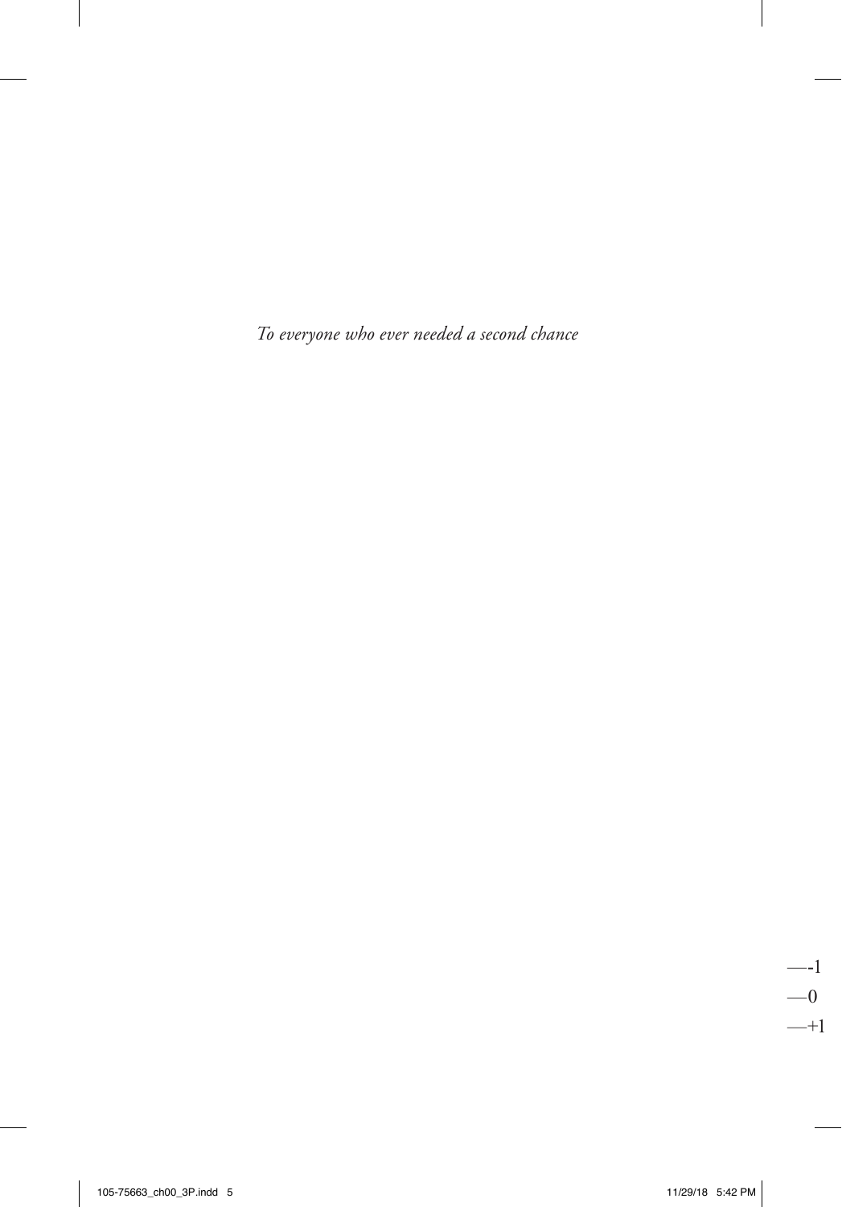*To everyone who ever needed a second chance*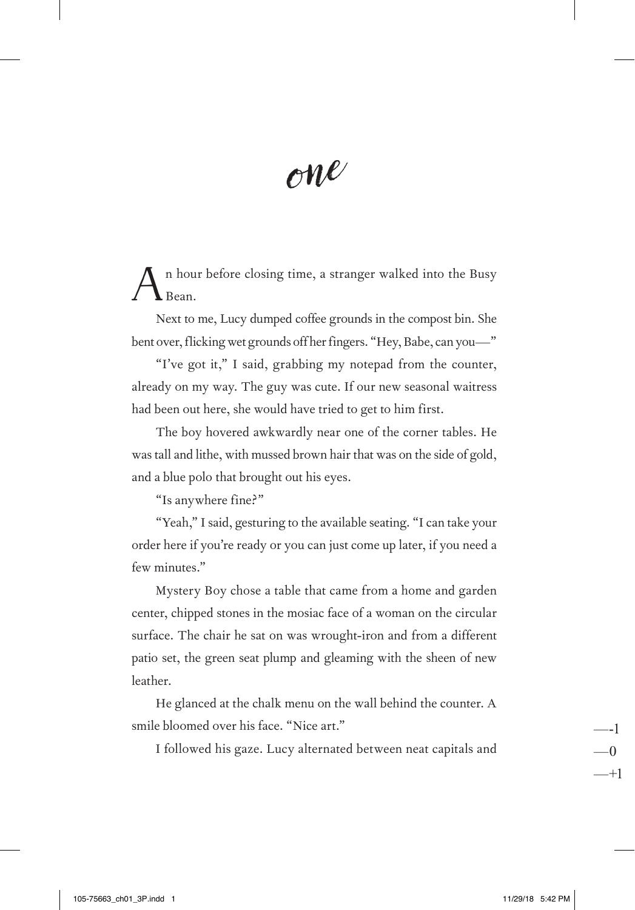# one

An hour before closing time, a stranger walked into the Busy Bean.

Next to me, Lucy dumped coffee grounds in the compost bin. She bent over, flicking wet grounds off her fingers. "Hey, Babe, can you—"

"I've got it," I said, grabbing my notepad from the counter, already on my way. The guy was cute. If our new seasonal waitress had been out here, she would have tried to get to him first.

The boy hovered awkwardly near one of the corner tables. He was tall and lithe, with mussed brown hair that was on the side of gold, and a blue polo that brought out his eyes.

"Is anywhere fine?"

"Yeah," I said, gesturing to the available seating. "I can take your order here if you're ready or you can just come up later, if you need a few minutes."

Mystery Boy chose a table that came from a home and garden center, chipped stones in the mosiac face of a woman on the circular surface. The chair he sat on was wrought-iron and from a different patio set, the green seat plump and gleaming with the sheen of new leather.

He glanced at the chalk menu on the wall behind the counter. A smile bloomed over his face. "Nice art."

I followed his gaze. Lucy alternated between neat capitals and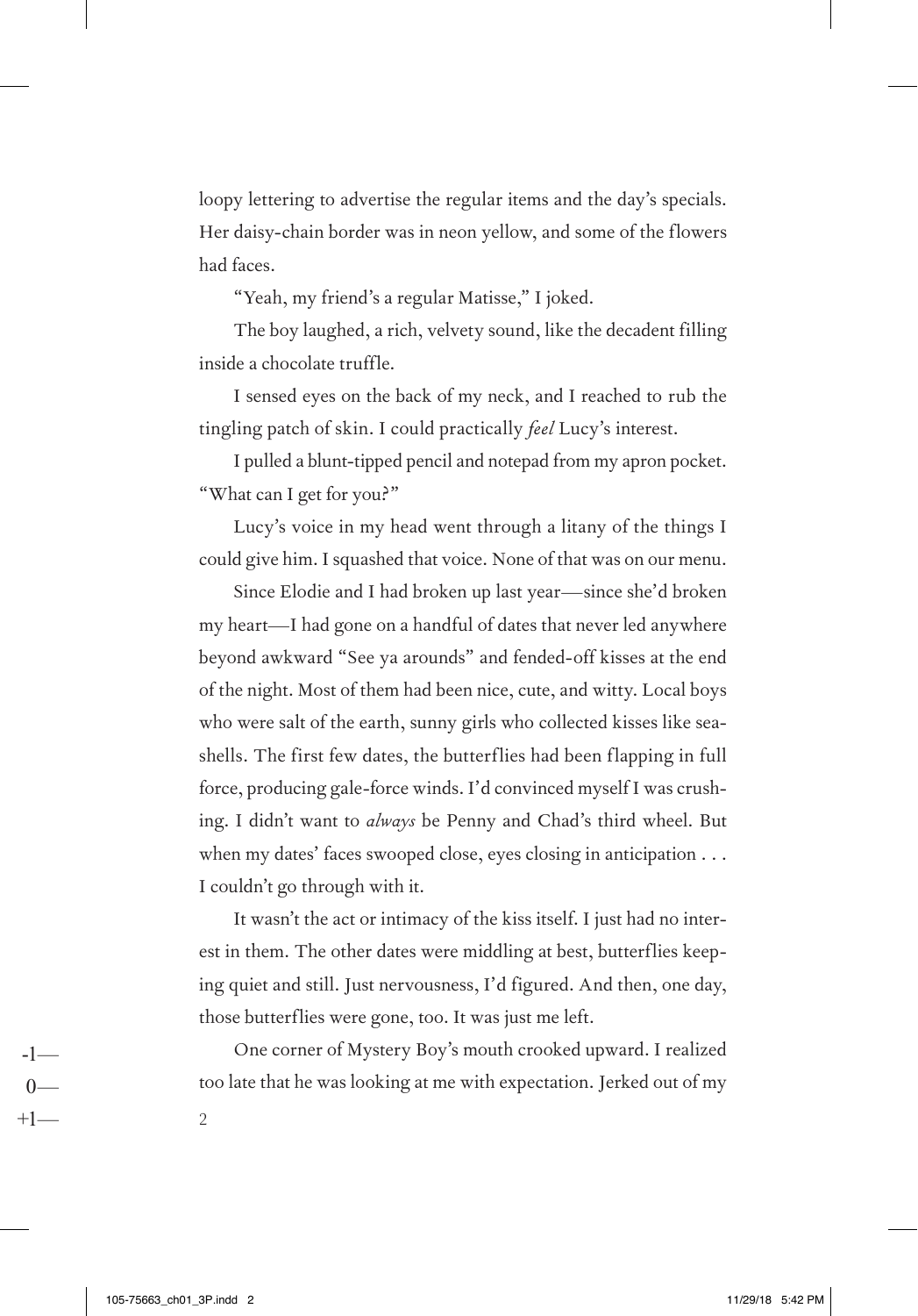loopy lettering to advertise the regular items and the day's specials. Her daisy-chain border was in neon yellow, and some of the flowers had faces.

"Yeah, my friend's a regular Matisse," I joked.

The boy laughed, a rich, velvety sound, like the decadent filling inside a chocolate truffle.

I sensed eyes on the back of my neck, and I reached to rub the tingling patch of skin. I could practically *feel* Lucy's interest.

I pulled a blunt-tipped pencil and notepad from my apron pocket. "What can I get for you?"

Lucy's voice in my head went through a litany of the things I could give him. I squashed that voice. None of that was on our menu.

Since Elodie and I had broken up last year—since she'd broken my heart—I had gone on a handful of dates that never led anywhere beyond awkward "See ya arounds" and fended-off kisses at the end of the night. Most of them had been nice, cute, and witty. Local boys who were salt of the earth, sunny girls who collected kisses like seashells. The first few dates, the butterflies had been flapping in full force, producing gale-force winds. I'd convinced myself I was crushing. I didn't want to *always* be Penny and Chad's third wheel. But when my dates' faces swooped close, eyes closing in anticipation . . . I couldn't go through with it.

It wasn't the act or intimacy of the kiss itself. I just had no interest in them. The other dates were middling at best, butterflies keeping quiet and still. Just nervousness, I'd figured. And then, one day, those butterflies were gone, too. It was just me left.

One corner of Mystery Boy's mouth crooked upward. I realized too late that he was looking at me with expectation. Jerked out of my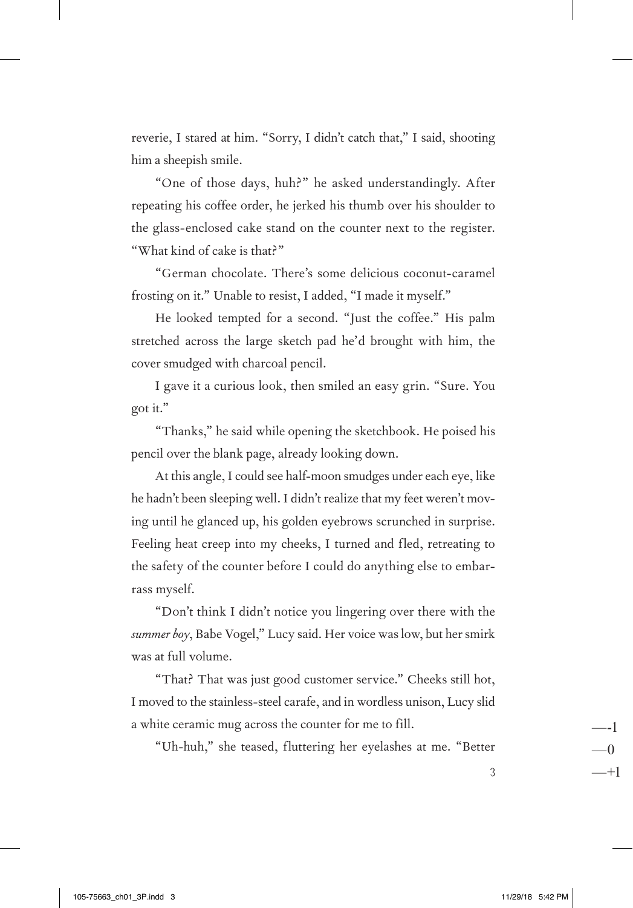reverie, I stared at him. "Sorry, I didn't catch that," I said, shooting him a sheepish smile.

"One of those days, huh?" he asked understandingly. After repeating his coffee order, he jerked his thumb over his shoulder to the glass-enclosed cake stand on the counter next to the register. "What kind of cake is that?"

"German chocolate. There's some delicious coconut-caramel frosting on it." Unable to resist, I added, "I made it myself."

He looked tempted for a second. "Just the coffee." His palm stretched across the large sketch pad he'd brought with him, the cover smudged with charcoal pencil.

I gave it a curious look, then smiled an easy grin. "Sure. You got it."

"Thanks," he said while opening the sketchbook. He poised his pencil over the blank page, already looking down.

At this angle, I could see half-moon smudges under each eye, like he hadn't been sleeping well. I didn't realize that my feet weren't moving until he glanced up, his golden eyebrows scrunched in surprise. Feeling heat creep into my cheeks, I turned and fled, retreating to the safety of the counter before I could do anything else to embarrass myself.

"Don't think I didn't notice you lingering over there with the *summer boy*, Babe Vogel," Lucy said. Her voice was low, but her smirk was at full volume.

"That? That was just good customer service." Cheeks still hot, I moved to the stainless-steel carafe, and in wordless unison, Lucy slid a white ceramic mug across the counter for me to fill.

"Uh-huh," she teased, fluttering her eyelashes at me. "Better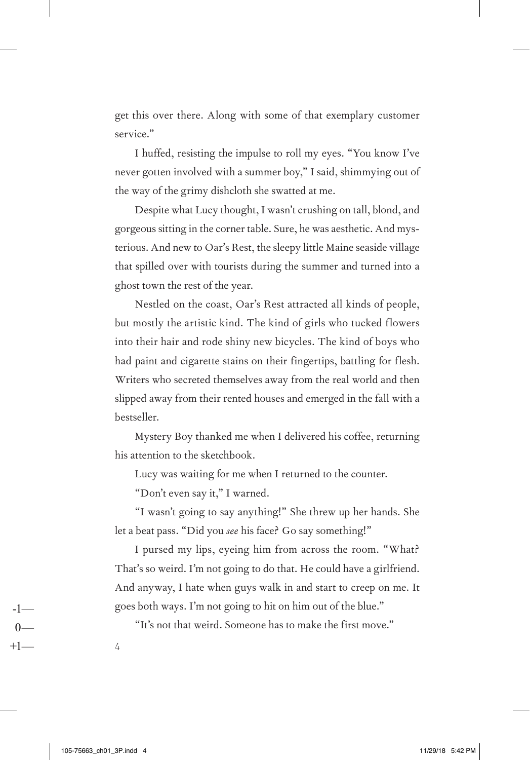get this over there. Along with some of that exemplary customer service."

I huffed, resisting the impulse to roll my eyes. "You know I've never gotten involved with a summer boy," I said, shimmying out of the way of the grimy dishcloth she swatted at me.

Despite what Lucy thought, I wasn't crushing on tall, blond, and gorgeous sitting in the corner table. Sure, he was aesthetic. And mysterious. And new to Oar's Rest, the sleepy little Maine seaside village that spilled over with tourists during the summer and turned into a ghost town the rest of the year.

Nestled on the coast, Oar's Rest attracted all kinds of people, but mostly the artistic kind. The kind of girls who tucked flowers into their hair and rode shiny new bicycles. The kind of boys who had paint and cigarette stains on their fingertips, battling for flesh. Writers who secreted themselves away from the real world and then slipped away from their rented houses and emerged in the fall with a bestseller.

Mystery Boy thanked me when I delivered his coffee, returning his attention to the sketchbook.

Lucy was waiting for me when I returned to the counter.

"Don't even say it," I warned.

"I wasn't going to say anything!" She threw up her hands. She let a beat pass. "Did you *see* his face? Go say something!"

I pursed my lips, eyeing him from across the room. "What? That's so weird. I'm not going to do that. He could have a girlfriend. And anyway, I hate when guys walk in and start to creep on me. It goes both ways. I'm not going to hit on him out of the blue."

"It's not that weird. Someone has to make the first move."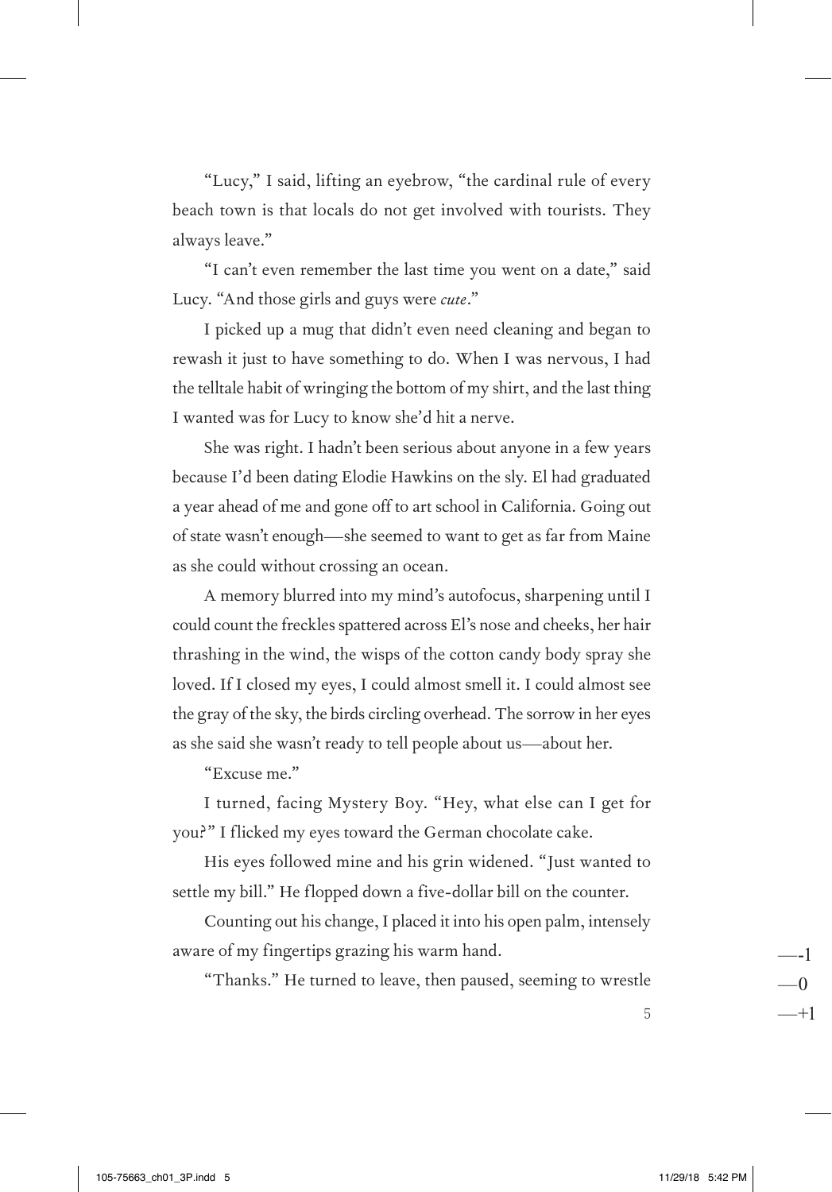"Lucy," I said, lifting an eyebrow, "the cardinal rule of every beach town is that locals do not get involved with tourists. They always leave."

"I can't even remember the last time you went on a date," said Lucy. "And those girls and guys were *cute*."

I picked up a mug that didn't even need cleaning and began to rewash it just to have something to do. When I was nervous, I had the telltale habit of wringing the bottom of my shirt, and the last thing I wanted was for Lucy to know she'd hit a nerve.

She was right. I hadn't been serious about anyone in a few years because I'd been dating Elodie Hawkins on the sly. El had graduated a year ahead of me and gone off to art school in California. Going out of state wasn't enough—she seemed to want to get as far from Maine as she could without crossing an ocean.

A memory blurred into my mind's autofocus, sharpening until I could count the freckles spattered across El's nose and cheeks, her hair thrashing in the wind, the wisps of the cotton candy body spray she loved. If I closed my eyes, I could almost smell it. I could almost see the gray of the sky, the birds circling overhead. The sorrow in her eyes as she said she wasn't ready to tell people about us—about her.

"Excuse me."

I turned, facing Mystery Boy. "Hey, what else can I get for you?" I flicked my eyes toward the German chocolate cake.

His eyes followed mine and his grin widened. "Just wanted to settle my bill." He flopped down a five-dollar bill on the counter.

Counting out his change, I placed it into his open palm, intensely aware of my fingertips grazing his warm hand.

"Thanks." He turned to leave, then paused, seeming to wrestle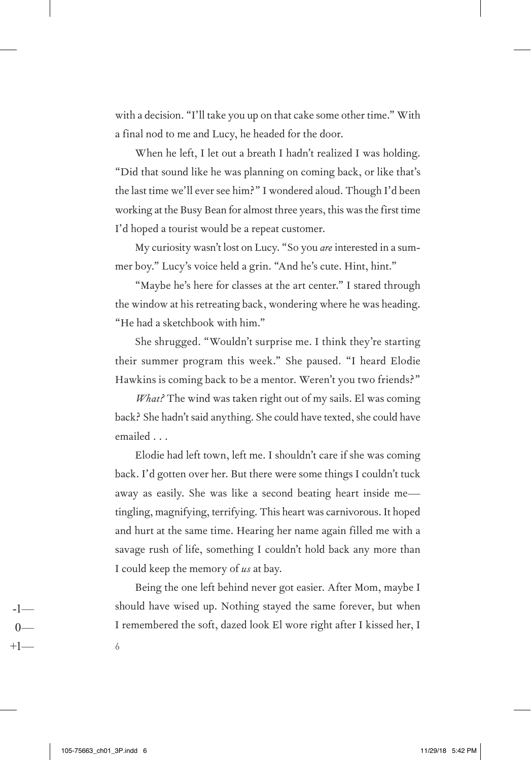with a decision. "I'll take you up on that cake some other time." With a final nod to me and Lucy, he headed for the door.

When he left, I let out a breath I hadn't realized I was holding. "Did that sound like he was planning on coming back, or like that's the last time we'll ever see him?" I wondered aloud. Though I'd been working at the Busy Bean for almost three years, this was the first time I'd hoped a tourist would be a repeat customer.

My curiosity wasn't lost on Lucy. "So you *are* interested in a summer boy." Lucy's voice held a grin. "And he's cute. Hint, hint."

"Maybe he's here for classes at the art center." I stared through the window at his retreating back, wondering where he was heading. "He had a sketchbook with him."

She shrugged. "Wouldn't surprise me. I think they're starting their summer program this week." She paused. "I heard Elodie Hawkins is coming back to be a mentor. Weren't you two friends?"

*What?* The wind was taken right out of my sails. El was coming back? She hadn't said anything. She could have texted, she could have emailed . . .

Elodie had left town, left me. I shouldn't care if she was coming back. I'd gotten over her. But there were some things I couldn't tuck away as easily. She was like a second beating heart inside me—tingling, magnifying, terrifying. This heart was carnivorous. It hoped and hurt at the same time. Hearing her name again filled me with a savage rush of life, something I couldn't hold back any more than I could keep the memory of *us* at bay.

Being the one left behind never got easier. After Mom, maybe I should have wised up. Nothing stayed the same forever, but when I remembered the soft, dazed look El wore right after I kissed her, I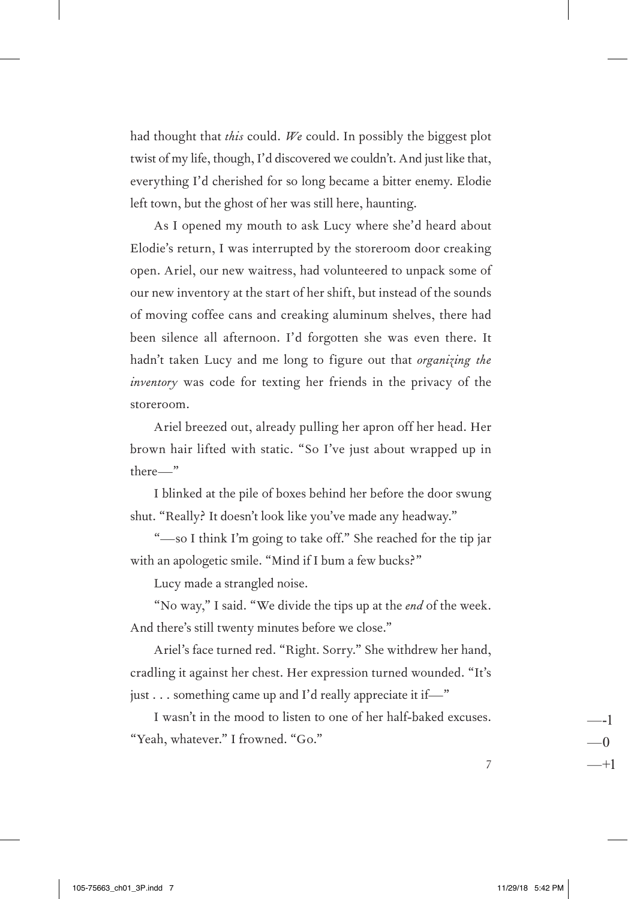had thought that *this* could. *We* could. In possibly the biggest plot twist of my life, though, I'd discovered we couldn't. And just like that, everything I'd cherished for so long became a bitter enemy. Elodie left town, but the ghost of her was still here, haunting.

As I opened my mouth to ask Lucy where she'd heard about Elodie's return, I was interrupted by the storeroom door creaking open. Ariel, our new waitress, had volunteered to unpack some of our new inventory at the start of her shift, but instead of the sounds of moving coffee cans and creaking aluminum shelves, there had been silence all afternoon. I'd forgotten she was even there. It hadn't taken Lucy and me long to figure out that *organizing the inventory* was code for texting her friends in the privacy of the storeroom.

Ariel breezed out, already pulling her apron off her head. Her brown hair lifted with static. "So I've just about wrapped up in there—"

I blinked at the pile of boxes behind her before the door swung shut. "Really? It doesn't look like you've made any headway."

"—so I think I'm going to take off." She reached for the tip jar with an apologetic smile. "Mind if I bum a few bucks?"

Lucy made a strangled noise.

"No way," I said. "We divide the tips up at the *end* of the week. And there's still twenty minutes before we close."

Ariel's face turned red. "Right. Sorry." She withdrew her hand, cradling it against her chest. Her expression turned wounded. "It's just . . . something came up and I'd really appreciate it if—"

I wasn't in the mood to listen to one of her half-baked excuses. "Yeah, whatever." I frowned. "Go."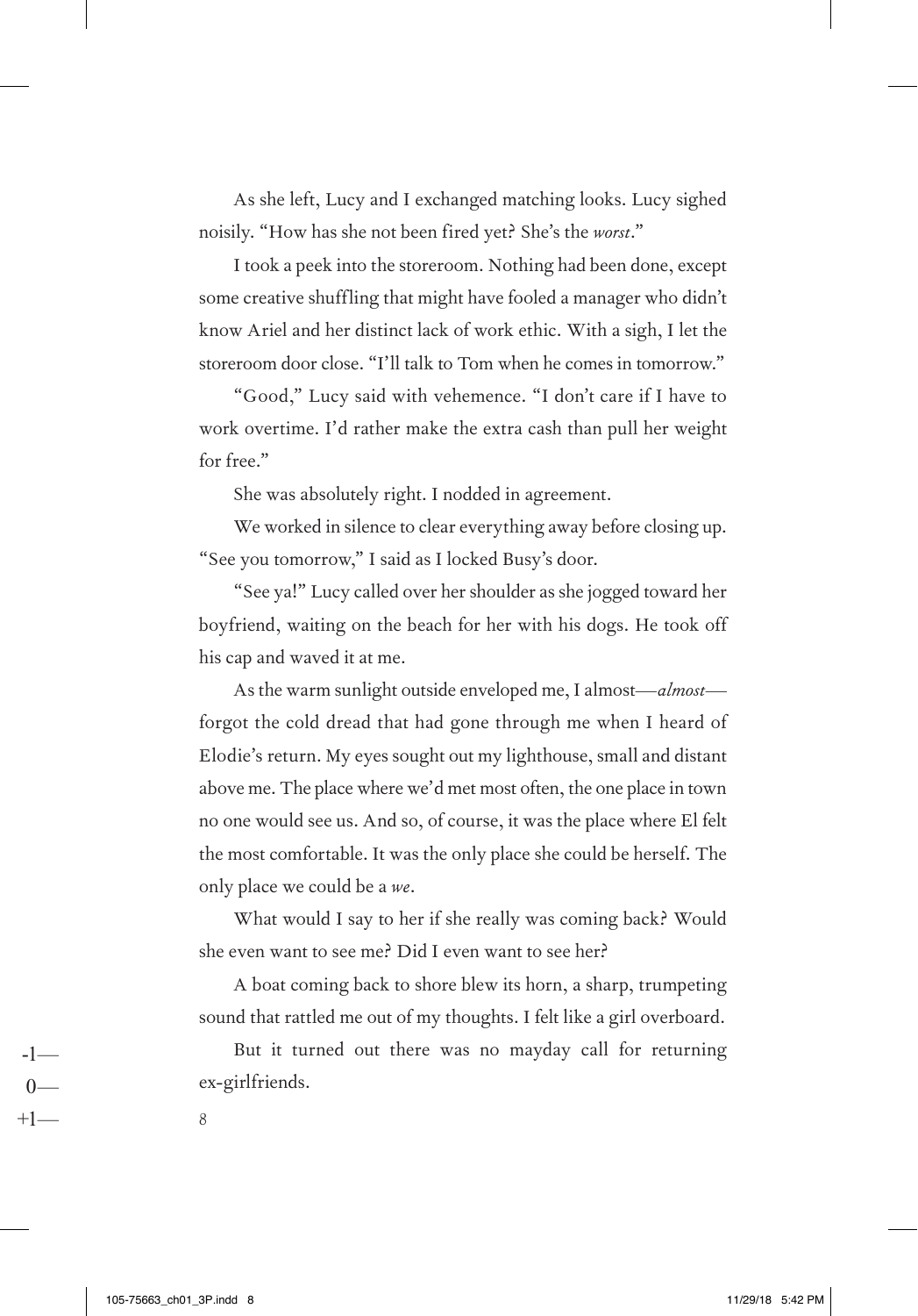As she left, Lucy and I exchanged matching looks. Lucy sighed noisily. "How has she not been fired yet? She's the *worst*."

I took a peek into the storeroom. Nothing had been done, except some creative shuffling that might have fooled a manager who didn't know Ariel and her distinct lack of work ethic. With a sigh, I let the storeroom door close. "I'll talk to Tom when he comes in tomorrow."

"Good," Lucy said with vehemence. "I don't care if I have to work overtime. I'd rather make the extra cash than pull her weight for free."

She was absolutely right. I nodded in agreement.

We worked in silence to clear everything away before closing up. "See you tomorrow," I said as I locked Busy's door.

"See ya!" Lucy called over her shoulder as she jogged toward her boyfriend, waiting on the beach for her with his dogs. He took off his cap and waved it at me.

As the warm sunlight outside enveloped me, I almost—*almost*—forgot the cold dread that had gone through me when I heard of Elodie's return. My eyes sought out my lighthouse, small and distant above me. The place where we'd met most often, the one place in town no one would see us. And so, of course, it was the place where El felt the most comfortable. It was the only place she could be herself. The only place we could be a *we*.

What would I say to her if she really was coming back? Would she even want to see me? Did I even want to see her?

A boat coming back to shore blew its horn, a sharp, trumpeting sound that rattled me out of my thoughts. I felt like a girl overboard.

But it turned out there was no mayday call for returning ex-girlfriends.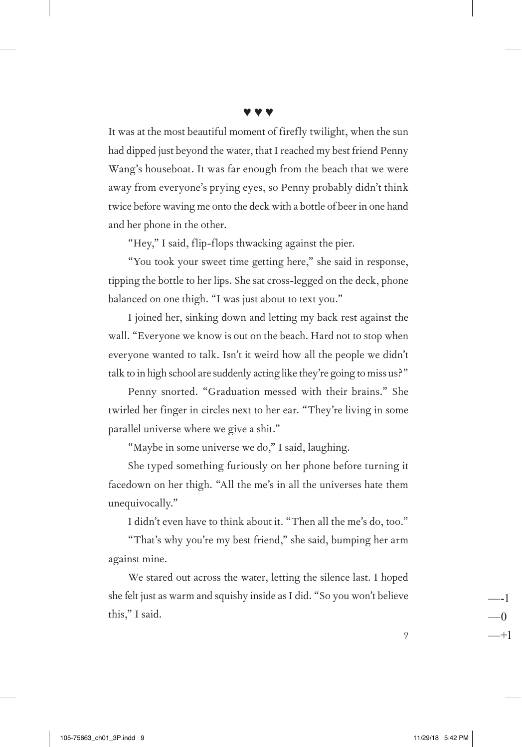♥ ♥ ♥

It was at the most beautiful moment of firefly twilight, when the sun had dipped just beyond the water, that I reached my best friend Penny Wang's houseboat. It was far enough from the beach that we were away from everyone's prying eyes, so Penny probably didn't think twice before waving me onto the deck with a bottle of beer in one hand and her phone in the other.

"Hey," I said, flip-flops thwacking against the pier.

"You took your sweet time getting here," she said in response, tipping the bottle to her lips. She sat cross-legged on the deck, phone balanced on one thigh. "I was just about to text you."

I joined her, sinking down and letting my back rest against the wall. "Everyone we know is out on the beach. Hard not to stop when everyone wanted to talk. Isn't it weird how all the people we didn't talk to in high school are suddenly acting like they're going to miss us?"

Penny snorted. "Graduation messed with their brains." She twirled her finger in circles next to her ear. "They're living in some parallel universe where we give a shit."

"Maybe in some universe we do," I said, laughing.

She typed something furiously on her phone before turning it facedown on her thigh. "All the me's in all the universes hate them unequivocally."

I didn't even have to think about it. "Then all the me's do, too."

"That's why you're my best friend," she said, bumping her arm against mine.

We stared out across the water, letting the silence last. I hoped she felt just as warm and squishy inside as I did. "So you won't believe this," I said.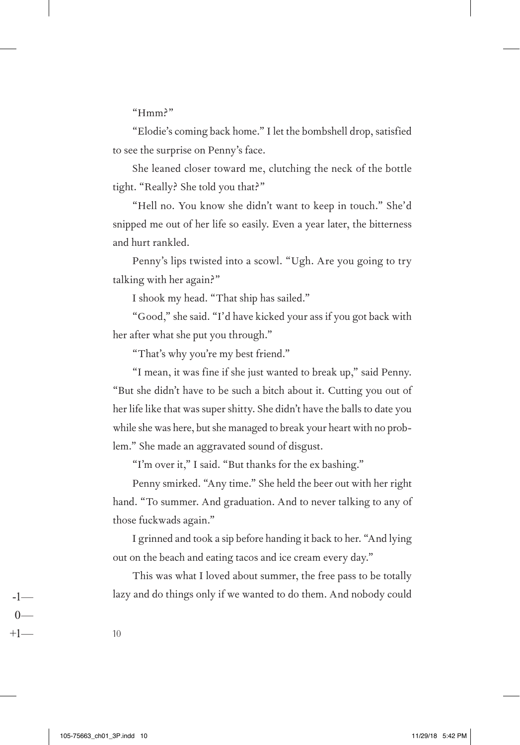"Hmm?"

"Elodie's coming back home." I let the bombshell drop, satisfied to see the surprise on Penny's face.

She leaned closer toward me, clutching the neck of the bottle tight. "Really? She told you that?"

"Hell no. You know she didn't want to keep in touch." She'd snipped me out of her life so easily. Even a year later, the bitterness and hurt rankled.

Penny's lips twisted into a scowl. "Ugh. Are you going to try talking with her again?"

I shook my head. "That ship has sailed."

"Good," she said. "I'd have kicked your ass if you got back with her after what she put you through."

"That's why you're my best friend."

"I mean, it was fine if she just wanted to break up," said Penny. "But she didn't have to be such a bitch about it. Cutting you out of her life like that was super shitty. She didn't have the balls to date you while she was here, but she managed to break your heart with no problem." She made an aggravated sound of disgust.

"I'm over it," I said. "But thanks for the ex bashing."

Penny smirked. "Any time." She held the beer out with her right hand. "To summer. And graduation. And to never talking to any of those fuckwads again."

I grinned and took a sip before handing it back to her. "And lying out on the beach and eating tacos and ice cream every day."

This was what I loved about summer, the free pass to be totally lazy and do things only if we wanted to do them. And nobody could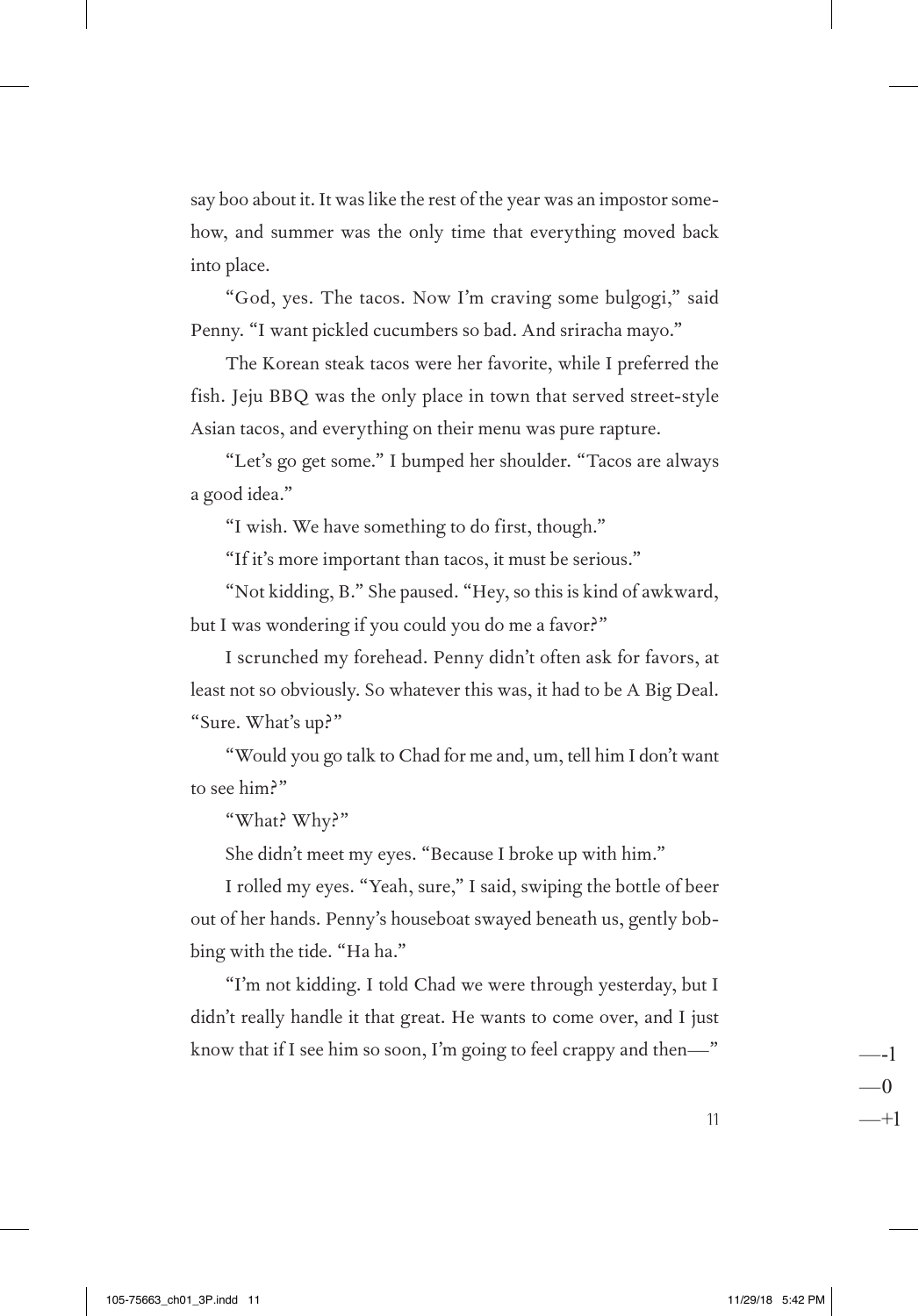say boo about it. It was like the rest of the year was an impostor somehow, and summer was the only time that everything moved back into place.

"God, yes. The tacos. Now I'm craving some bulgogi," said Penny. "I want pickled cucumbers so bad. And sriracha mayo."

The Korean steak tacos were her favorite, while I preferred the fish. Jeju BBQ was the only place in town that served street-style Asian tacos, and everything on their menu was pure rapture.

"Let's go get some." I bumped her shoulder. "Tacos are always a good idea."

"I wish. We have something to do first, though."

"If it's more important than tacos, it must be serious."

"Not kidding, B." She paused. "Hey, so this is kind of awkward, but I was wondering if you could you do me a favor?"

I scrunched my forehead. Penny didn't often ask for favors, at least not so obviously. So whatever this was, it had to be A Big Deal. "Sure. What's up?"

"Would you go talk to Chad for me and, um, tell him I don't want to see him?"

"What? Why?"

She didn't meet my eyes. "Because I broke up with him."

I rolled my eyes. "Yeah, sure," I said, swiping the bottle of beer out of her hands. Penny's houseboat swayed beneath us, gently bobbing with the tide. "Ha ha."

"I'm not kidding. I told Chad we were through yesterday, but I didn't really handle it that great. He wants to come over, and I just know that if I see him so soon, I'm going to feel crappy and then—"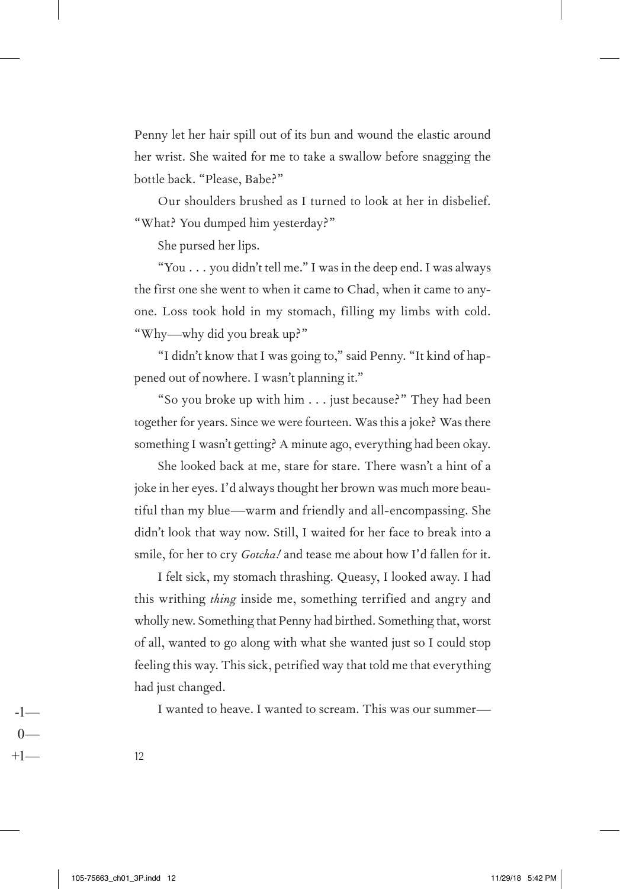Penny let her hair spill out of its bun and wound the elastic around her wrist. She waited for me to take a swallow before snagging the bottle back. "Please, Babe?"

Our shoulders brushed as I turned to look at her in disbelief. "What? You dumped him yesterday?"

She pursed her lips.

"You . . . you didn't tell me." I was in the deep end. I was always the first one she went to when it came to Chad, when it came to anyone. Loss took hold in my stomach, filling my limbs with cold. "Why—why did you break up?"

"I didn't know that I was going to," said Penny. "It kind of happened out of nowhere. I wasn't planning it."

"So you broke up with him . . . just because?" They had been together for years. Since we were fourteen. Was this a joke? Was there something I wasn't getting? A minute ago, everything had been okay.

She looked back at me, stare for stare. There wasn't a hint of a joke in her eyes. I'd always thought her brown was much more beautiful than my blue—warm and friendly and all-encompassing. She didn't look that way now. Still, I waited for her face to break into a smile, for her to cry *Gotcha!* and tease me about how I'd fallen for it.

I felt sick, my stomach thrashing. Queasy, I looked away. I had this writhing *thing* inside me, something terrified and angry and wholly new. Something that Penny had birthed. Something that, worst of all, wanted to go along with what she wanted just so I could stop feeling this way. This sick, petrified way that told me that everything had just changed.

I wanted to heave. I wanted to scream. This was our summer—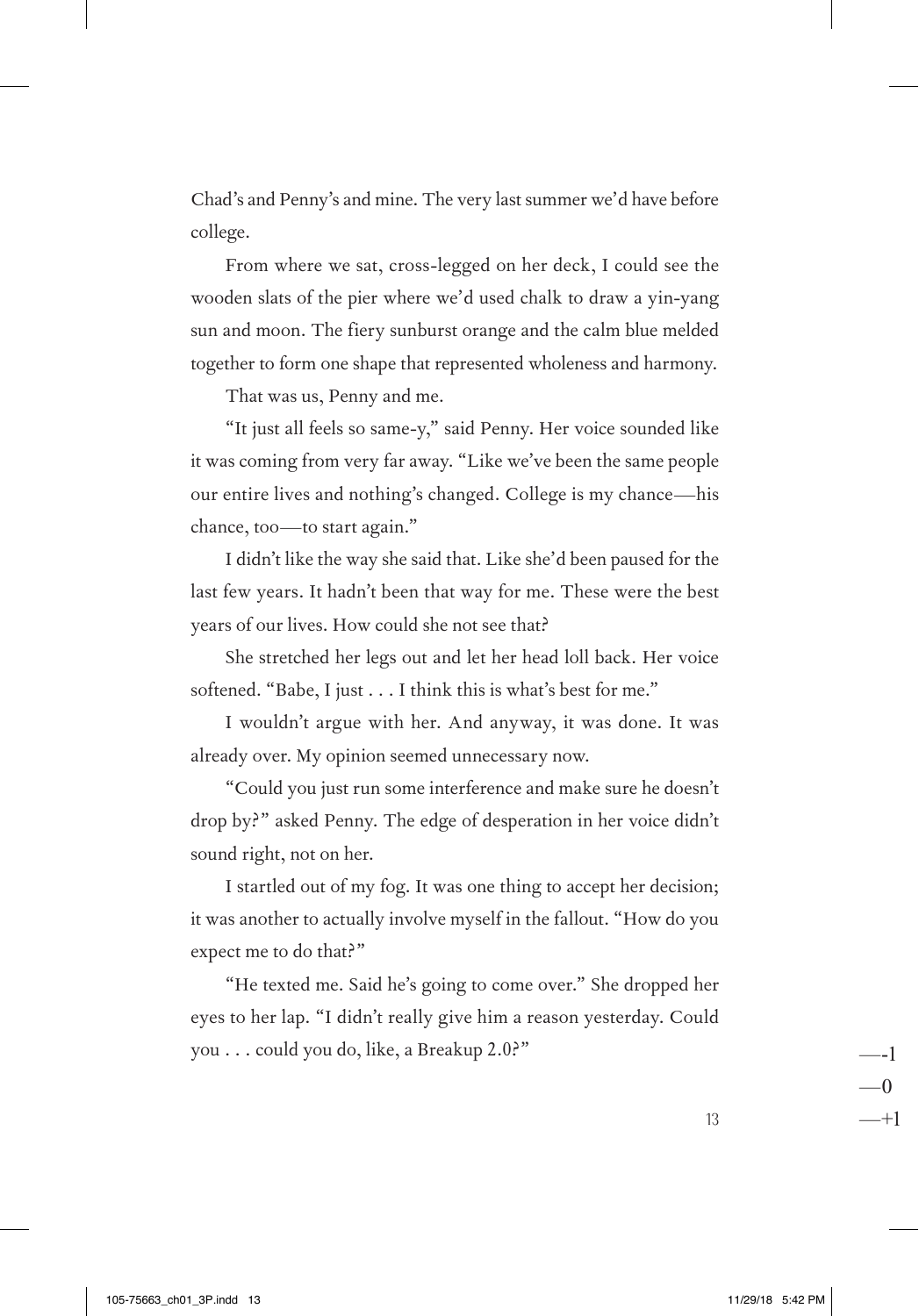Chad's and Penny's and mine. The very last summer we'd have before college.

From where we sat, cross-legged on her deck, I could see the wooden slats of the pier where we'd used chalk to draw a yin-yang sun and moon. The fiery sunburst orange and the calm blue melded together to form one shape that represented wholeness and harmony.

That was us, Penny and me.

"It just all feels so same-y," said Penny. Her voice sounded like it was coming from very far away. "Like we've been the same people our entire lives and nothing's changed. College is my chance—his chance, too—to start again."

I didn't like the way she said that. Like she'd been paused for the last few years. It hadn't been that way for me. These were the best years of our lives. How could she not see that?

She stretched her legs out and let her head loll back. Her voice softened. "Babe, I just . . . I think this is what's best for me."

I wouldn't argue with her. And anyway, it was done. It was already over. My opinion seemed unnecessary now.

"Could you just run some interference and make sure he doesn't drop by?" asked Penny. The edge of desperation in her voice didn't sound right, not on her.

I startled out of my fog. It was one thing to accept her decision; it was another to actually involve myself in the fallout. "How do you expect me to do that?"

"He texted me. Said he's going to come over." She dropped her eyes to her lap. "I didn't really give him a reason yesterday. Could you . . . could you do, like, a Breakup 2.0?"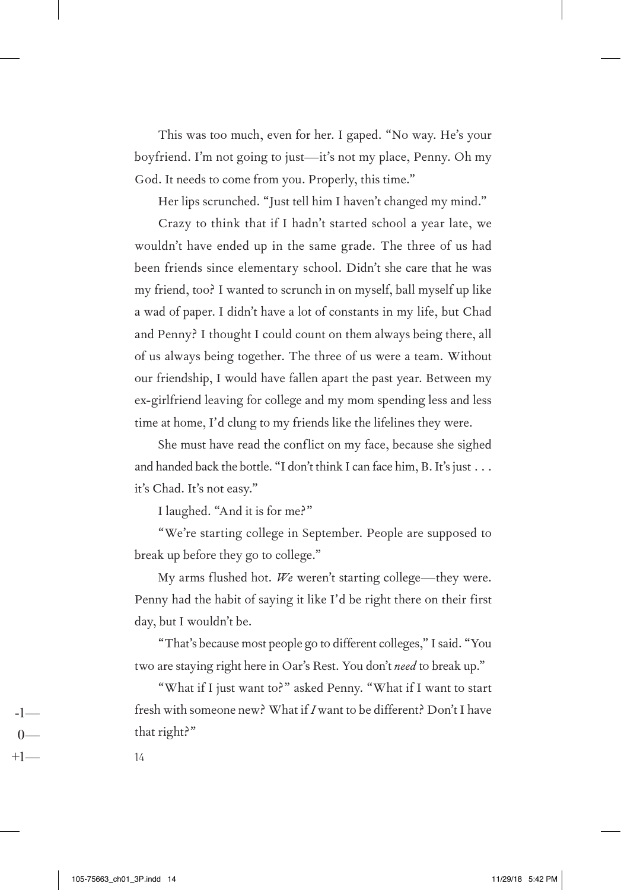This was too much, even for her. I gaped. "No way. He's your boyfriend. I'm not going to just—it's not my place, Penny. Oh my God. It needs to come from you. Properly, this time."

Her lips scrunched. "Just tell him I haven't changed my mind."

Crazy to think that if I hadn't started school a year late, we wouldn't have ended up in the same grade. The three of us had been friends since elementary school. Didn't she care that he was my friend, too? I wanted to scrunch in on myself, ball myself up like a wad of paper. I didn't have a lot of constants in my life, but Chad and Penny? I thought I could count on them always being there, all of us always being together. The three of us were a team. Without our friendship, I would have fallen apart the past year. Between my ex-girlfriend leaving for college and my mom spending less and less time at home, I'd clung to my friends like the lifelines they were.

She must have read the conflict on my face, because she sighed and handed back the bottle. "I don't think I can face him, B. It's just . . . it's Chad. It's not easy."

I laughed. "And it is for me?"

"We're starting college in September. People are supposed to break up before they go to college."

My arms flushed hot. *We* weren't starting college—they were. Penny had the habit of saying it like I'd be right there on their first day, but I wouldn't be.

"That's because most people go to different colleges," I said. "You two are staying right here in Oar's Rest. You don't *need* to break up."

"What if I just want to?" asked Penny. "What if I want to start fresh with someone new? What if *I* want to be different? Don't I have that right?"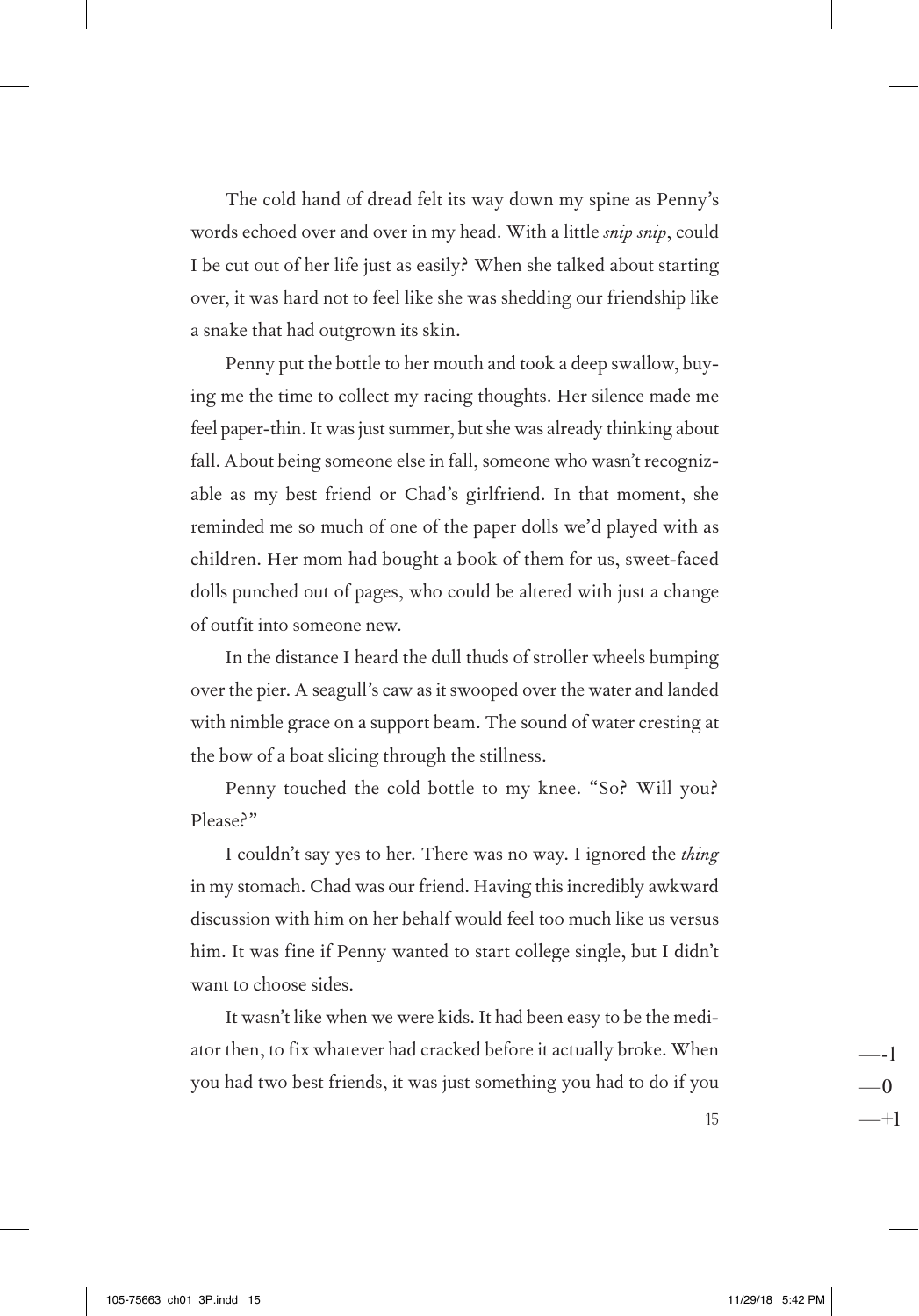The cold hand of dread felt its way down my spine as Penny's words echoed over and over in my head. With a little *snip snip*, could I be cut out of her life just as easily? When she talked about starting over, it was hard not to feel like she was shedding our friendship like a snake that had outgrown its skin.

Penny put the bottle to her mouth and took a deep swallow, buying me the time to collect my racing thoughts. Her silence made me feel paper-thin. It was just summer, but she was already thinking about fall. About being someone else in fall, someone who wasn't recognizable as my best friend or Chad's girlfriend. In that moment, she reminded me so much of one of the paper dolls we'd played with as children. Her mom had bought a book of them for us, sweet-faced dolls punched out of pages, who could be altered with just a change of outfit into someone new.

In the distance I heard the dull thuds of stroller wheels bumping over the pier. A seagull's caw as it swooped over the water and landed with nimble grace on a support beam. The sound of water cresting at the bow of a boat slicing through the stillness.

Penny touched the cold bottle to my knee. "So? Will you? Please?"

I couldn't say yes to her. There was no way. I ignored the *thing* in my stomach. Chad was our friend. Having this incredibly awkward discussion with him on her behalf would feel too much like us versus him. It was fine if Penny wanted to start college single, but I didn't want to choose sides.

It wasn't like when we were kids. It had been easy to be the mediator then, to fix whatever had cracked before it actually broke. When you had two best friends, it was just something you had to do if you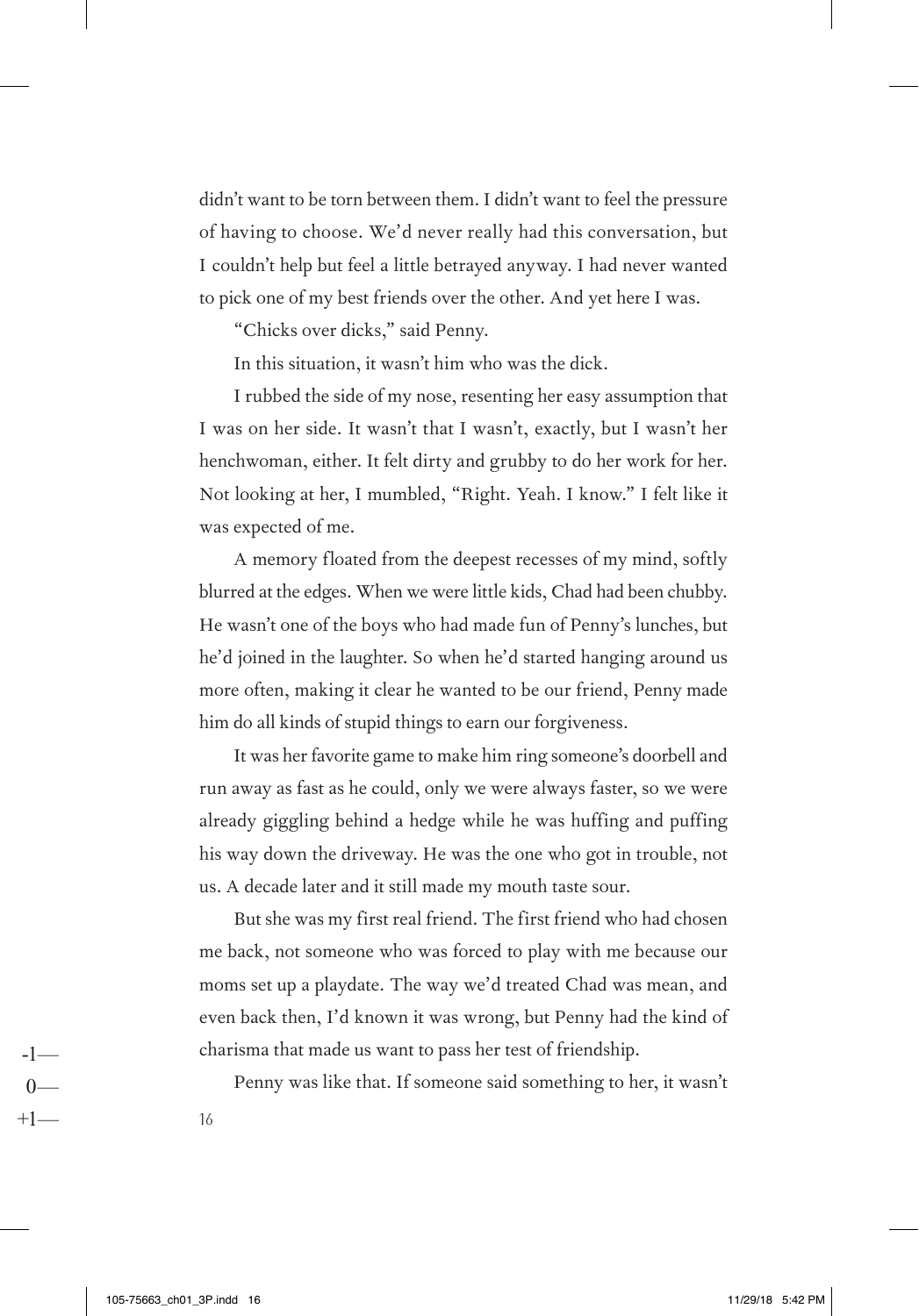didn't want to be torn between them. I didn't want to feel the pressure of having to choose. We'd never really had this conversation, but I couldn't help but feel a little betrayed anyway. I had never wanted to pick one of my best friends over the other. And yet here I was.

"Chicks over dicks," said Penny.

In this situation, it wasn't him who was the dick.

I rubbed the side of my nose, resenting her easy assumption that I was on her side. It wasn't that I wasn't, exactly, but I wasn't her henchwoman, either. It felt dirty and grubby to do her work for her. Not looking at her, I mumbled, "Right. Yeah. I know." I felt like it was expected of me.

A memory floated from the deepest recesses of my mind, softly blurred at the edges. When we were little kids, Chad had been chubby. He wasn't one of the boys who had made fun of Penny's lunches, but he'd joined in the laughter. So when he'd started hanging around us more often, making it clear he wanted to be our friend, Penny made him do all kinds of stupid things to earn our forgiveness.

It was her favorite game to make him ring someone's doorbell and run away as fast as he could, only we were always faster, so we were already giggling behind a hedge while he was huffing and puffing his way down the driveway. He was the one who got in trouble, not us. A decade later and it still made my mouth taste sour.

But she was my first real friend. The first friend who had chosen me back, not someone who was forced to play with me because our moms set up a playdate. The way we'd treated Chad was mean, and even back then, I'd known it was wrong, but Penny had the kind of charisma that made us want to pass her test of friendship.

Penny was like that. If someone said something to her, it wasn't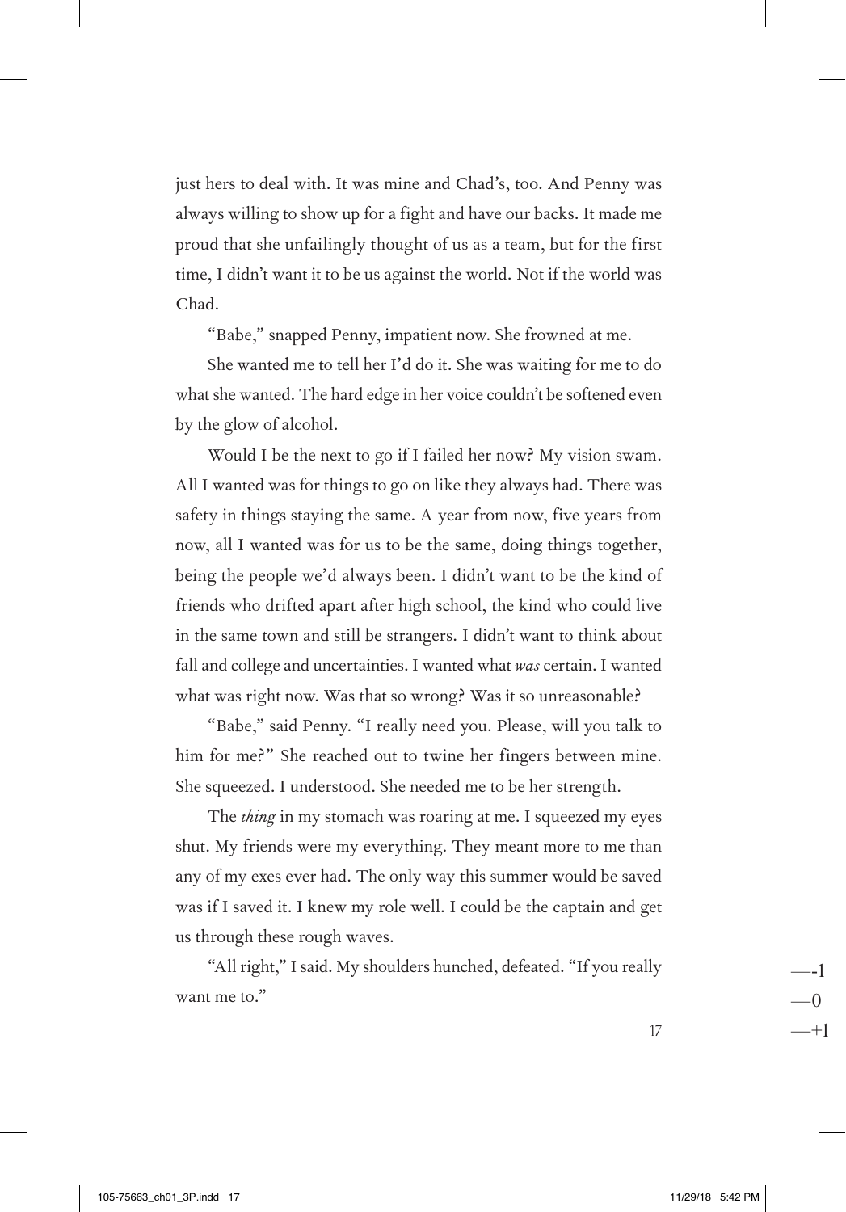just hers to deal with. It was mine and Chad's, too. And Penny was always willing to show up for a fight and have our backs. It made me proud that she unfailingly thought of us as a team, but for the first time, I didn't want it to be us against the world. Not if the world was Chad.

"Babe," snapped Penny, impatient now. She frowned at me.

She wanted me to tell her I'd do it. She was waiting for me to do what she wanted. The hard edge in her voice couldn't be softened even by the glow of alcohol.

Would I be the next to go if I failed her now? My vision swam. All I wanted was for things to go on like they always had. There was safety in things staying the same. A year from now, five years from now, all I wanted was for us to be the same, doing things together, being the people we'd always been. I didn't want to be the kind of friends who drifted apart after high school, the kind who could live in the same town and still be strangers. I didn't want to think about fall and college and uncertainties. I wanted what *was* certain. I wanted what was right now. Was that so wrong? Was it so unreasonable?

"Babe," said Penny. "I really need you. Please, will you talk to him for me?" She reached out to twine her fingers between mine. She squeezed. I understood. She needed me to be her strength.

The *thing* in my stomach was roaring at me. I squeezed my eyes shut. My friends were my everything. They meant more to me than any of my exes ever had. The only way this summer would be saved was if I saved it. I knew my role well. I could be the captain and get us through these rough waves.

"All right," I said. My shoulders hunched, defeated. "If you really want me to."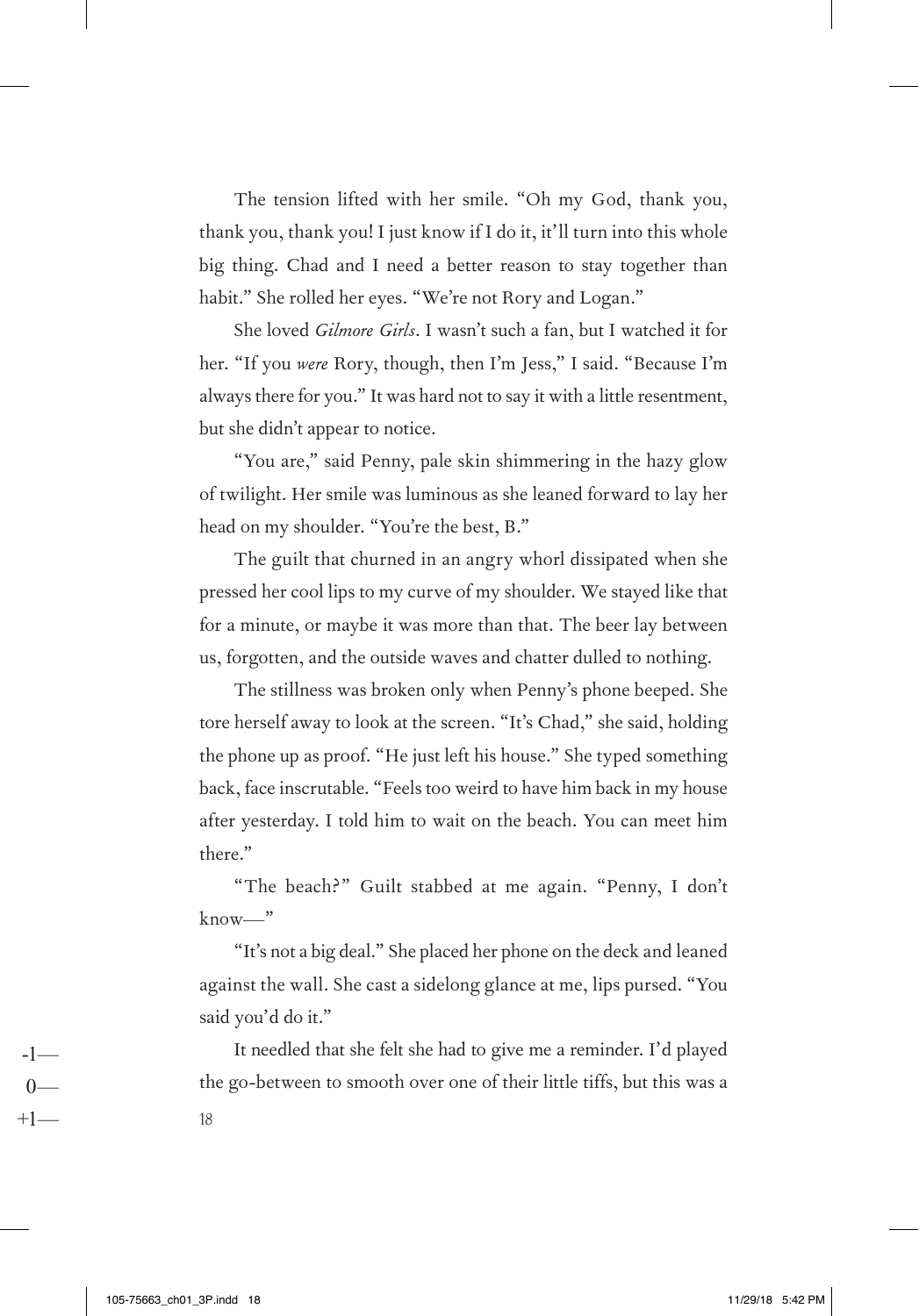The tension lifted with her smile. "Oh my God, thank you, thank you, thank you! I just know if I do it, it'll turn into this whole big thing. Chad and I need a better reason to stay together than habit." She rolled her eyes. "We're not Rory and Logan."

She loved *Gilmore Girls*. I wasn't such a fan, but I watched it for her. "If you *were* Rory, though, then I'm Jess," I said. "Because I'm always there for you." It was hard not to say it with a little resentment, but she didn't appear to notice.

"You are," said Penny, pale skin shimmering in the hazy glow of twilight. Her smile was luminous as she leaned forward to lay her head on my shoulder. "You're the best, B."

The guilt that churned in an angry whorl dissipated when she pressed her cool lips to my curve of my shoulder. We stayed like that for a minute, or maybe it was more than that. The beer lay between us, forgotten, and the outside waves and chatter dulled to nothing.

The stillness was broken only when Penny's phone beeped. She tore herself away to look at the screen. "It's Chad," she said, holding the phone up as proof. "He just left his house." She typed something back, face inscrutable. "Feels too weird to have him back in my house after yesterday. I told him to wait on the beach. You can meet him there."

"The beach?" Guilt stabbed at me again. "Penny, I don't know—"

"It's not a big deal." She placed her phone on the deck and leaned against the wall. She cast a sidelong glance at me, lips pursed. "You said you'd do it."

It needled that she felt she had to give me a reminder. I'd played the go-between to smooth over one of their little tiffs, but this was a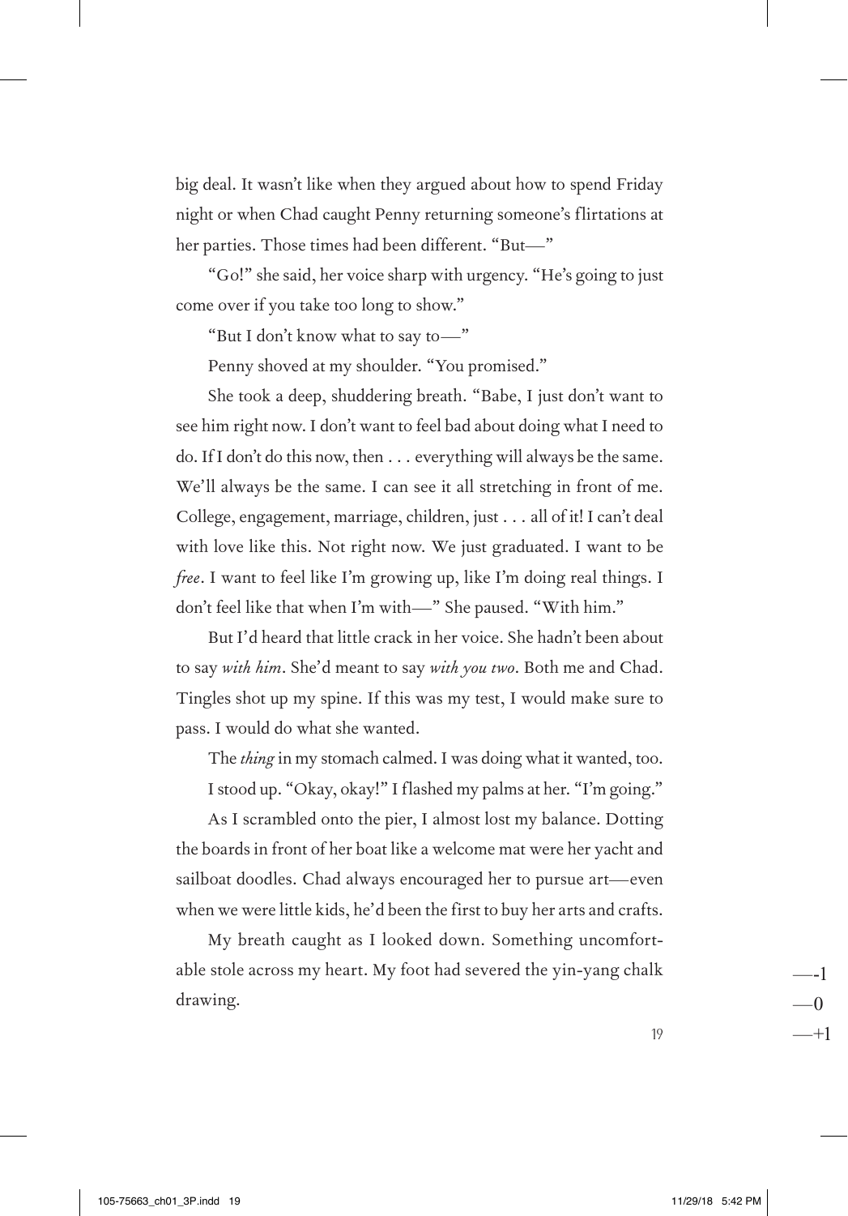big deal. It wasn't like when they argued about how to spend Friday night or when Chad caught Penny returning someone's flirtations at her parties. Those times had been different. "But—"

"Go!" she said, her voice sharp with urgency. "He's going to just come over if you take too long to show."

"But I don't know what to say to—"

Penny shoved at my shoulder. "You promised."

She took a deep, shuddering breath. "Babe, I just don't want to see him right now. I don't want to feel bad about doing what I need to do. If I don't do this now, then . . . everything will always be the same. We'll always be the same. I can see it all stretching in front of me. College, engagement, marriage, children, just . . . all of it! I can't deal with love like this. Not right now. We just graduated. I want to be *free*. I want to feel like I'm growing up, like I'm doing real things. I don't feel like that when I'm with—" She paused. "With him."

But I'd heard that little crack in her voice. She hadn't been about to say *with him*. She'd meant to say *with you two*. Both me and Chad. Tingles shot up my spine. If this was my test, I would make sure to pass. I would do what she wanted.

The *thing* in my stomach calmed. I was doing what it wanted, too.

I stood up. "Okay, okay!" I flashed my palms at her. "I'm going."

As I scrambled onto the pier, I almost lost my balance. Dotting the boards in front of her boat like a welcome mat were her yacht and sailboat doodles. Chad always encouraged her to pursue art—even when we were little kids, he'd been the first to buy her arts and crafts.

My breath caught as I looked down. Something uncomfortable stole across my heart. My foot had severed the yin-yang chalk drawing.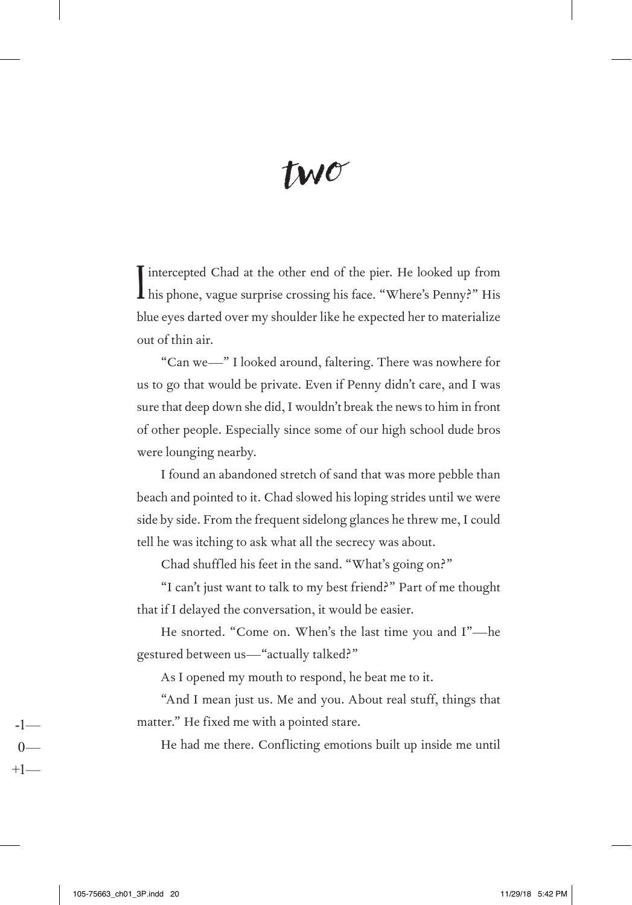# two

I intercepted Chad at the other end of the pier. He looked up from his phone, vague surprise crossing his face. "Where's Penny?" His blue eyes darted over my shoulder like he expected her to materialize out of thin air.

"Can we—" I looked around, faltering. There was nowhere for us to go that would be private. Even if Penny didn't care, and I was sure that deep down she did, I wouldn't break the news to him in front of other people. Especially since some of our high school dude bros were lounging nearby.

I found an abandoned stretch of sand that was more pebble than beach and pointed to it. Chad slowed his loping strides until we were side by side. From the frequent sidelong glances he threw me, I could tell he was itching to ask what all the secrecy was about.

Chad shuffled his feet in the sand. "What's going on?"

"I can't just want to talk to my best friend?" Part of me thought that if I delayed the conversation, it would be easier.

He snorted. "Come on. When's the last time you and I"—he gestured between us—"actually talked?"

As I opened my mouth to respond, he beat me to it.

"And I mean just us. Me and you. About real stuff, things that matter." He fixed me with a pointed stare.

He had me there. Conflicting emotions built up inside me until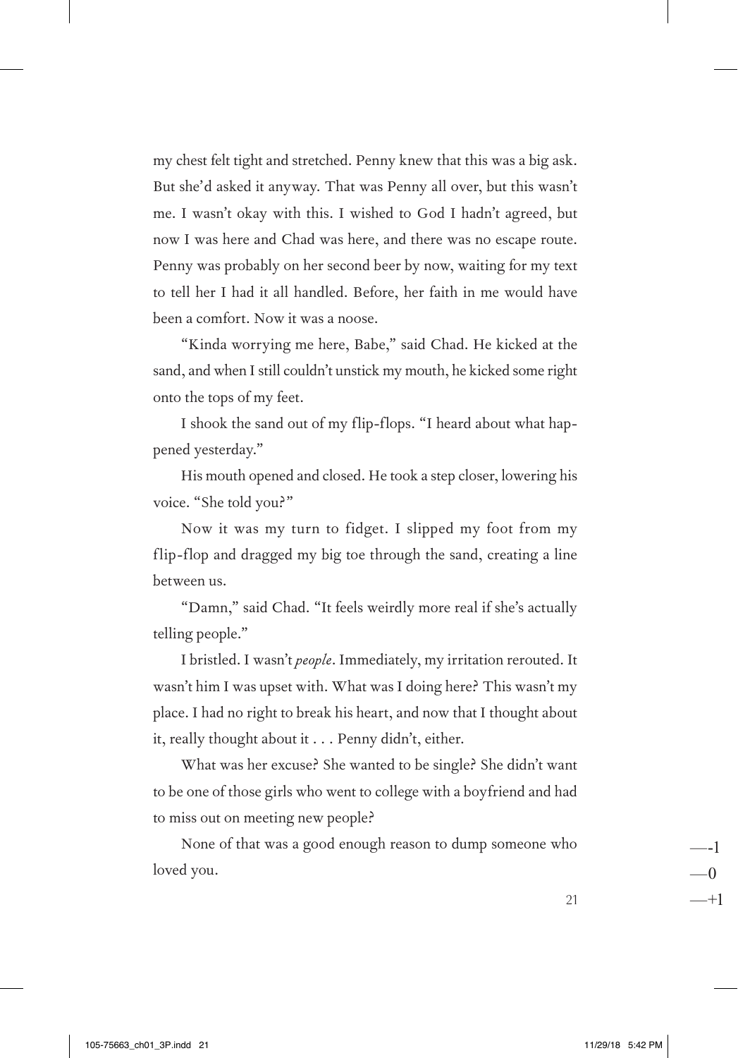my chest felt tight and stretched. Penny knew that this was a big ask. But she'd asked it anyway. That was Penny all over, but this wasn't me. I wasn't okay with this. I wished to God I hadn't agreed, but now I was here and Chad was here, and there was no escape route. Penny was probably on her second beer by now, waiting for my text to tell her I had it all handled. Before, her faith in me would have been a comfort. Now it was a noose.

"Kinda worrying me here, Babe," said Chad. He kicked at the sand, and when I still couldn't unstick my mouth, he kicked some right onto the tops of my feet.

I shook the sand out of my flip-flops. "I heard about what happened yesterday."

His mouth opened and closed. He took a step closer, lowering his voice. "She told you?"

Now it was my turn to fidget. I slipped my foot from my flip-flop and dragged my big toe through the sand, creating a line between us.

"Damn," said Chad. "It feels weirdly more real if she's actually telling people."

I bristled. I wasn't *people*. Immediately, my irritation rerouted. It wasn't him I was upset with. What was I doing here? This wasn't my place. I had no right to break his heart, and now that I thought about it, really thought about it . . . Penny didn't, either.

What was her excuse? She wanted to be single? She didn't want to be one of those girls who went to college with a boyfriend and had to miss out on meeting new people?

None of that was a good enough reason to dump someone who loved you.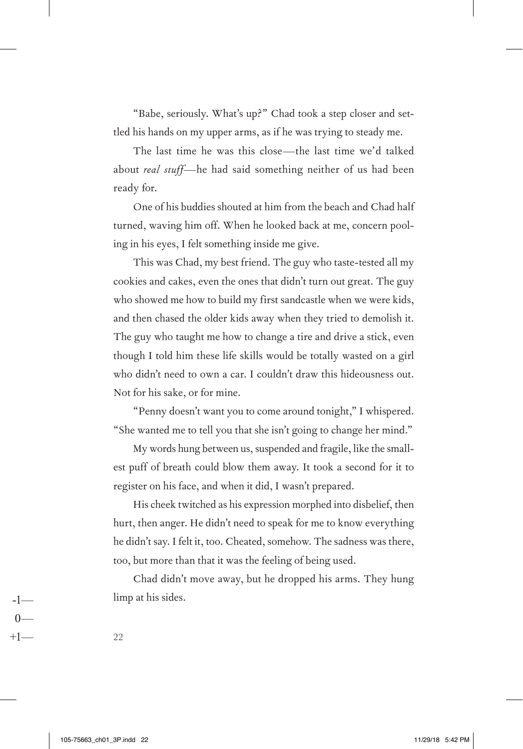"Babe, seriously. What's up?" Chad took a step closer and settled his hands on my upper arms, as if he was trying to steady me.

The last time he was this close—the last time we'd talked about *real stuff*—he had said something neither of us had been ready for.

One of his buddies shouted at him from the beach and Chad half turned, waving him off. When he looked back at me, concern pooling in his eyes, I felt something inside me give.

This was Chad, my best friend. The guy who taste-tested all my cookies and cakes, even the ones that didn't turn out great. The guy who showed me how to build my first sandcastle when we were kids, and then chased the older kids away when they tried to demolish it. The guy who taught me how to change a tire and drive a stick, even though I told him these life skills would be totally wasted on a girl who didn't need to own a car. I couldn't draw this hideousness out. Not for his sake, or for mine.

"Penny doesn't want you to come around tonight," I whispered. "She wanted me to tell you that she isn't going to change her mind."

My words hung between us, suspended and fragile, like the smallest puff of breath could blow them away. It took a second for it to register on his face, and when it did, I wasn't prepared.

His cheek twitched as his expression morphed into disbelief, then hurt, then anger. He didn't need to speak for me to know everything he didn't say. I felt it, too. Cheated, somehow. The sadness was there, too, but more than that it was the feeling of being used.

Chad didn't move away, but he dropped his arms. They hung limp at his sides.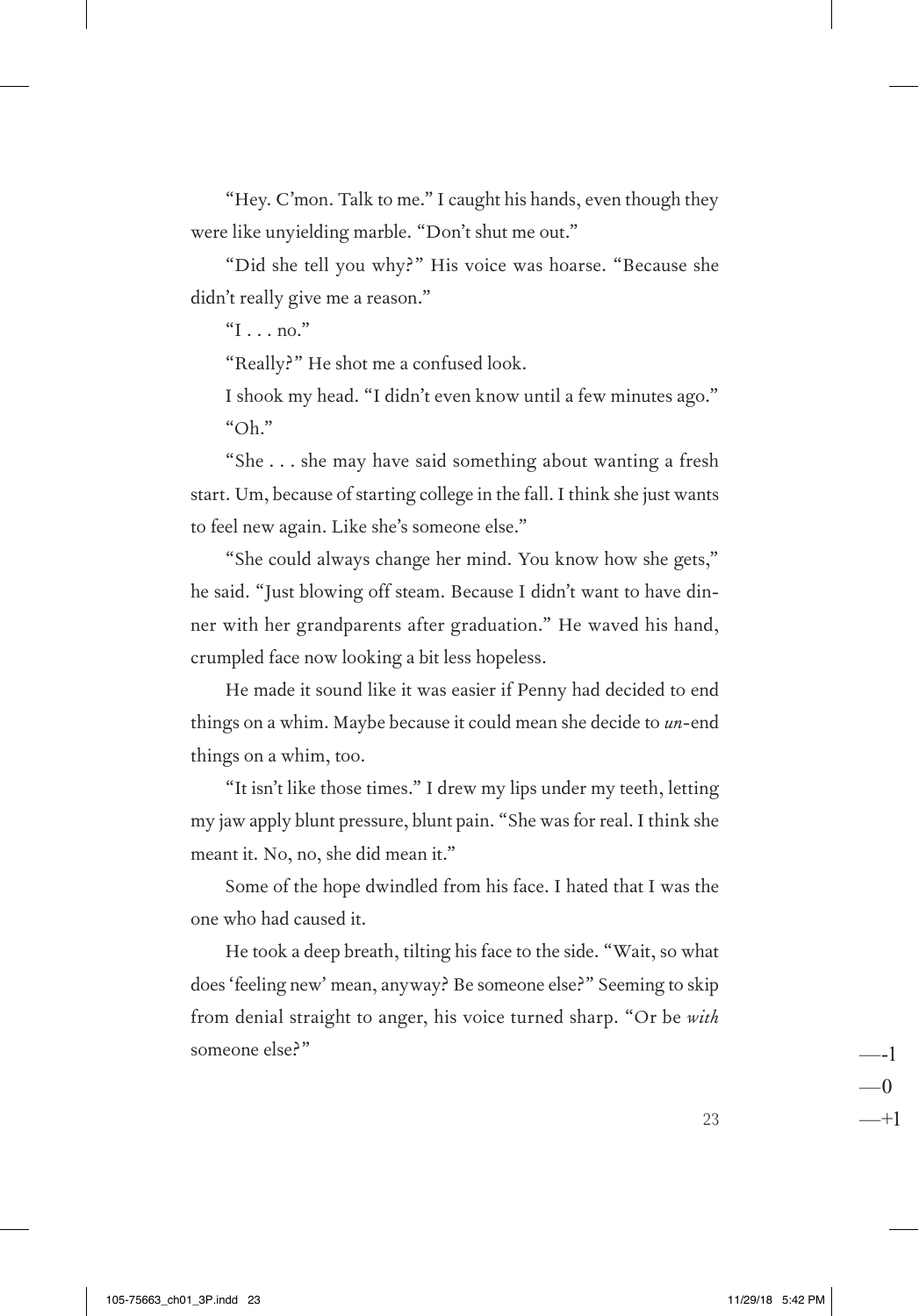"Hey. C'mon. Talk to me." I caught his hands, even though they were like unyielding marble. "Don't shut me out."

"Did she tell you why?" His voice was hoarse. "Because she didn't really give me a reason."

"I . . . no."

"Really?" He shot me a confused look.

I shook my head. "I didn't even know until a few minutes ago."

"Oh."

"She . . . she may have said something about wanting a fresh start. Um, because of starting college in the fall. I think she just wants to feel new again. Like she's someone else."

"She could always change her mind. You know how she gets," he said. "Just blowing off steam. Because I didn't want to have dinner with her grandparents after graduation." He waved his hand, crumpled face now looking a bit less hopeless.

He made it sound like it was easier if Penny had decided to end things on a whim. Maybe because it could mean she decide to *un*-end things on a whim, too.

"It isn't like those times." I drew my lips under my teeth, letting my jaw apply blunt pressure, blunt pain. "She was for real. I think she meant it. No, no, she did mean it."

Some of the hope dwindled from his face. I hated that I was the one who had caused it.

He took a deep breath, tilting his face to the side. "Wait, so what does 'feeling new' mean, anyway? Be someone else?" Seeming to skip from denial straight to anger, his voice turned sharp. "Or be *with* someone else?"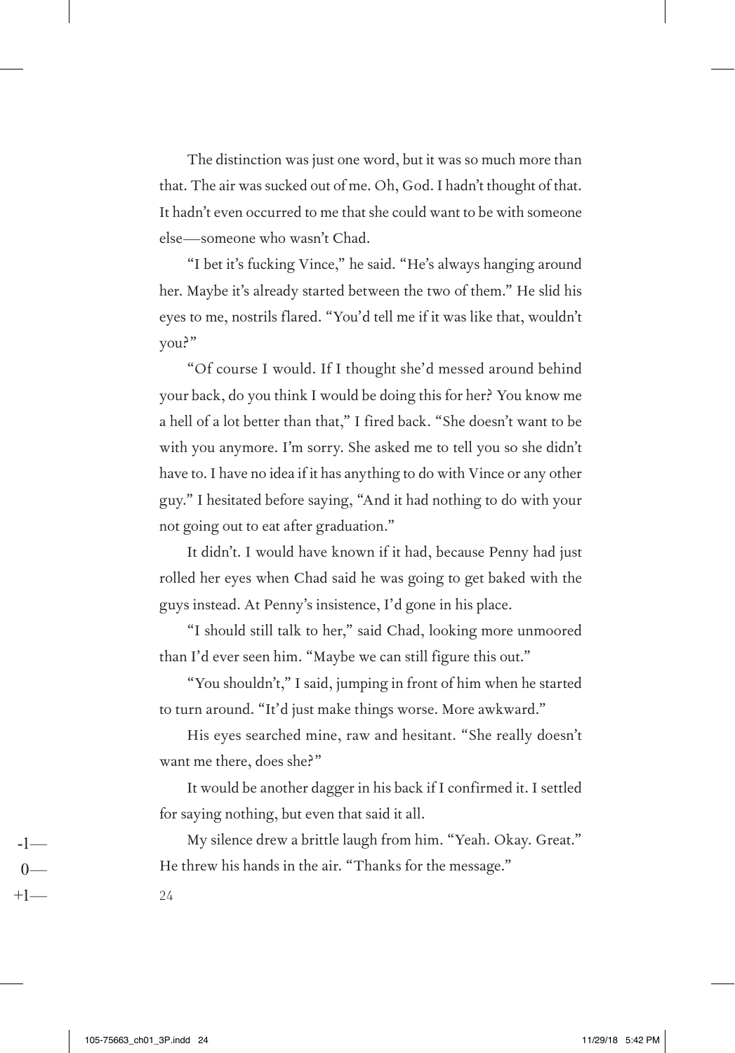The distinction was just one word, but it was so much more than that. The air was sucked out of me. Oh, God. I hadn't thought of that. It hadn't even occurred to me that she could want to be with someone else—someone who wasn't Chad.

"I bet it's fucking Vince," he said. "He's always hanging around her. Maybe it's already started between the two of them." He slid his eyes to me, nostrils flared. "You'd tell me if it was like that, wouldn't you?"

"Of course I would. If I thought she'd messed around behind your back, do you think I would be doing this for her? You know me a hell of a lot better than that," I fired back. "She doesn't want to be with you anymore. I'm sorry. She asked me to tell you so she didn't have to. I have no idea if it has anything to do with Vince or any other guy." I hesitated before saying, "And it had nothing to do with your not going out to eat after graduation."

It didn't. I would have known if it had, because Penny had just rolled her eyes when Chad said he was going to get baked with the guys instead. At Penny's insistence, I'd gone in his place.

"I should still talk to her," said Chad, looking more unmoored than I'd ever seen him. "Maybe we can still figure this out."

"You shouldn't," I said, jumping in front of him when he started to turn around. "It'd just make things worse. More awkward."

His eyes searched mine, raw and hesitant. "She really doesn't want me there, does she?"

It would be another dagger in his back if I confirmed it. I settled for saying nothing, but even that said it all.

My silence drew a brittle laugh from him. "Yeah. Okay. Great." He threw his hands in the air. "Thanks for the message."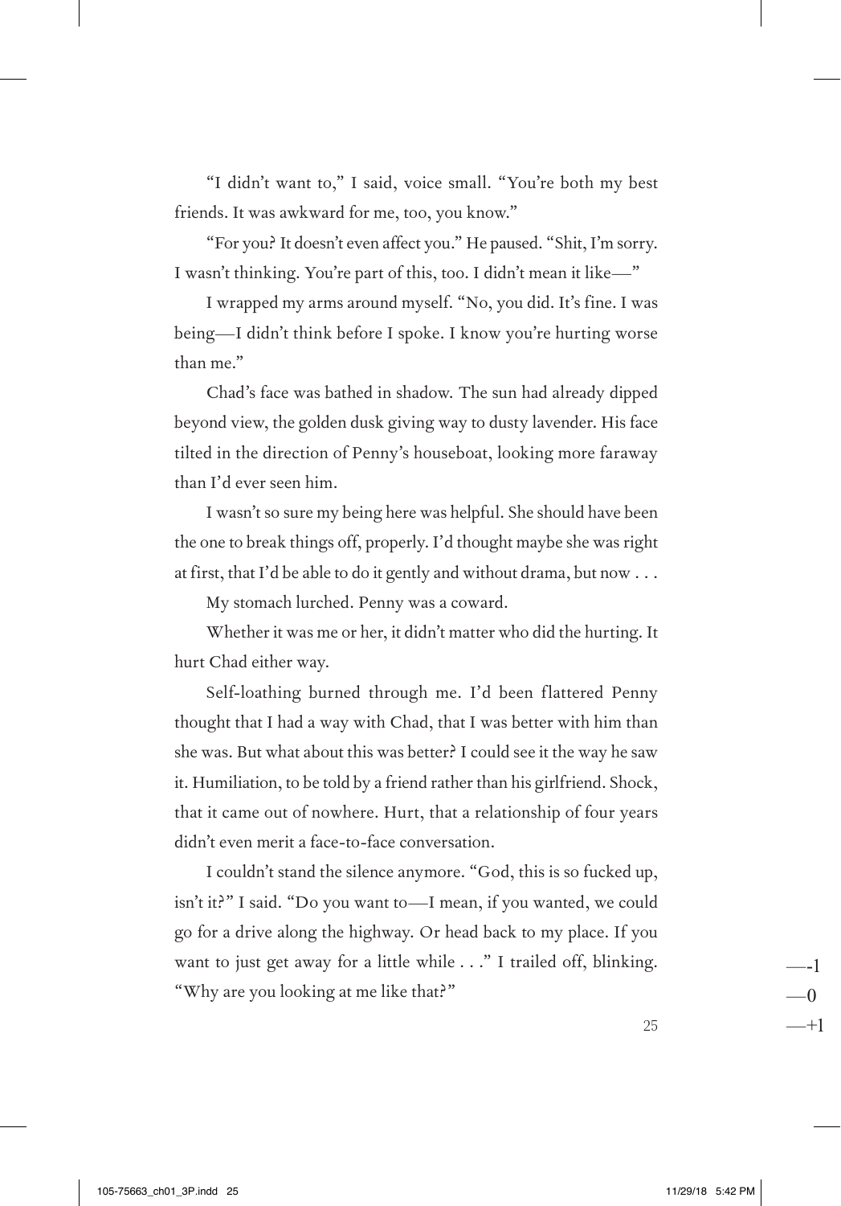"I didn't want to," I said, voice small. "You're both my best friends. It was awkward for me, too, you know."

"For you? It doesn't even affect you." He paused. "Shit, I'm sorry. I wasn't thinking. You're part of this, too. I didn't mean it like—"

I wrapped my arms around myself. "No, you did. It's fine. I was being—I didn't think before I spoke. I know you're hurting worse than me."

Chad's face was bathed in shadow. The sun had already dipped beyond view, the golden dusk giving way to dusty lavender. His face tilted in the direction of Penny's houseboat, looking more faraway than I'd ever seen him.

I wasn't so sure my being here was helpful. She should have been the one to break things off, properly. I'd thought maybe she was right at first, that I'd be able to do it gently and without drama, but now . . .

My stomach lurched. Penny was a coward.

Whether it was me or her, it didn't matter who did the hurting. It hurt Chad either way.

Self-loathing burned through me. I'd been flattered Penny thought that I had a way with Chad, that I was better with him than she was. But what about this was better? I could see it the way he saw it. Humiliation, to be told by a friend rather than his girlfriend. Shock, that it came out of nowhere. Hurt, that a relationship of four years didn't even merit a face-to-face conversation.

I couldn't stand the silence anymore. "God, this is so fucked up, isn't it?" I said. "Do you want to—I mean, if you wanted, we could go for a drive along the highway. Or head back to my place. If you want to just get away for a little while . . ." I trailed off, blinking. "Why are you looking at me like that?"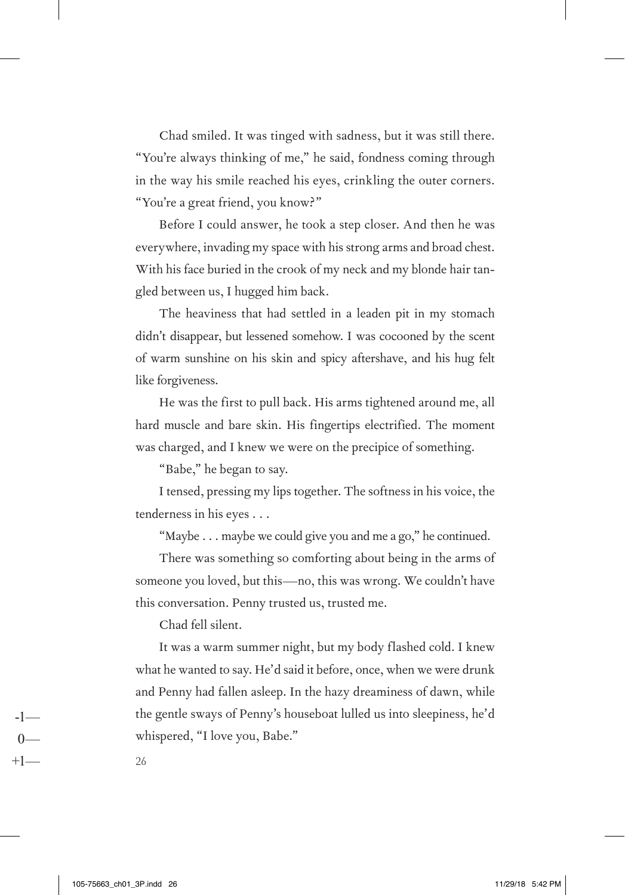Chad smiled. It was tinged with sadness, but it was still there. "You're always thinking of me," he said, fondness coming through in the way his smile reached his eyes, crinkling the outer corners. "You're a great friend, you know?"

Before I could answer, he took a step closer. And then he was everywhere, invading my space with his strong arms and broad chest. With his face buried in the crook of my neck and my blonde hair tangled between us, I hugged him back.

The heaviness that had settled in a leaden pit in my stomach didn't disappear, but lessened somehow. I was cocooned by the scent of warm sunshine on his skin and spicy aftershave, and his hug felt like forgiveness.

He was the first to pull back. His arms tightened around me, all hard muscle and bare skin. His fingertips electrified. The moment was charged, and I knew we were on the precipice of something.

"Babe," he began to say.

I tensed, pressing my lips together. The softness in his voice, the tenderness in his eyes . . .

"Maybe . . . maybe we could give you and me a go," he continued.

There was something so comforting about being in the arms of someone you loved, but this—no, this was wrong. We couldn't have this conversation. Penny trusted us, trusted me.

Chad fell silent.

It was a warm summer night, but my body flashed cold. I knew what he wanted to say. He'd said it before, once, when we were drunk and Penny had fallen asleep. In the hazy dreaminess of dawn, while the gentle sways of Penny's houseboat lulled us into sleepiness, he'd whispered, "I love you, Babe."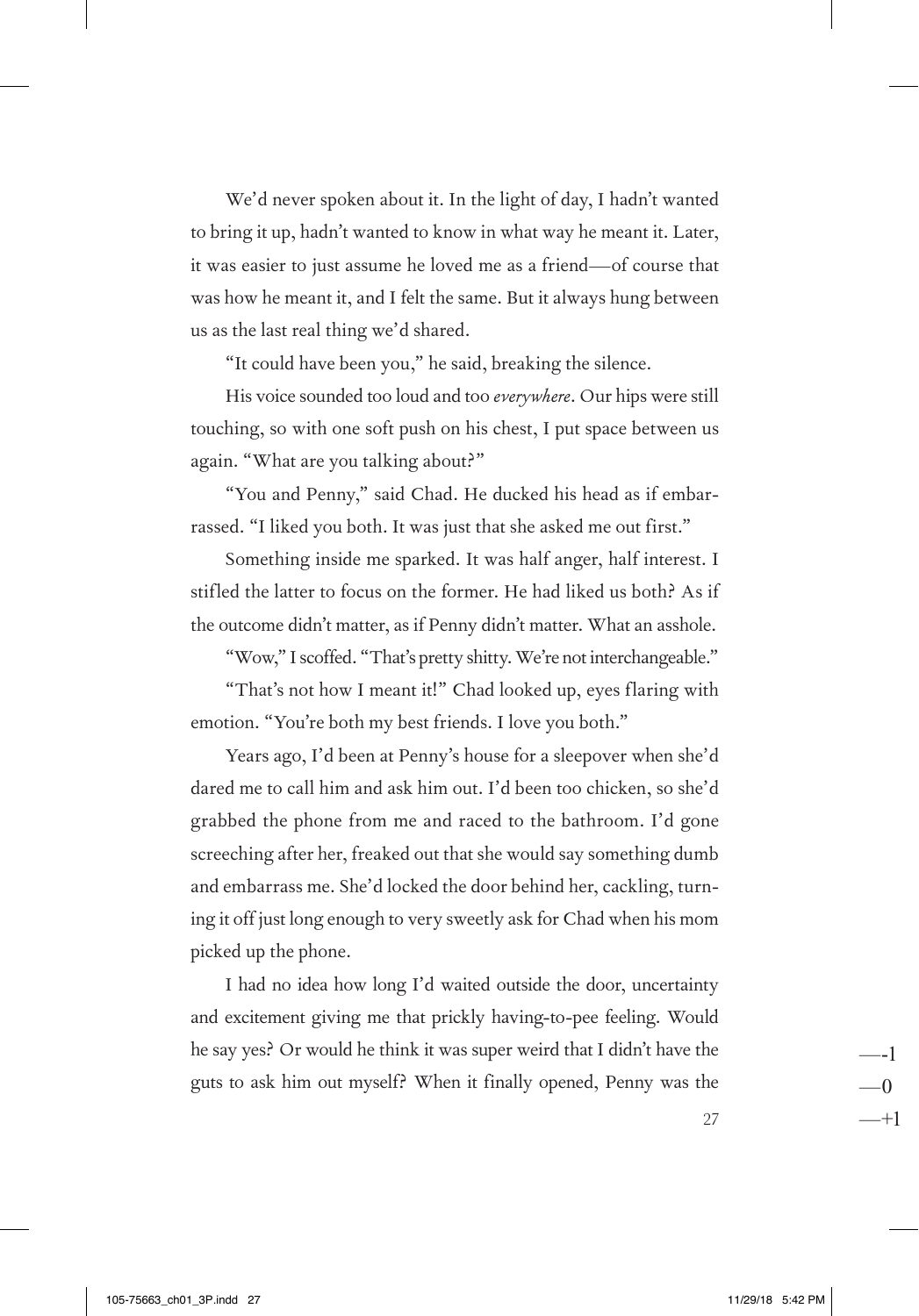We'd never spoken about it. In the light of day, I hadn't wanted to bring it up, hadn't wanted to know in what way he meant it. Later, it was easier to just assume he loved me as a friend—of course that was how he meant it, and I felt the same. But it always hung between us as the last real thing we'd shared.

"It could have been you," he said, breaking the silence.

His voice sounded too loud and too *everywhere*. Our hips were still touching, so with one soft push on his chest, I put space between us again. "What are you talking about?"

"You and Penny," said Chad. He ducked his head as if embarrassed. "I liked you both. It was just that she asked me out first."

Something inside me sparked. It was half anger, half interest. I stifled the latter to focus on the former. He had liked us both? As if the outcome didn't matter, as if Penny didn't matter. What an asshole.

"Wow," I scoffed. "That's pretty shitty. We're not interchangeable."

"That's not how I meant it!" Chad looked up, eyes flaring with emotion. "You're both my best friends. I love you both."

Years ago, I'd been at Penny's house for a sleepover when she'd dared me to call him and ask him out. I'd been too chicken, so she'd grabbed the phone from me and raced to the bathroom. I'd gone screeching after her, freaked out that she would say something dumb and embarrass me. She'd locked the door behind her, cackling, turning it off just long enough to very sweetly ask for Chad when his mom picked up the phone.

I had no idea how long I'd waited outside the door, uncertainty and excitement giving me that prickly having-to-pee feeling. Would he say yes? Or would he think it was super weird that I didn't have the guts to ask him out myself? When it finally opened, Penny was the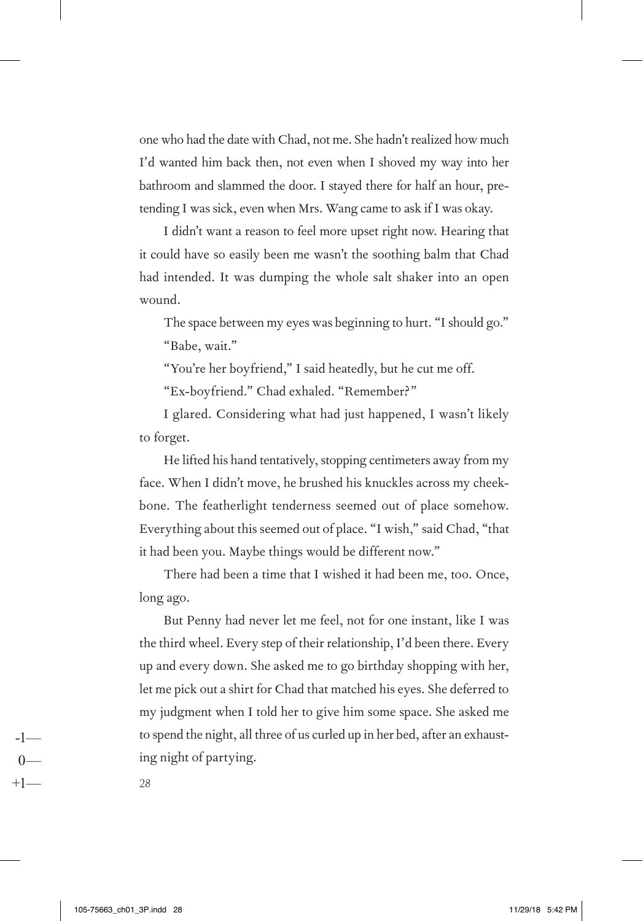one who had the date with Chad, not me. She hadn't realized how much I'd wanted him back then, not even when I shoved my way into her bathroom and slammed the door. I stayed there for half an hour, pretending I was sick, even when Mrs. Wang came to ask if I was okay.

I didn't want a reason to feel more upset right now. Hearing that it could have so easily been me wasn't the soothing balm that Chad had intended. It was dumping the whole salt shaker into an open wound.

The space between my eyes was beginning to hurt. "I should go."

"Babe, wait."

"You're her boyfriend," I said heatedly, but he cut me off.

"Ex-boyfriend." Chad exhaled. "Remember?"

I glared. Considering what had just happened, I wasn't likely to forget.

He lifted his hand tentatively, stopping centimeters away from my face. When I didn't move, he brushed his knuckles across my cheekbone. The featherlight tenderness seemed out of place somehow. Everything about this seemed out of place. "I wish," said Chad, "that it had been you. Maybe things would be different now."

There had been a time that I wished it had been me, too. Once, long ago.

But Penny had never let me feel, not for one instant, like I was the third wheel. Every step of their relationship, I'd been there. Every up and every down. She asked me to go birthday shopping with her, let me pick out a shirt for Chad that matched his eyes. She deferred to my judgment when I told her to give him some space. She asked me to spend the night, all three of us curled up in her bed, after an exhausting night of partying.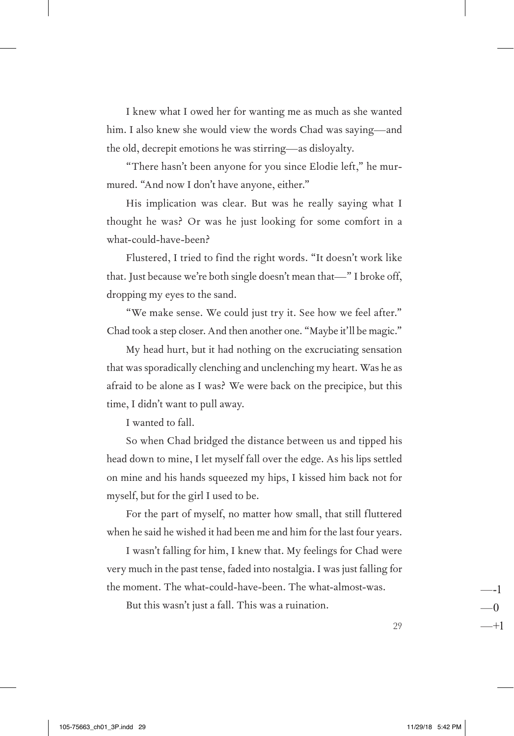I knew what I owed her for wanting me as much as she wanted him. I also knew she would view the words Chad was saying—and the old, decrepit emotions he was stirring—as disloyalty.

"There hasn't been anyone for you since Elodie left," he murmured. "And now I don't have anyone, either."

His implication was clear. But was he really saying what I thought he was? Or was he just looking for some comfort in a what-could-have-been?

Flustered, I tried to find the right words. "It doesn't work like that. Just because we're both single doesn't mean that—" I broke off, dropping my eyes to the sand.

"We make sense. We could just try it. See how we feel after." Chad took a step closer. And then another one. "Maybe it'll be magic."

My head hurt, but it had nothing on the excruciating sensation that was sporadically clenching and unclenching my heart. Was he as afraid to be alone as I was? We were back on the precipice, but this time, I didn't want to pull away.

I wanted to fall.

So when Chad bridged the distance between us and tipped his head down to mine, I let myself fall over the edge. As his lips settled on mine and his hands squeezed my hips, I kissed him back not for myself, but for the girl I used to be.

For the part of myself, no matter how small, that still fluttered when he said he wished it had been me and him for the last four years.

I wasn't falling for him, I knew that. My feelings for Chad were very much in the past tense, faded into nostalgia. I was just falling for the moment. The what-could-have-been. The what-almost-was.

But this wasn't just a fall. This was a ruination.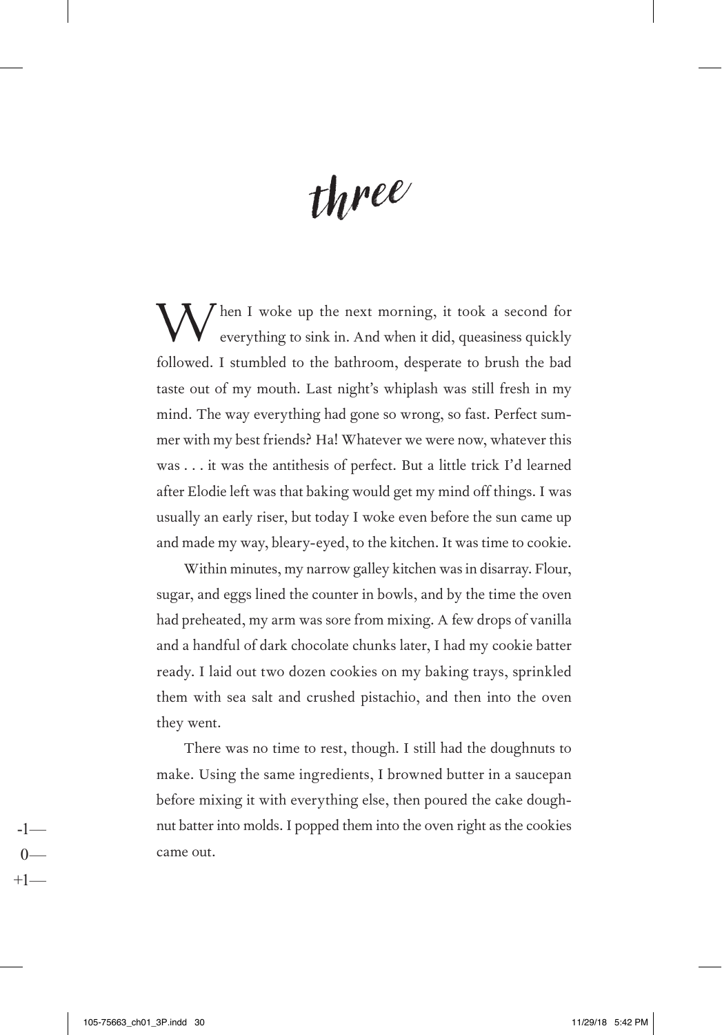# three

When I woke up the next morning, it took a second for everything to sink in. And when it did, queasiness quickly followed. I stumbled to the bathroom, desperate to brush the bad taste out of my mouth. Last night's whiplash was still fresh in my mind. The way everything had gone so wrong, so fast. Perfect summer with my best friends? Ha! Whatever we were now, whatever this was . . . it was the antithesis of perfect. But a little trick I'd learned after Elodie left was that baking would get my mind off things. I was usually an early riser, but today I woke even before the sun came up and made my way, bleary-eyed, to the kitchen. It was time to cookie.

Within minutes, my narrow galley kitchen was in disarray. Flour, sugar, and eggs lined the counter in bowls, and by the time the oven had preheated, my arm was sore from mixing. A few drops of vanilla and a handful of dark chocolate chunks later, I had my cookie batter ready. I laid out two dozen cookies on my baking trays, sprinkled them with sea salt and crushed pistachio, and then into the oven they went.

There was no time to rest, though. I still had the doughnuts to make. Using the same ingredients, I browned butter in a saucepan before mixing it with everything else, then poured the cake doughnut batter into molds. I popped them into the oven right as the cookies came out.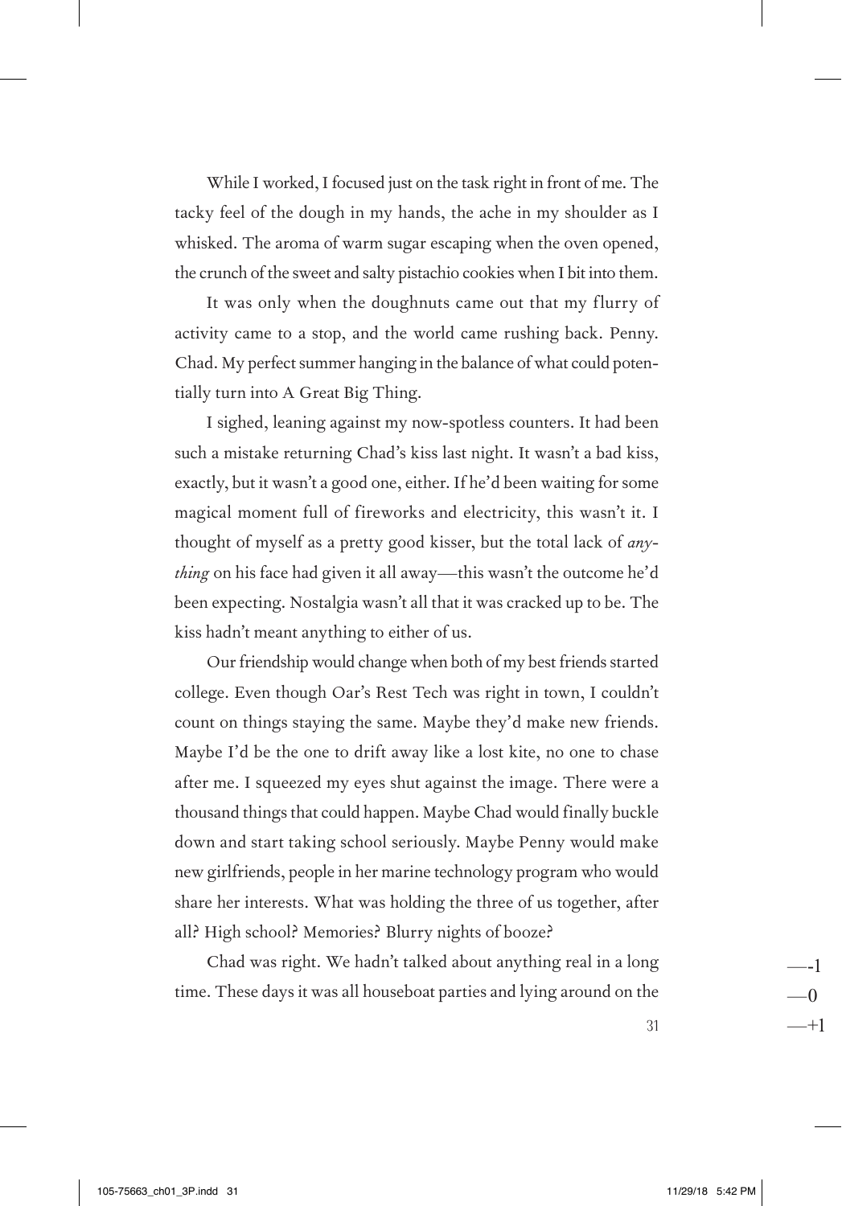While I worked, I focused just on the task right in front of me. The tacky feel of the dough in my hands, the ache in my shoulder as I whisked. The aroma of warm sugar escaping when the oven opened, the crunch of the sweet and salty pistachio cookies when I bit into them.

It was only when the doughnuts came out that my flurry of activity came to a stop, and the world came rushing back. Penny. Chad. My perfect summer hanging in the balance of what could potentially turn into A Great Big Thing.

I sighed, leaning against my now-spotless counters. It had been such a mistake returning Chad's kiss last night. It wasn't a bad kiss, exactly, but it wasn't a good one, either. If he'd been waiting for some magical moment full of fireworks and electricity, this wasn't it. I thought of myself as a pretty good kisser, but the total lack of *anything* on his face had given it all away—this wasn't the outcome he'd been expecting. Nostalgia wasn't all that it was cracked up to be. The kiss hadn't meant anything to either of us.

Our friendship would change when both of my best friends started college. Even though Oar's Rest Tech was right in town, I couldn't count on things staying the same. Maybe they'd make new friends. Maybe I'd be the one to drift away like a lost kite, no one to chase after me. I squeezed my eyes shut against the image. There were a thousand things that could happen. Maybe Chad would finally buckle down and start taking school seriously. Maybe Penny would make new girlfriends, people in her marine technology program who would share her interests. What was holding the three of us together, after all? High school? Memories? Blurry nights of booze?

Chad was right. We hadn't talked about anything real in a long time. These days it was all houseboat parties and lying around on the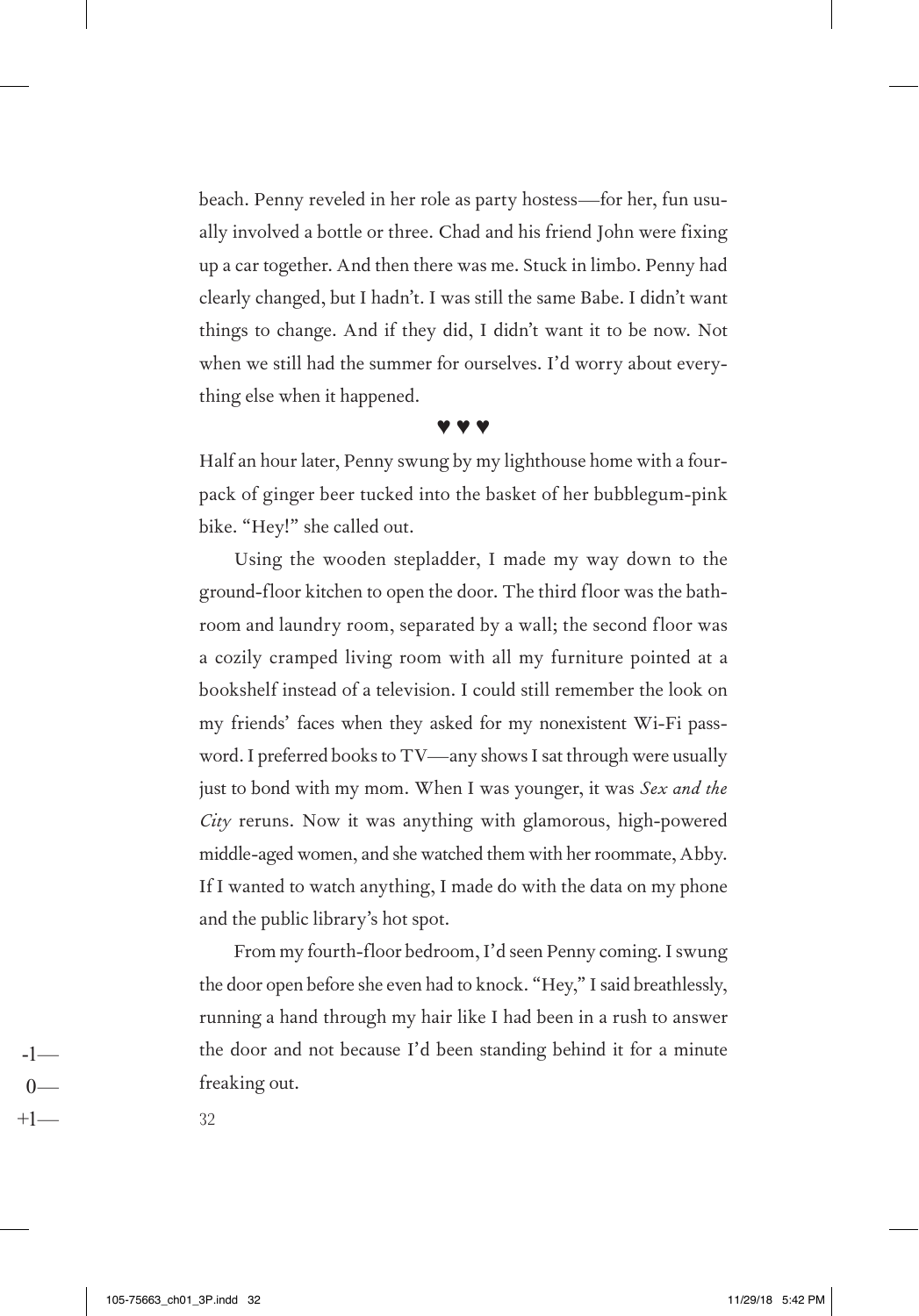beach. Penny reveled in her role as party hostess—for her, fun usually involved a bottle or three. Chad and his friend John were fixing up a car together. And then there was me. Stuck in limbo. Penny had clearly changed, but I hadn't. I was still the same Babe. I didn't want things to change. And if they did, I didn't want it to be now. Not when we still had the summer for ourselves. I'd worry about everything else when it happened.

♥ ♥ ♥

Half an hour later, Penny swung by my lighthouse home with a four-pack of ginger beer tucked into the basket of her bubblegum-pink bike. "Hey!" she called out.

Using the wooden stepladder, I made my way down to the ground-floor kitchen to open the door. The third floor was the bathroom and laundry room, separated by a wall; the second floor was a cozily cramped living room with all my furniture pointed at a bookshelf instead of a television. I could still remember the look on my friends' faces when they asked for my nonexistent Wi-Fi password. I preferred books to TV—any shows I sat through were usually just to bond with my mom. When I was younger, it was *Sex and the City* reruns. Now it was anything with glamorous, high-powered middle-aged women, and she watched them with her roommate, Abby. If I wanted to watch anything, I made do with the data on my phone and the public library's hot spot.

From my fourth-floor bedroom, I'd seen Penny coming. I swung the door open before she even had to knock. "Hey," I said breathlessly, running a hand through my hair like I had been in a rush to answer the door and not because I'd been standing behind it for a minute freaking out.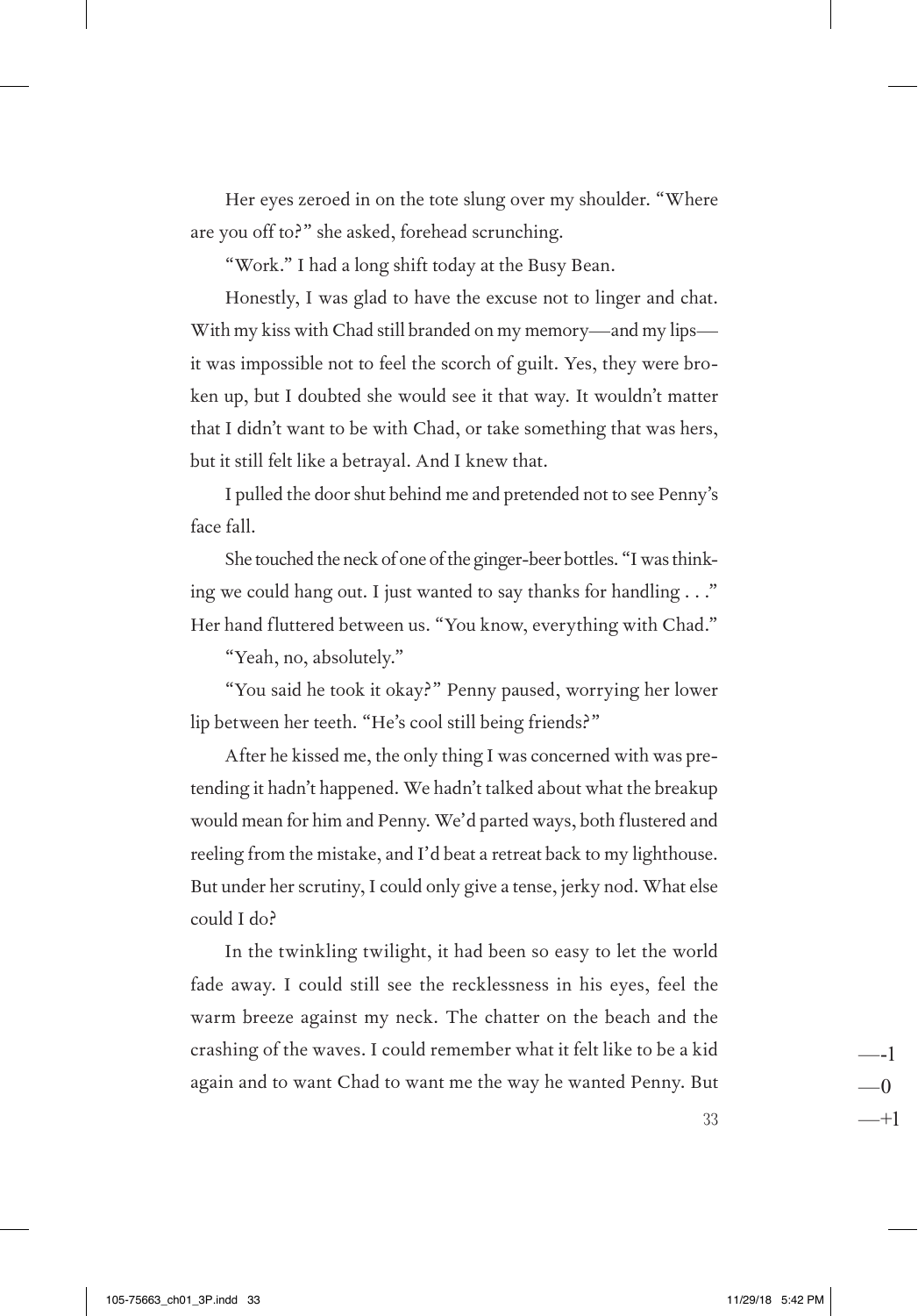Her eyes zeroed in on the tote slung over my shoulder. "Where are you off to?" she asked, forehead scrunching.

"Work." I had a long shift today at the Busy Bean.

Honestly, I was glad to have the excuse not to linger and chat. With my kiss with Chad still branded on my memory—and my lips—it was impossible not to feel the scorch of guilt. Yes, they were broken up, but I doubted she would see it that way. It wouldn't matter that I didn't want to be with Chad, or take something that was hers, but it still felt like a betrayal. And I knew that.

I pulled the door shut behind me and pretended not to see Penny's face fall.

She touched the neck of one of the ginger-beer bottles. "I was thinking we could hang out. I just wanted to say thanks for handling . . ." Her hand fluttered between us. "You know, everything with Chad."

"Yeah, no, absolutely."

"You said he took it okay?" Penny paused, worrying her lower lip between her teeth. "He's cool still being friends?"

After he kissed me, the only thing I was concerned with was pretending it hadn't happened. We hadn't talked about what the breakup would mean for him and Penny. We'd parted ways, both flustered and reeling from the mistake, and I'd beat a retreat back to my lighthouse. But under her scrutiny, I could only give a tense, jerky nod. What else could I do?

In the twinkling twilight, it had been so easy to let the world fade away. I could still see the recklessness in his eyes, feel the warm breeze against my neck. The chatter on the beach and the crashing of the waves. I could remember what it felt like to be a kid again and to want Chad to want me the way he wanted Penny. But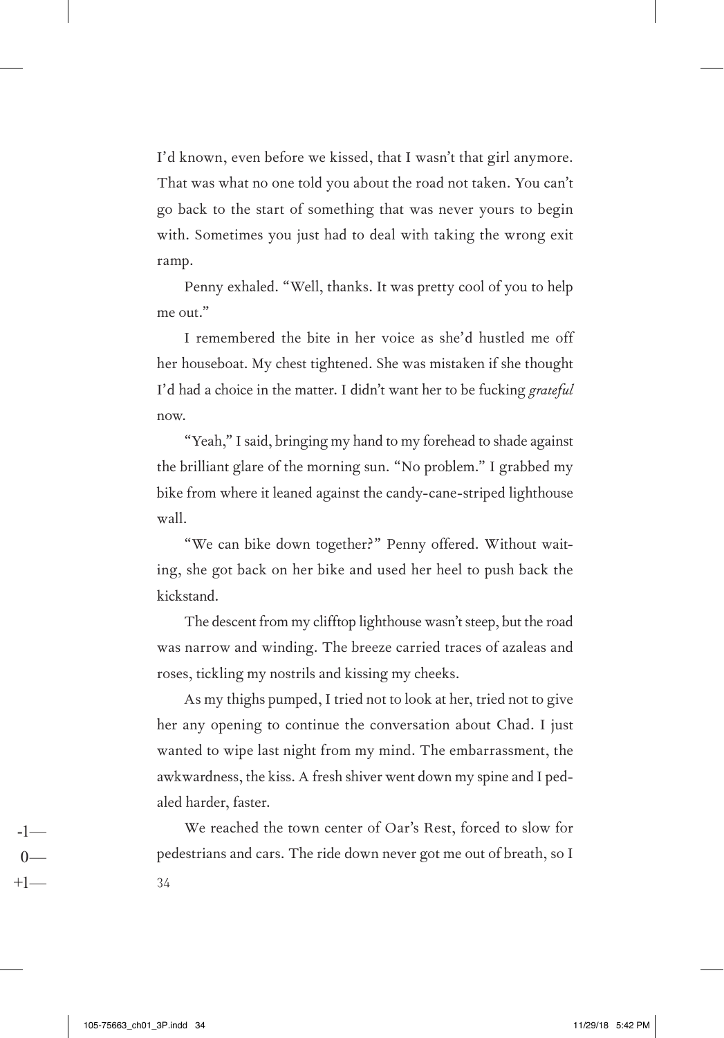I'd known, even before we kissed, that I wasn't that girl anymore. That was what no one told you about the road not taken. You can't go back to the start of something that was never yours to begin with. Sometimes you just had to deal with taking the wrong exit ramp.

Penny exhaled. "Well, thanks. It was pretty cool of you to help me out."

I remembered the bite in her voice as she'd hustled me off her houseboat. My chest tightened. She was mistaken if she thought I'd had a choice in the matter. I didn't want her to be fucking *grateful* now.

"Yeah," I said, bringing my hand to my forehead to shade against the brilliant glare of the morning sun. "No problem." I grabbed my bike from where it leaned against the candy-cane-striped lighthouse wall.

"We can bike down together?" Penny offered. Without waiting, she got back on her bike and used her heel to push back the kickstand.

The descent from my clifftop lighthouse wasn't steep, but the road was narrow and winding. The breeze carried traces of azaleas and roses, tickling my nostrils and kissing my cheeks.

As my thighs pumped, I tried not to look at her, tried not to give her any opening to continue the conversation about Chad. I just wanted to wipe last night from my mind. The embarrassment, the awkwardness, the kiss. A fresh shiver went down my spine and I pedaled harder, faster.

We reached the town center of Oar's Rest, forced to slow for pedestrians and cars. The ride down never got me out of breath, so I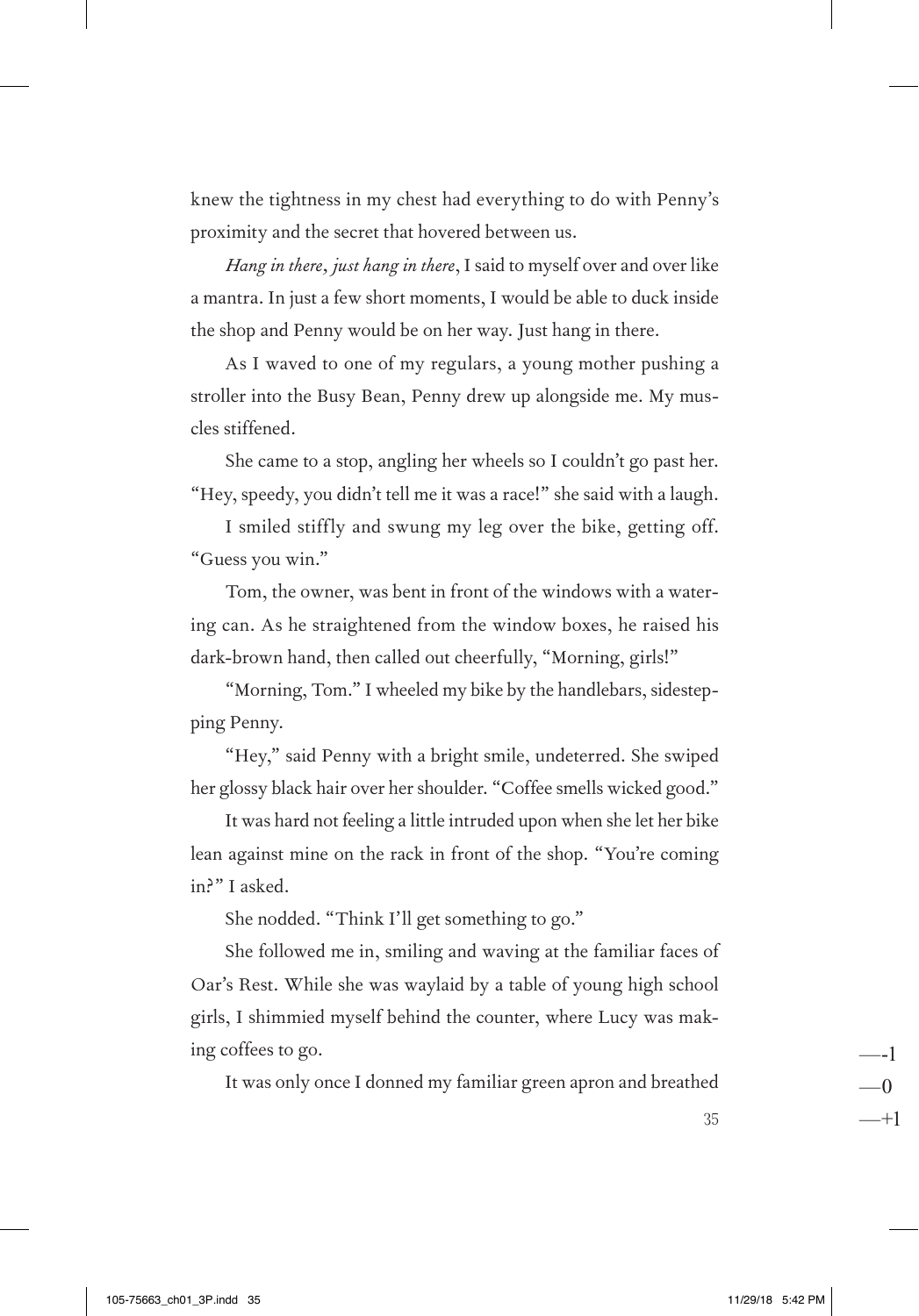knew the tightness in my chest had everything to do with Penny's proximity and the secret that hovered between us.

*Hang in there, just hang in there*, I said to myself over and over like a mantra. In just a few short moments, I would be able to duck inside the shop and Penny would be on her way. Just hang in there.

As I waved to one of my regulars, a young mother pushing a stroller into the Busy Bean, Penny drew up alongside me. My muscles stiffened.

She came to a stop, angling her wheels so I couldn't go past her. "Hey, speedy, you didn't tell me it was a race!" she said with a laugh.

I smiled stiffly and swung my leg over the bike, getting off. "Guess you win."

Tom, the owner, was bent in front of the windows with a watering can. As he straightened from the window boxes, he raised his dark-brown hand, then called out cheerfully, "Morning, girls!"

"Morning, Tom." I wheeled my bike by the handlebars, sidestepping Penny.

"Hey," said Penny with a bright smile, undeterred. She swiped her glossy black hair over her shoulder. "Coffee smells wicked good."

It was hard not feeling a little intruded upon when she let her bike lean against mine on the rack in front of the shop. "You're coming in?" I asked.

She nodded. "Think I'll get something to go."

She followed me in, smiling and waving at the familiar faces of Oar's Rest. While she was waylaid by a table of young high school girls, I shimmied myself behind the counter, where Lucy was making coffees to go.

It was only once I donned my familiar green apron and breathed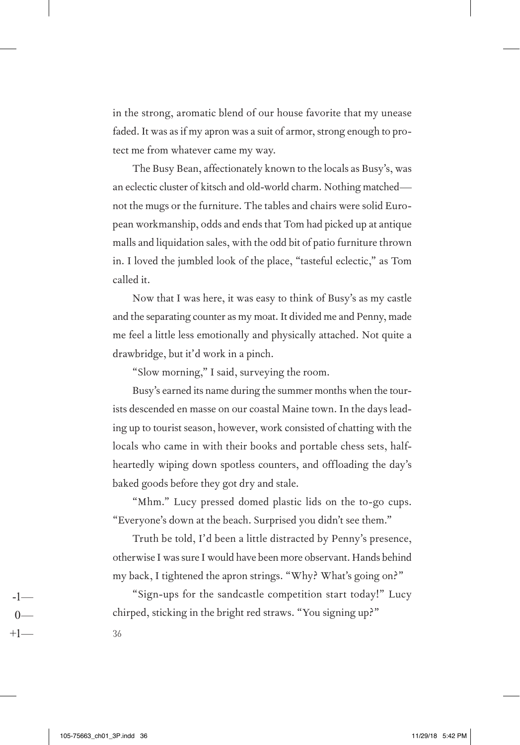in the strong, aromatic blend of our house favorite that my unease faded. It was as if my apron was a suit of armor, strong enough to protect me from whatever came my way.

The Busy Bean, affectionately known to the locals as Busy's, was an eclectic cluster of kitsch and old-world charm. Nothing matched—not the mugs or the furniture. The tables and chairs were solid European workmanship, odds and ends that Tom had picked up at antique malls and liquidation sales, with the odd bit of patio furniture thrown in. I loved the jumbled look of the place, "tasteful eclectic," as Tom called it.

Now that I was here, it was easy to think of Busy's as my castle and the separating counter as my moat. It divided me and Penny, made me feel a little less emotionally and physically attached. Not quite a drawbridge, but it'd work in a pinch.

"Slow morning," I said, surveying the room.

Busy's earned its name during the summer months when the tourists descended en masse on our coastal Maine town. In the days leading up to tourist season, however, work consisted of chatting with the locals who came in with their books and portable chess sets, half-heartedly wiping down spotless counters, and offloading the day's baked goods before they got dry and stale.

"Mhm." Lucy pressed domed plastic lids on the to-go cups. "Everyone's down at the beach. Surprised you didn't see them."

Truth be told, I'd been a little distracted by Penny's presence, otherwise I was sure I would have been more observant. Hands behind my back, I tightened the apron strings. "Why? What's going on?"

"Sign-ups for the sandcastle competition start today!" Lucy chirped, sticking in the bright red straws. "You signing up?"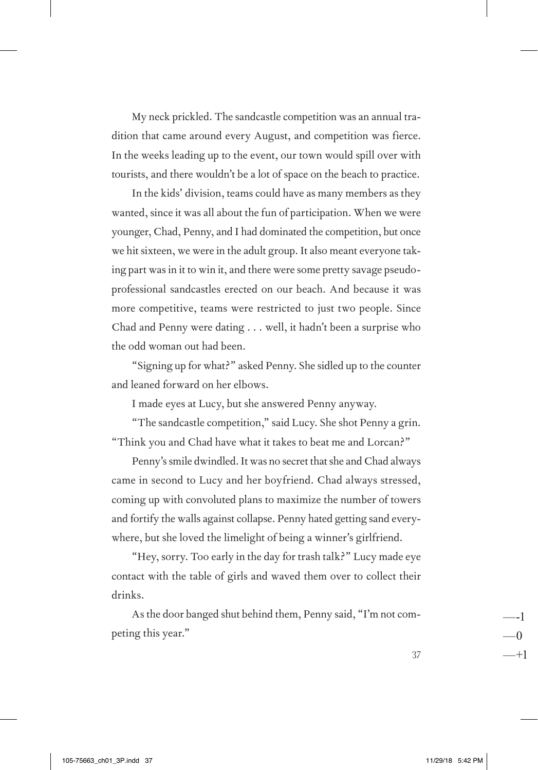My neck prickled. The sandcastle competition was an annual tradition that came around every August, and competition was fierce. In the weeks leading up to the event, our town would spill over with tourists, and there wouldn't be a lot of space on the beach to practice.

In the kids' division, teams could have as many members as they wanted, since it was all about the fun of participation. When we were younger, Chad, Penny, and I had dominated the competition, but once we hit sixteen, we were in the adult group. It also meant everyone taking part was in it to win it, and there were some pretty savage pseudo-professional sandcastles erected on our beach. And because it was more competitive, teams were restricted to just two people. Since Chad and Penny were dating . . . well, it hadn't been a surprise who the odd woman out had been.

"Signing up for what?" asked Penny. She sidled up to the counter and leaned forward on her elbows.

I made eyes at Lucy, but she answered Penny anyway.

"The sandcastle competition," said Lucy. She shot Penny a grin. "Think you and Chad have what it takes to beat me and Lorcan?"

Penny's smile dwindled. It was no secret that she and Chad always came in second to Lucy and her boyfriend. Chad always stressed, coming up with convoluted plans to maximize the number of towers and fortify the walls against collapse. Penny hated getting sand everywhere, but she loved the limelight of being a winner's girlfriend.

"Hey, sorry. Too early in the day for trash talk?" Lucy made eye contact with the table of girls and waved them over to collect their drinks.

As the door banged shut behind them, Penny said, "I'm not competing this year."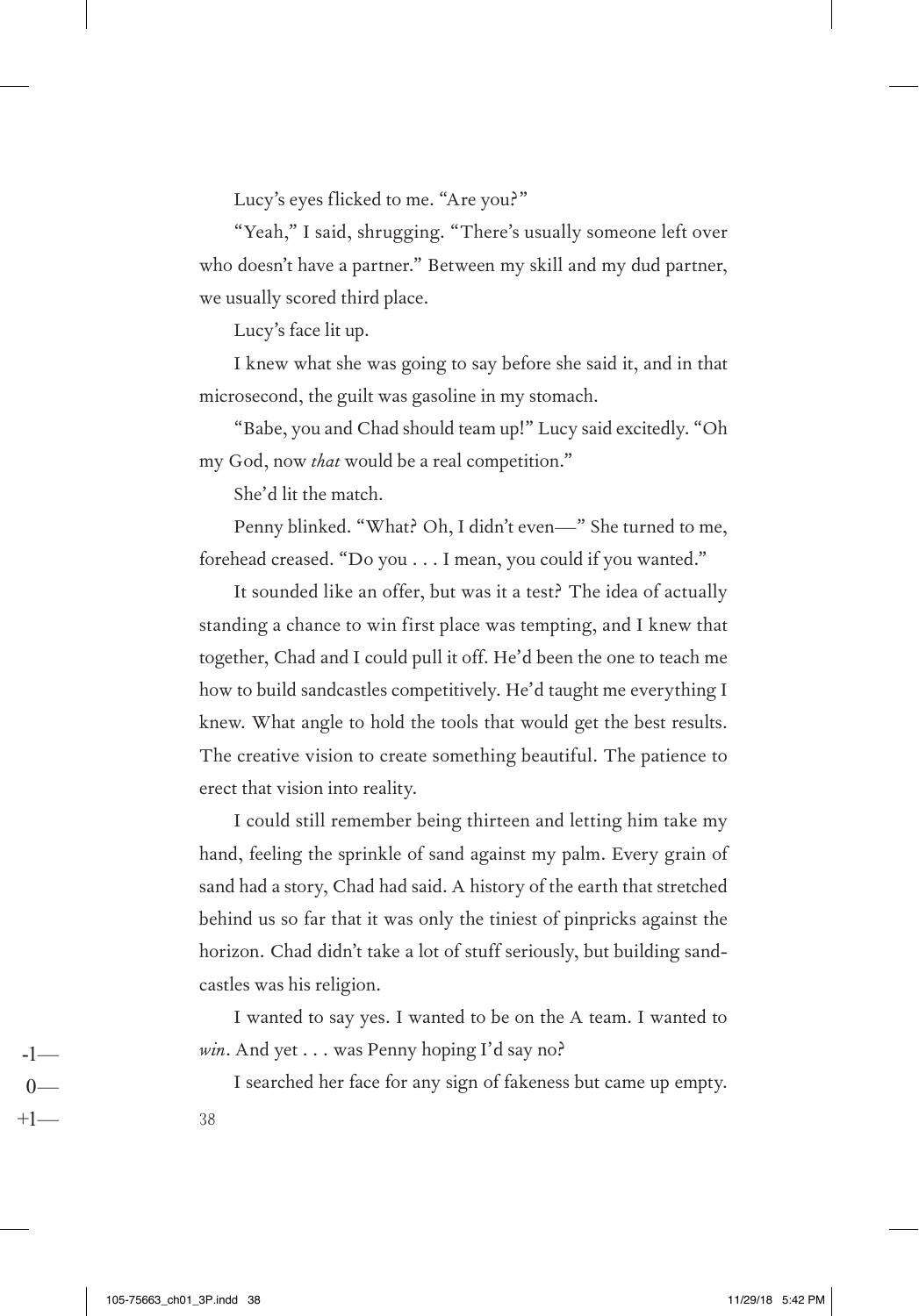Lucy's eyes flicked to me. "Are you?"

"Yeah," I said, shrugging. "There's usually someone left over who doesn't have a partner." Between my skill and my dud partner, we usually scored third place.

Lucy's face lit up.

I knew what she was going to say before she said it, and in that microsecond, the guilt was gasoline in my stomach.

"Babe, you and Chad should team up!" Lucy said excitedly. "Oh my God, now *that* would be a real competition."

She'd lit the match.

Penny blinked. "What? Oh, I didn't even—" She turned to me, forehead creased. "Do you . . . I mean, you could if you wanted."

It sounded like an offer, but was it a test? The idea of actually standing a chance to win first place was tempting, and I knew that together, Chad and I could pull it off. He'd been the one to teach me how to build sandcastles competitively. He'd taught me everything I knew. What angle to hold the tools that would get the best results. The creative vision to create something beautiful. The patience to erect that vision into reality.

I could still remember being thirteen and letting him take my hand, feeling the sprinkle of sand against my palm. Every grain of sand had a story, Chad had said. A history of the earth that stretched behind us so far that it was only the tiniest of pinpricks against the horizon. Chad didn't take a lot of stuff seriously, but building sandcastles was his religion.

I wanted to say yes. I wanted to be on the A team. I wanted to *win*. And yet . . . was Penny hoping I'd say no?

I searched her face for any sign of fakeness but came up empty.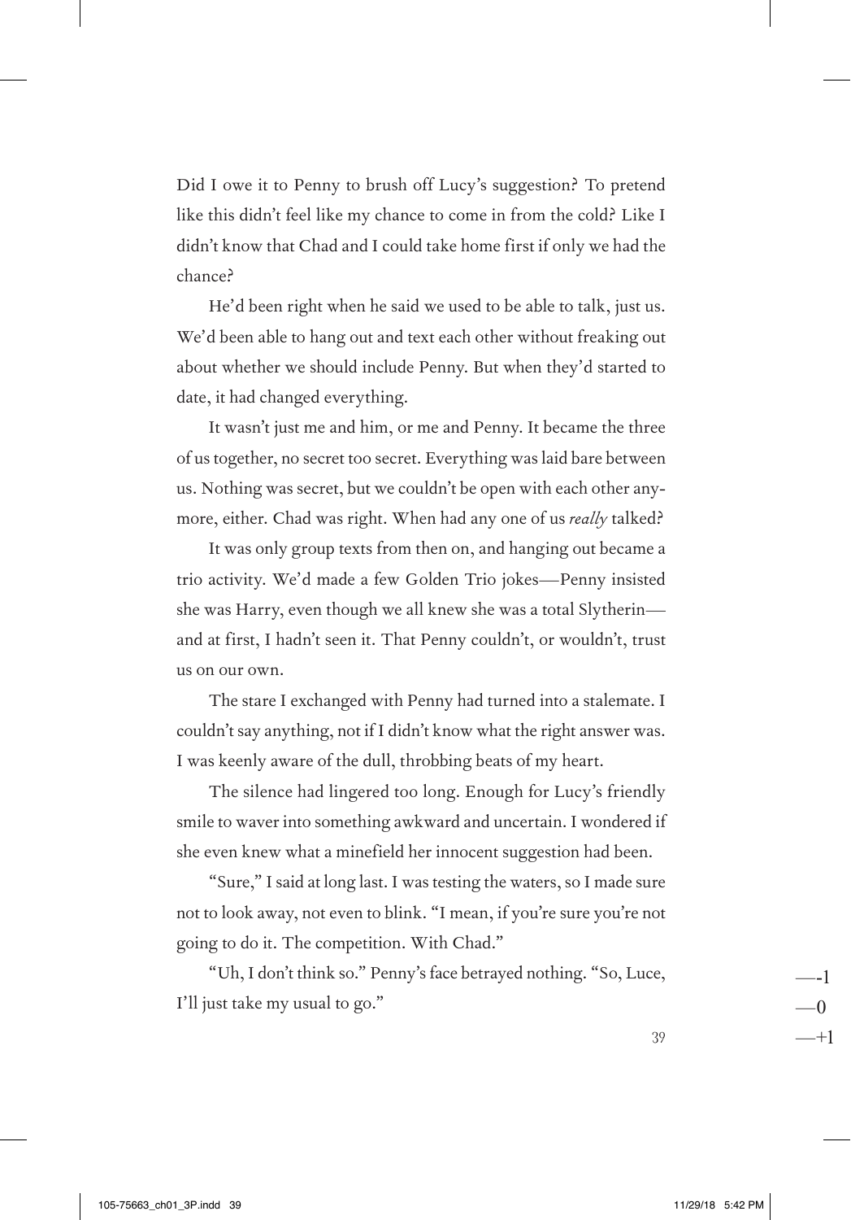Did I owe it to Penny to brush off Lucy's suggestion? To pretend like this didn't feel like my chance to come in from the cold? Like I didn't know that Chad and I could take home first if only we had the chance?

He'd been right when he said we used to be able to talk, just us. We'd been able to hang out and text each other without freaking out about whether we should include Penny. But when they'd started to date, it had changed everything.

It wasn't just me and him, or me and Penny. It became the three of us together, no secret too secret. Everything was laid bare between us. Nothing was secret, but we couldn't be open with each other anymore, either. Chad was right. When had any one of us *really* talked?

It was only group texts from then on, and hanging out became a trio activity. We'd made a few Golden Trio jokes—Penny insisted she was Harry, even though we all knew she was a total Slytherin—and at first, I hadn't seen it. That Penny couldn't, or wouldn't, trust us on our own.

The stare I exchanged with Penny had turned into a stalemate. I couldn't say anything, not if I didn't know what the right answer was. I was keenly aware of the dull, throbbing beats of my heart.

The silence had lingered too long. Enough for Lucy's friendly smile to waver into something awkward and uncertain. I wondered if she even knew what a minefield her innocent suggestion had been.

"Sure," I said at long last. I was testing the waters, so I made sure not to look away, not even to blink. "I mean, if you're sure you're not going to do it. The competition. With Chad."

"Uh, I don't think so." Penny's face betrayed nothing. "So, Luce, I'll just take my usual to go."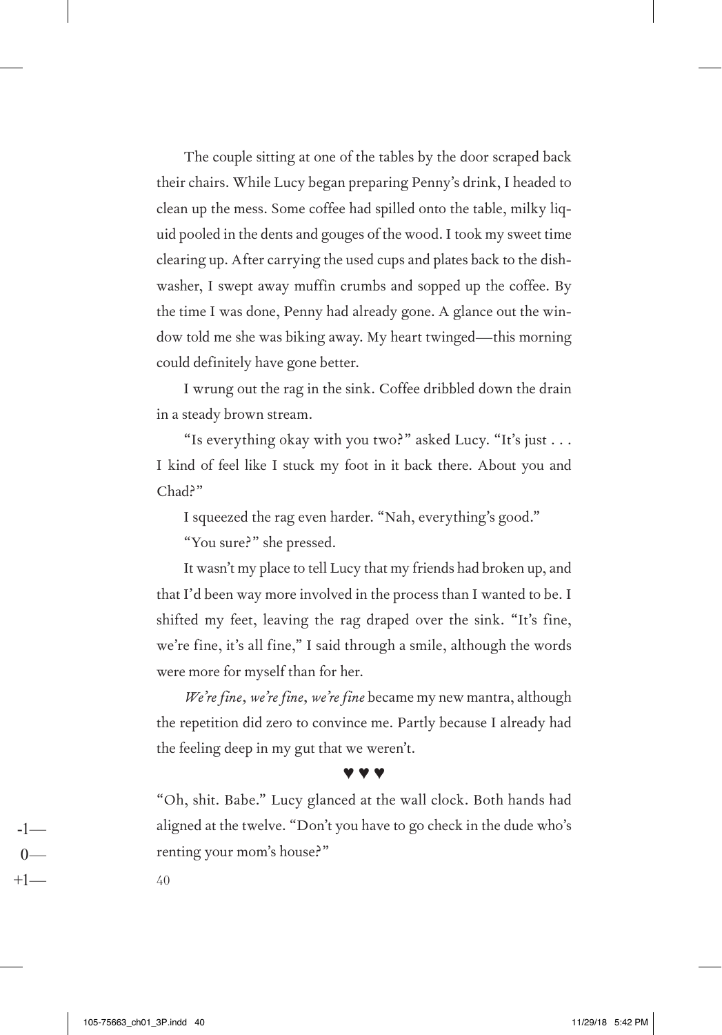The couple sitting at one of the tables by the door scraped back their chairs. While Lucy began preparing Penny's drink, I headed to clean up the mess. Some coffee had spilled onto the table, milky liquid pooled in the dents and gouges of the wood. I took my sweet time clearing up. After carrying the used cups and plates back to the dishwasher, I swept away muffin crumbs and sopped up the coffee. By the time I was done, Penny had already gone. A glance out the window told me she was biking away. My heart twinged—this morning could definitely have gone better.

I wrung out the rag in the sink. Coffee dribbled down the drain in a steady brown stream.

"Is everything okay with you two?" asked Lucy. "It's just . . . I kind of feel like I stuck my foot in it back there. About you and Chad?"

I squeezed the rag even harder. "Nah, everything's good."

"You sure?" she pressed.

It wasn't my place to tell Lucy that my friends had broken up, and that I'd been way more involved in the process than I wanted to be. I shifted my feet, leaving the rag draped over the sink. "It's fine, we're fine, it's all fine," I said through a smile, although the words were more for myself than for her.

*We're fine, we're fine, we're fine* became my new mantra, although the repetition did zero to convince me. Partly because I already had the feeling deep in my gut that we weren't.

♥ ♥ ♥

"Oh, shit. Babe." Lucy glanced at the wall clock. Both hands had aligned at the twelve. "Don't you have to go check in the dude who's renting your mom's house?"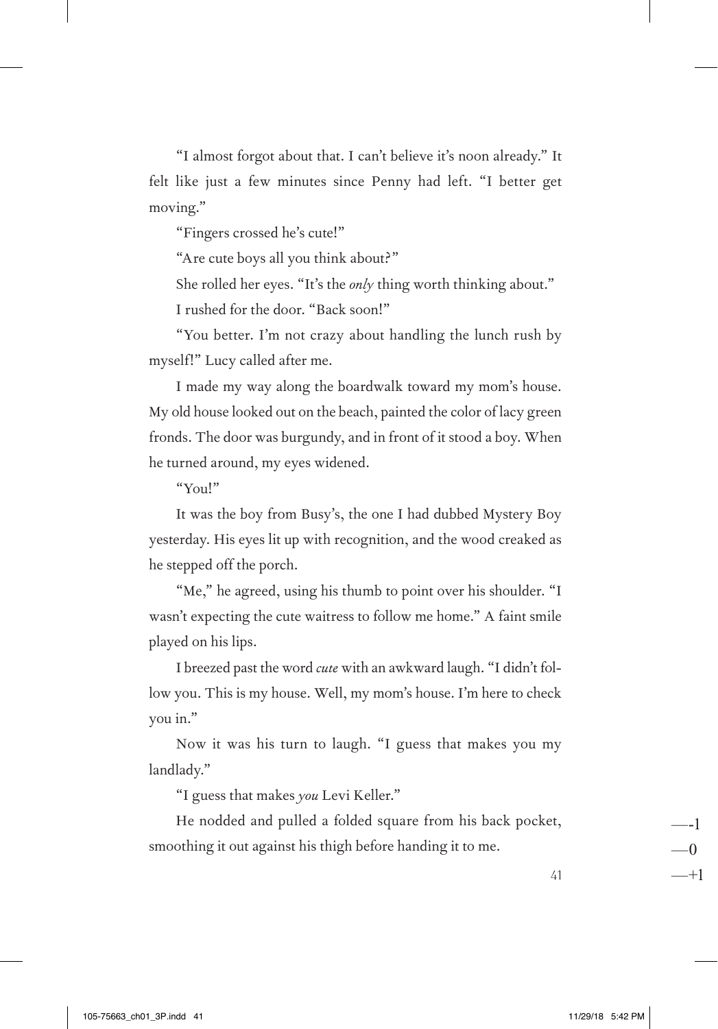"I almost forgot about that. I can't believe it's noon already." It felt like just a few minutes since Penny had left. "I better get moving."

"Fingers crossed he's cute!"

"Are cute boys all you think about?"

She rolled her eyes. "It's the *only* thing worth thinking about."

I rushed for the door. "Back soon!"

"You better. I'm not crazy about handling the lunch rush by myself!" Lucy called after me.

I made my way along the boardwalk toward my mom's house. My old house looked out on the beach, painted the color of lacy green fronds. The door was burgundy, and in front of it stood a boy. When he turned around, my eyes widened.

"You!"

It was the boy from Busy's, the one I had dubbed Mystery Boy yesterday. His eyes lit up with recognition, and the wood creaked as he stepped off the porch.

"Me," he agreed, using his thumb to point over his shoulder. "I wasn't expecting the cute waitress to follow me home." A faint smile played on his lips.

I breezed past the word *cute* with an awkward laugh. "I didn't follow you. This is my house. Well, my mom's house. I'm here to check you in."

Now it was his turn to laugh. "I guess that makes you my landlady."

"I guess that makes *you* Levi Keller."

He nodded and pulled a folded square from his back pocket, smoothing it out against his thigh before handing it to me.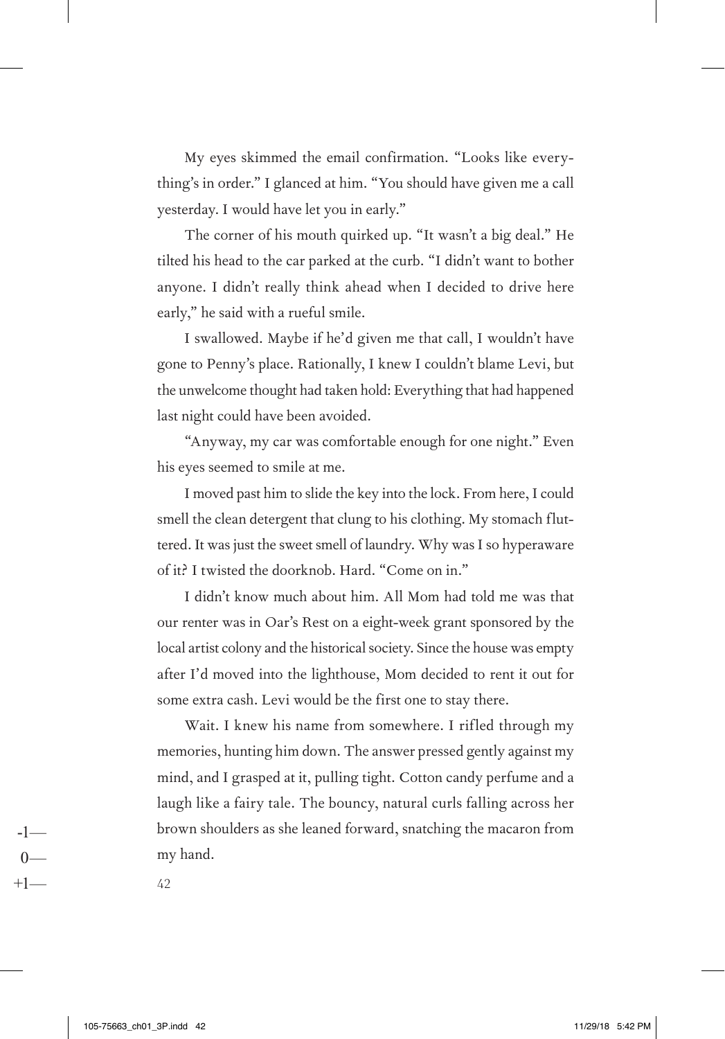My eyes skimmed the email confirmation. "Looks like everything's in order." I glanced at him. "You should have given me a call yesterday. I would have let you in early."

The corner of his mouth quirked up. "It wasn't a big deal." He tilted his head to the car parked at the curb. "I didn't want to bother anyone. I didn't really think ahead when I decided to drive here early," he said with a rueful smile.

I swallowed. Maybe if he'd given me that call, I wouldn't have gone to Penny's place. Rationally, I knew I couldn't blame Levi, but the unwelcome thought had taken hold: Everything that had happened last night could have been avoided.

"Anyway, my car was comfortable enough for one night." Even his eyes seemed to smile at me.

I moved past him to slide the key into the lock. From here, I could smell the clean detergent that clung to his clothing. My stomach fluttered. It was just the sweet smell of laundry. Why was I so hyperaware of it? I twisted the doorknob. Hard. "Come on in."

I didn't know much about him. All Mom had told me was that our renter was in Oar's Rest on a eight-week grant sponsored by the local artist colony and the historical society. Since the house was empty after I'd moved into the lighthouse, Mom decided to rent it out for some extra cash. Levi would be the first one to stay there.

Wait. I knew his name from somewhere. I rifled through my memories, hunting him down. The answer pressed gently against my mind, and I grasped at it, pulling tight. Cotton candy perfume and a laugh like a fairy tale. The bouncy, natural curls falling across her brown shoulders as she leaned forward, snatching the macaron from my hand.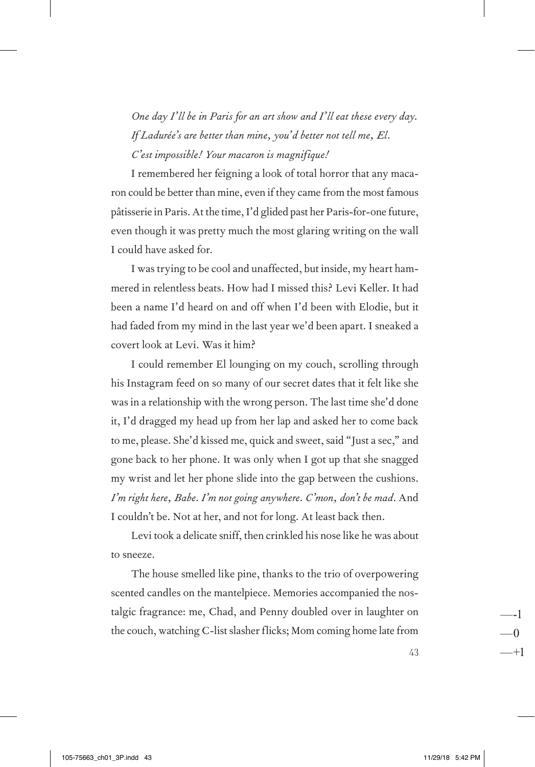*One day I'll be in Paris for an art show and I'll eat these every day.*

*If Ladurée's are better than mine, you'd better not tell me, El.*

*C'est impossible! Your macaron is magnifique!*

I remembered her feigning a look of total horror that any macaron could be better than mine, even if they came from the most famous pâtisserie in Paris. At the time, I'd glided past her Paris-for-one future, even though it was pretty much the most glaring writing on the wall I could have asked for.

I was trying to be cool and unaffected, but inside, my heart hammered in relentless beats. How had I missed this? Levi Keller. It had been a name I'd heard on and off when I'd been with Elodie, but it had faded from my mind in the last year we'd been apart. I sneaked a covert look at Levi. Was it him?

I could remember El lounging on my couch, scrolling through his Instagram feed on so many of our secret dates that it felt like she was in a relationship with the wrong person. The last time she'd done it, I'd dragged my head up from her lap and asked her to come back to me, please. She'd kissed me, quick and sweet, said "Just a sec," and gone back to her phone. It was only when I got up that she snagged my wrist and let her phone slide into the gap between the cushions. *I'm right here, Babe. I'm not going anywhere. C'mon, don't be mad.* And I couldn't be. Not at her, and not for long. At least back then.

Levi took a delicate sniff, then crinkled his nose like he was about to sneeze.

The house smelled like pine, thanks to the trio of overpowering scented candles on the mantelpiece. Memories accompanied the nostalgic fragrance: me, Chad, and Penny doubled over in laughter on the couch, watching C-list slasher flicks; Mom coming home late from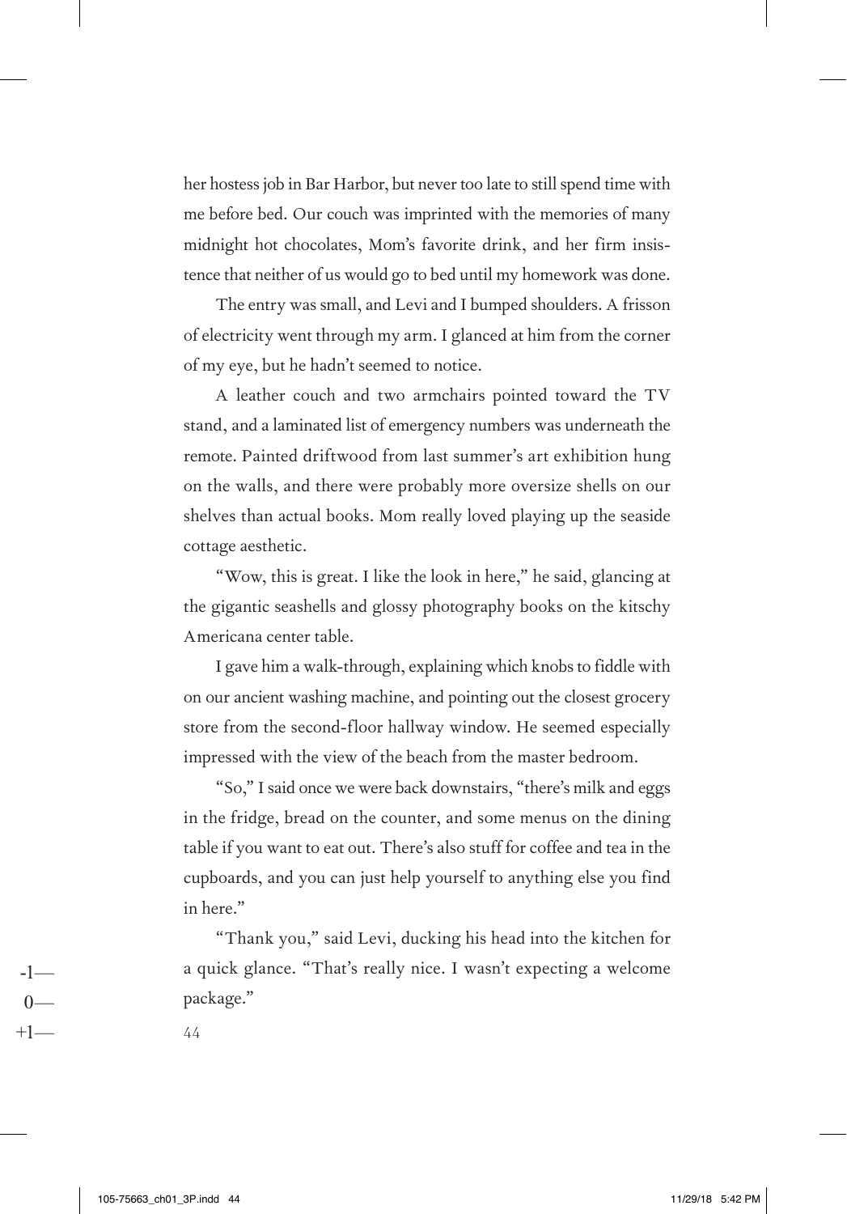her hostess job in Bar Harbor, but never too late to still spend time with me before bed. Our couch was imprinted with the memories of many midnight hot chocolates, Mom's favorite drink, and her firm insistence that neither of us would go to bed until my homework was done.

The entry was small, and Levi and I bumped shoulders. A frisson of electricity went through my arm. I glanced at him from the corner of my eye, but he hadn't seemed to notice.

A leather couch and two armchairs pointed toward the TV stand, and a laminated list of emergency numbers was underneath the remote. Painted driftwood from last summer's art exhibition hung on the walls, and there were probably more oversize shells on our shelves than actual books. Mom really loved playing up the seaside cottage aesthetic.

"Wow, this is great. I like the look in here," he said, glancing at the gigantic seashells and glossy photography books on the kitschy Americana center table.

I gave him a walk-through, explaining which knobs to fiddle with on our ancient washing machine, and pointing out the closest grocery store from the second-floor hallway window. He seemed especially impressed with the view of the beach from the master bedroom.

"So," I said once we were back downstairs, "there's milk and eggs in the fridge, bread on the counter, and some menus on the dining table if you want to eat out. There's also stuff for coffee and tea in the cupboards, and you can just help yourself to anything else you find in here."

"Thank you," said Levi, ducking his head into the kitchen for a quick glance. "That's really nice. I wasn't expecting a welcome package."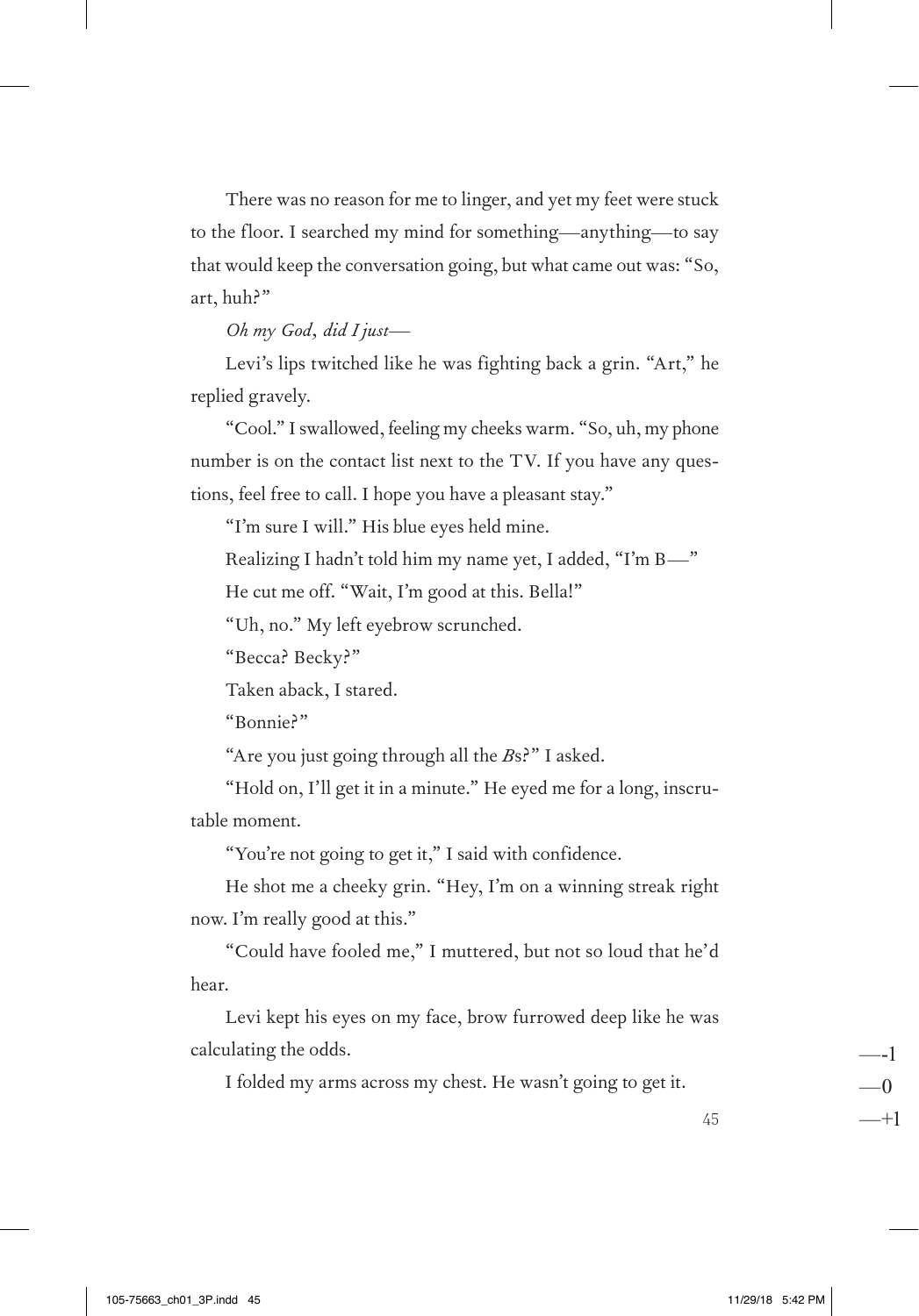There was no reason for me to linger, and yet my feet were stuck to the floor. I searched my mind for something—anything—to say that would keep the conversation going, but what came out was: "So, art, huh?"

*Oh my God, did I just—*

Levi's lips twitched like he was fighting back a grin. "Art," he replied gravely.

"Cool." I swallowed, feeling my cheeks warm. "So, uh, my phone number is on the contact list next to the TV. If you have any questions, feel free to call. I hope you have a pleasant stay."

"I'm sure I will." His blue eyes held mine.

Realizing I hadn't told him my name yet, I added, "I'm B—"

He cut me off. "Wait, I'm good at this. Bella!"

"Uh, no." My left eyebrow scrunched.

"Becca? Becky?"

Taken aback, I stared.

"Bonnie?"

"Are you just going through all the *B*s?" I asked.

"Hold on, I'll get it in a minute." He eyed me for a long, inscrutable moment.

"You're not going to get it," I said with confidence.

He shot me a cheeky grin. "Hey, I'm on a winning streak right now. I'm really good at this."

"Could have fooled me," I muttered, but not so loud that he'd hear.

Levi kept his eyes on my face, brow furrowed deep like he was calculating the odds.

I folded my arms across my chest. He wasn't going to get it.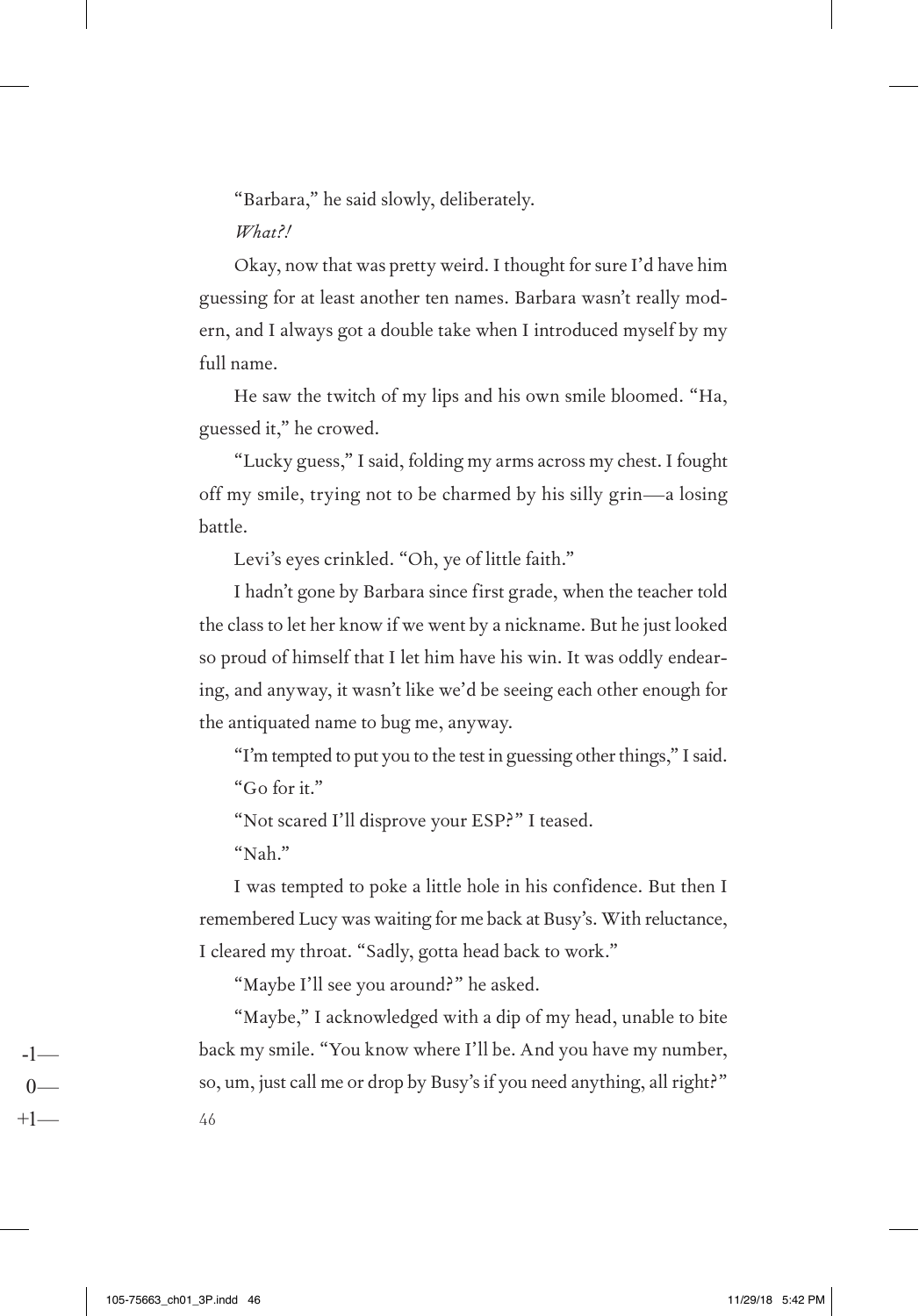"Barbara," he said slowly, deliberately.

*What?!*

Okay, now that was pretty weird. I thought for sure I'd have him guessing for at least another ten names. Barbara wasn't really modern, and I always got a double take when I introduced myself by my full name.

He saw the twitch of my lips and his own smile bloomed. "Ha, guessed it," he crowed.

"Lucky guess," I said, folding my arms across my chest. I fought off my smile, trying not to be charmed by his silly grin—a losing battle.

Levi's eyes crinkled. "Oh, ye of little faith."

I hadn't gone by Barbara since first grade, when the teacher told the class to let her know if we went by a nickname. But he just looked so proud of himself that I let him have his win. It was oddly endearing, and anyway, it wasn't like we'd be seeing each other enough for the antiquated name to bug me, anyway.

"I'm tempted to put you to the test in guessing other things," I said.

"Go for it."

"Not scared I'll disprove your ESP?" I teased.

"Nah."

I was tempted to poke a little hole in his confidence. But then I remembered Lucy was waiting for me back at Busy's. With reluctance, I cleared my throat. "Sadly, gotta head back to work."

"Maybe I'll see you around?" he asked.

"Maybe," I acknowledged with a dip of my head, unable to bite back my smile. "You know where I'll be. And you have my number, so, um, just call me or drop by Busy's if you need anything, all right?"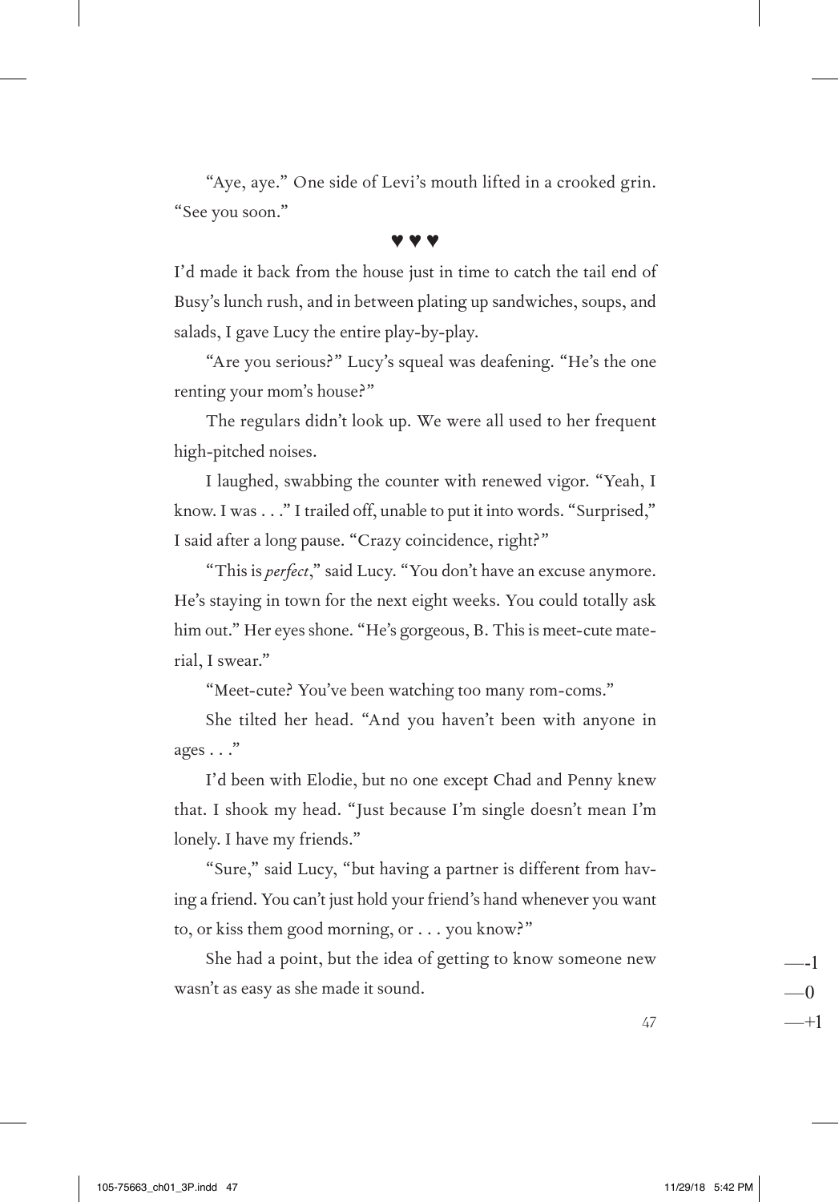"Aye, aye." One side of Levi's mouth lifted in a crooked grin. "See you soon."

♥ ♥ ♥

I'd made it back from the house just in time to catch the tail end of Busy's lunch rush, and in between plating up sandwiches, soups, and salads, I gave Lucy the entire play-by-play.

"Are you serious?" Lucy's squeal was deafening. "He's the one renting your mom's house?"

The regulars didn't look up. We were all used to her frequent high-pitched noises.

I laughed, swabbing the counter with renewed vigor. "Yeah, I know. I was . . ." I trailed off, unable to put it into words. "Surprised," I said after a long pause. "Crazy coincidence, right?"

"This is *perfect*," said Lucy. "You don't have an excuse anymore. He's staying in town for the next eight weeks. You could totally ask him out." Her eyes shone. "He's gorgeous, B. This is meet-cute material, I swear."

"Meet-cute? You've been watching too many rom-coms."

She tilted her head. "And you haven't been with anyone in ages . . ."

I'd been with Elodie, but no one except Chad and Penny knew that. I shook my head. "Just because I'm single doesn't mean I'm lonely. I have my friends."

"Sure," said Lucy, "but having a partner is different from having a friend. You can't just hold your friend's hand whenever you want to, or kiss them good morning, or . . . you know?"

She had a point, but the idea of getting to know someone new wasn't as easy as she made it sound.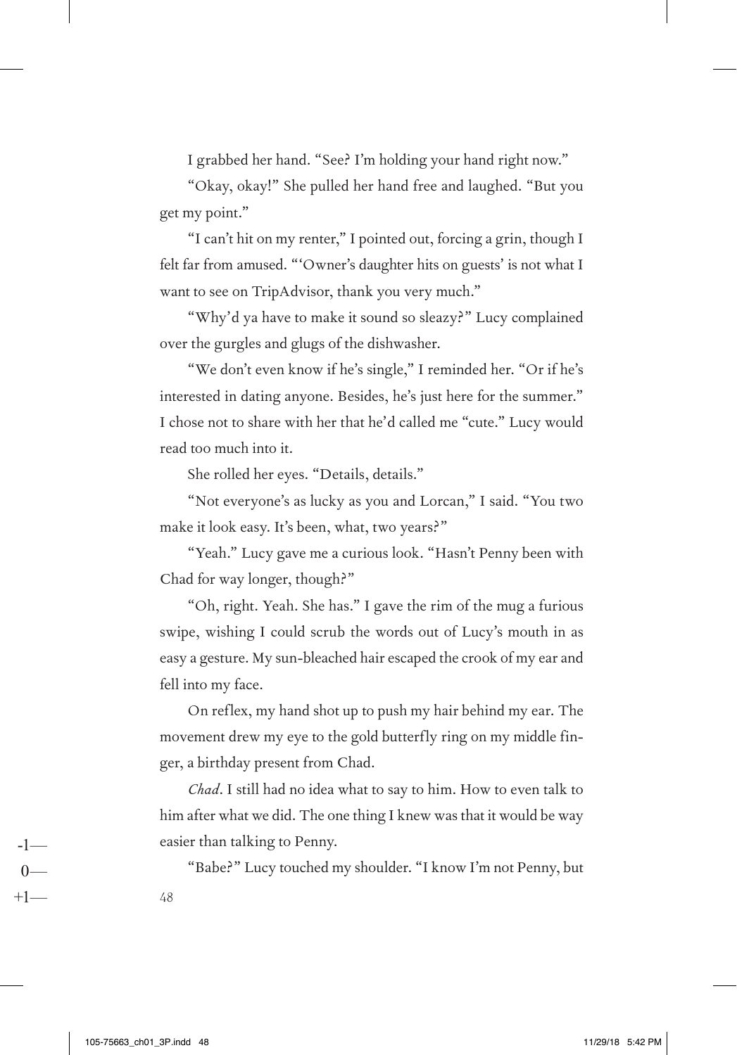I grabbed her hand. "See? I'm holding your hand right now."

"Okay, okay!" She pulled her hand free and laughed. "But you get my point."

"I can't hit on my renter," I pointed out, forcing a grin, though I felt far from amused. "'Owner's daughter hits on guests' is not what I want to see on TripAdvisor, thank you very much."

"Why'd ya have to make it sound so sleazy?" Lucy complained over the gurgles and glugs of the dishwasher.

"We don't even know if he's single," I reminded her. "Or if he's interested in dating anyone. Besides, he's just here for the summer." I chose not to share with her that he'd called me "cute." Lucy would read too much into it.

She rolled her eyes. "Details, details."

"Not everyone's as lucky as you and Lorcan," I said. "You two make it look easy. It's been, what, two years?"

"Yeah." Lucy gave me a curious look. "Hasn't Penny been with Chad for way longer, though?"

"Oh, right. Yeah. She has." I gave the rim of the mug a furious swipe, wishing I could scrub the words out of Lucy's mouth in as easy a gesture. My sun-bleached hair escaped the crook of my ear and fell into my face.

On reflex, my hand shot up to push my hair behind my ear. The movement drew my eye to the gold butterfly ring on my middle finger, a birthday present from Chad.

*Chad*. I still had no idea what to say to him. How to even talk to him after what we did. The one thing I knew was that it would be way easier than talking to Penny.

"Babe?" Lucy touched my shoulder. "I know I'm not Penny, but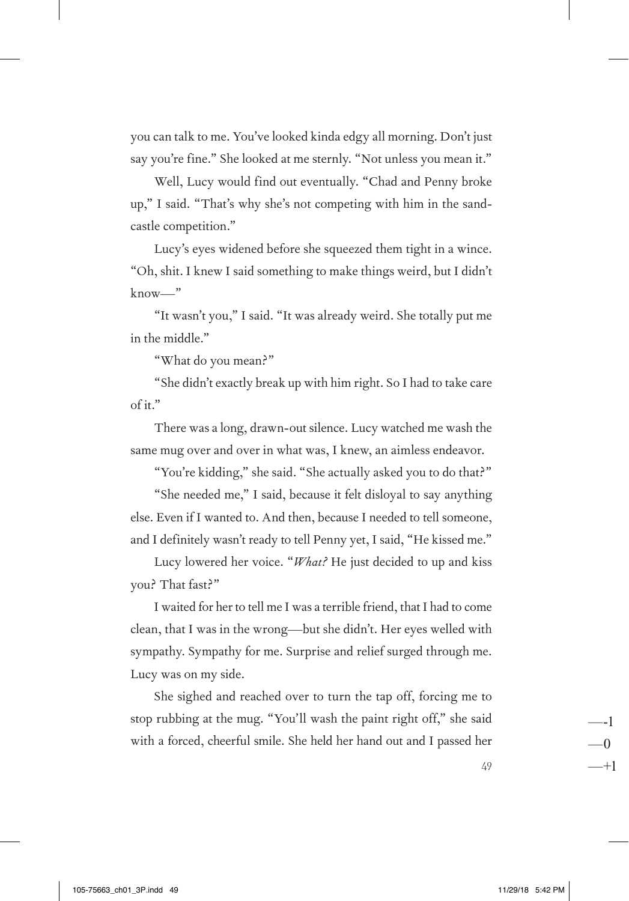you can talk to me. You've looked kinda edgy all morning. Don't just say you're fine." She looked at me sternly. "Not unless you mean it."

Well, Lucy would find out eventually. "Chad and Penny broke up," I said. "That's why she's not competing with him in the sandcastle competition."

Lucy's eyes widened before she squeezed them tight in a wince. "Oh, shit. I knew I said something to make things weird, but I didn't know—"

"It wasn't you," I said. "It was already weird. She totally put me in the middle."

"What do you mean?"

"She didn't exactly break up with him right. So I had to take care of it."

There was a long, drawn-out silence. Lucy watched me wash the same mug over and over in what was, I knew, an aimless endeavor.

"You're kidding," she said. "She actually asked you to do that?"

"She needed me," I said, because it felt disloyal to say anything else. Even if I wanted to. And then, because I needed to tell someone, and I definitely wasn't ready to tell Penny yet, I said, "He kissed me."

Lucy lowered her voice. "*What?* He just decided to up and kiss you? That fast?"

I waited for her to tell me I was a terrible friend, that I had to come clean, that I was in the wrong—but she didn't. Her eyes welled with sympathy. Sympathy for me. Surprise and relief surged through me. Lucy was on my side.

She sighed and reached over to turn the tap off, forcing me to stop rubbing at the mug. "You'll wash the paint right off," she said with a forced, cheerful smile. She held her hand out and I passed her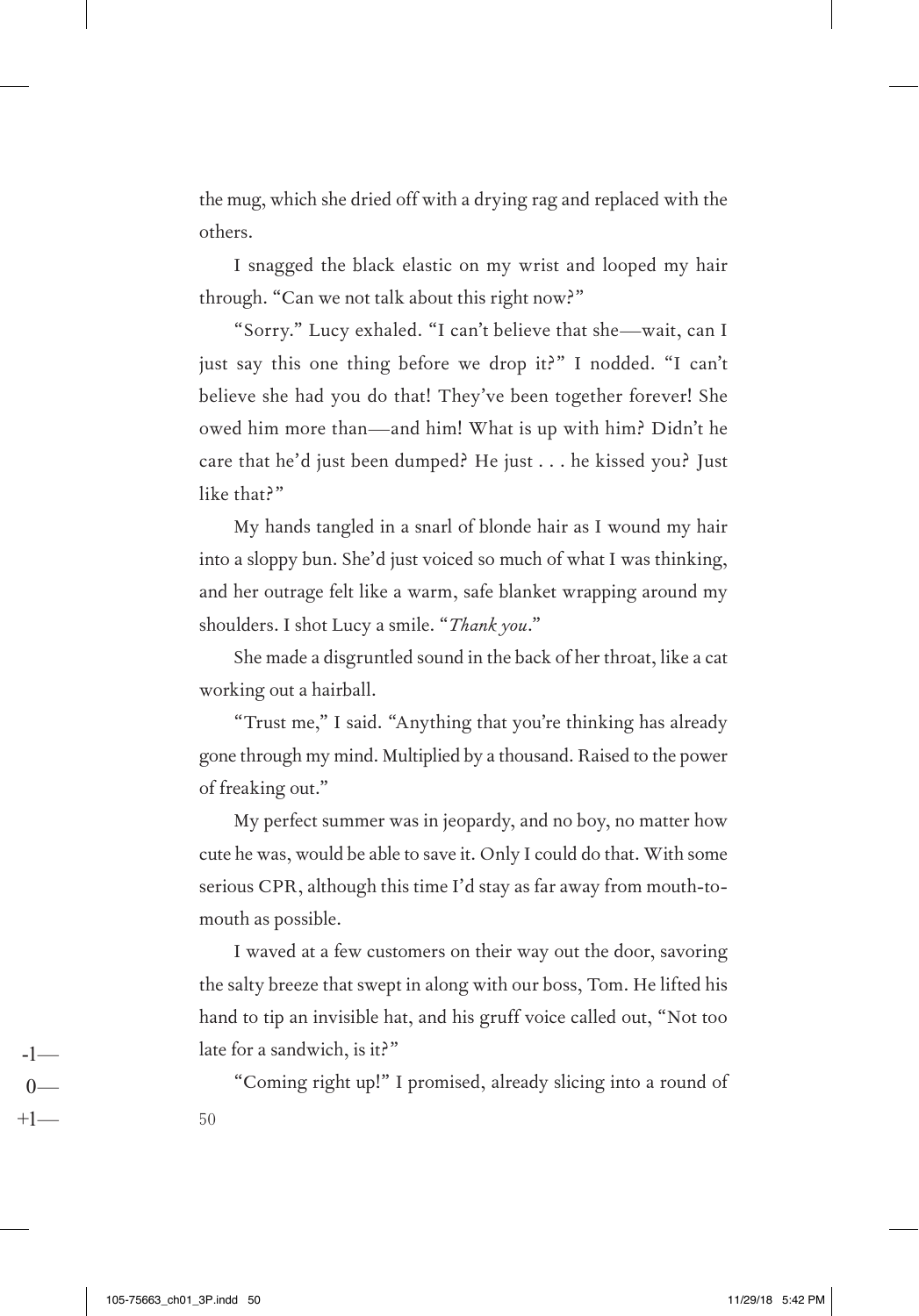the mug, which she dried off with a drying rag and replaced with the others.

I snagged the black elastic on my wrist and looped my hair through. "Can we not talk about this right now?"

"Sorry." Lucy exhaled. "I can't believe that she—wait, can I just say this one thing before we drop it?" I nodded. "I can't believe she had you do that! They've been together forever! She owed him more than—and him! What is up with him? Didn't he care that he'd just been dumped? He just . . . he kissed you? Just like that?"

My hands tangled in a snarl of blonde hair as I wound my hair into a sloppy bun. She'd just voiced so much of what I was thinking, and her outrage felt like a warm, safe blanket wrapping around my shoulders. I shot Lucy a smile. "*Thank you*."

She made a disgruntled sound in the back of her throat, like a cat working out a hairball.

"Trust me," I said. "Anything that you're thinking has already gone through my mind. Multiplied by a thousand. Raised to the power of freaking out."

My perfect summer was in jeopardy, and no boy, no matter how cute he was, would be able to save it. Only I could do that. With some serious CPR, although this time I'd stay as far away from mouth-to-mouth as possible.

I waved at a few customers on their way out the door, savoring the salty breeze that swept in along with our boss, Tom. He lifted his hand to tip an invisible hat, and his gruff voice called out, "Not too late for a sandwich, is it?"

"Coming right up!" I promised, already slicing into a round of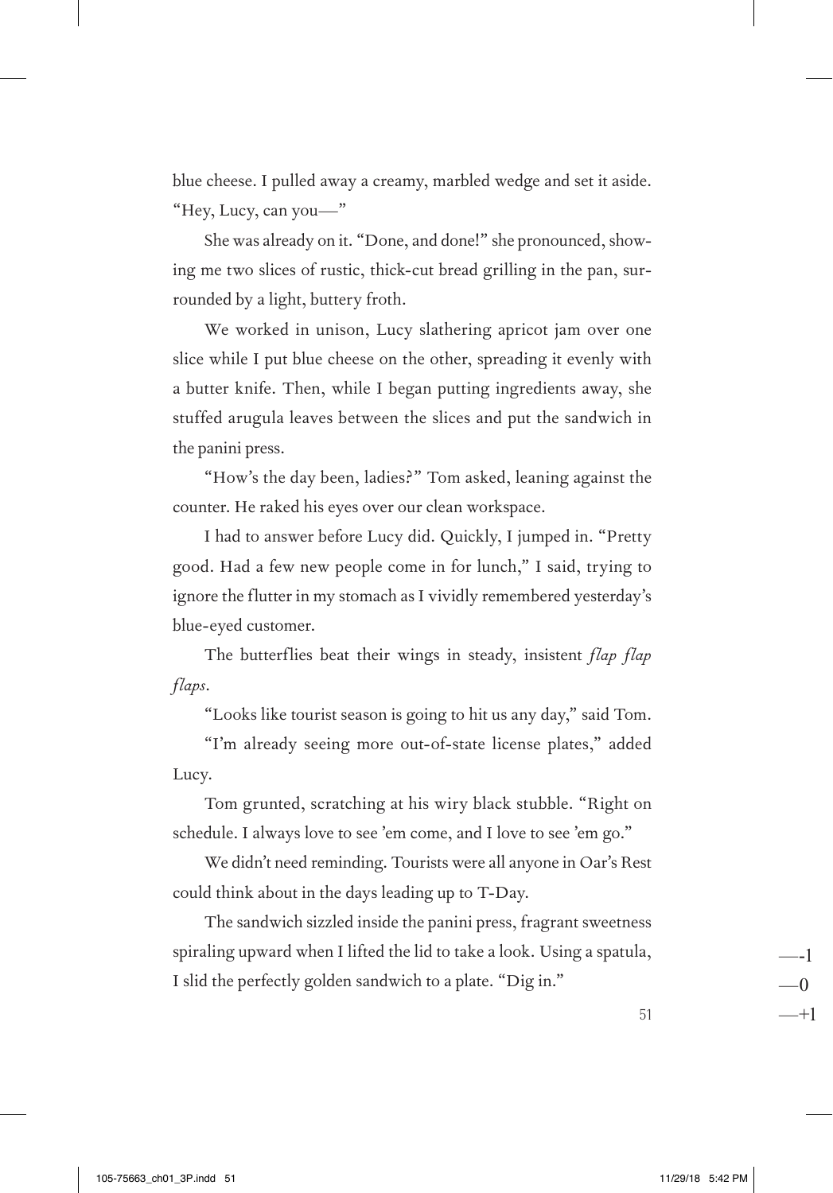blue cheese. I pulled away a creamy, marbled wedge and set it aside. "Hey, Lucy, can you—"

She was already on it. "Done, and done!" she pronounced, showing me two slices of rustic, thick-cut bread grilling in the pan, surrounded by a light, buttery froth.

We worked in unison, Lucy slathering apricot jam over one slice while I put blue cheese on the other, spreading it evenly with a butter knife. Then, while I began putting ingredients away, she stuffed arugula leaves between the slices and put the sandwich in the panini press.

"How's the day been, ladies?" Tom asked, leaning against the counter. He raked his eyes over our clean workspace.

I had to answer before Lucy did. Quickly, I jumped in. "Pretty good. Had a few new people come in for lunch," I said, trying to ignore the flutter in my stomach as I vividly remembered yesterday's blue-eyed customer.

The butterflies beat their wings in steady, insistent *flap flap flaps*.

"Looks like tourist season is going to hit us any day," said Tom.

"I'm already seeing more out-of-state license plates," added Lucy.

Tom grunted, scratching at his wiry black stubble. "Right on schedule. I always love to see 'em come, and I love to see 'em go."

We didn't need reminding. Tourists were all anyone in Oar's Rest could think about in the days leading up to T-Day.

The sandwich sizzled inside the panini press, fragrant sweetness spiraling upward when I lifted the lid to take a look. Using a spatula, I slid the perfectly golden sandwich to a plate. "Dig in."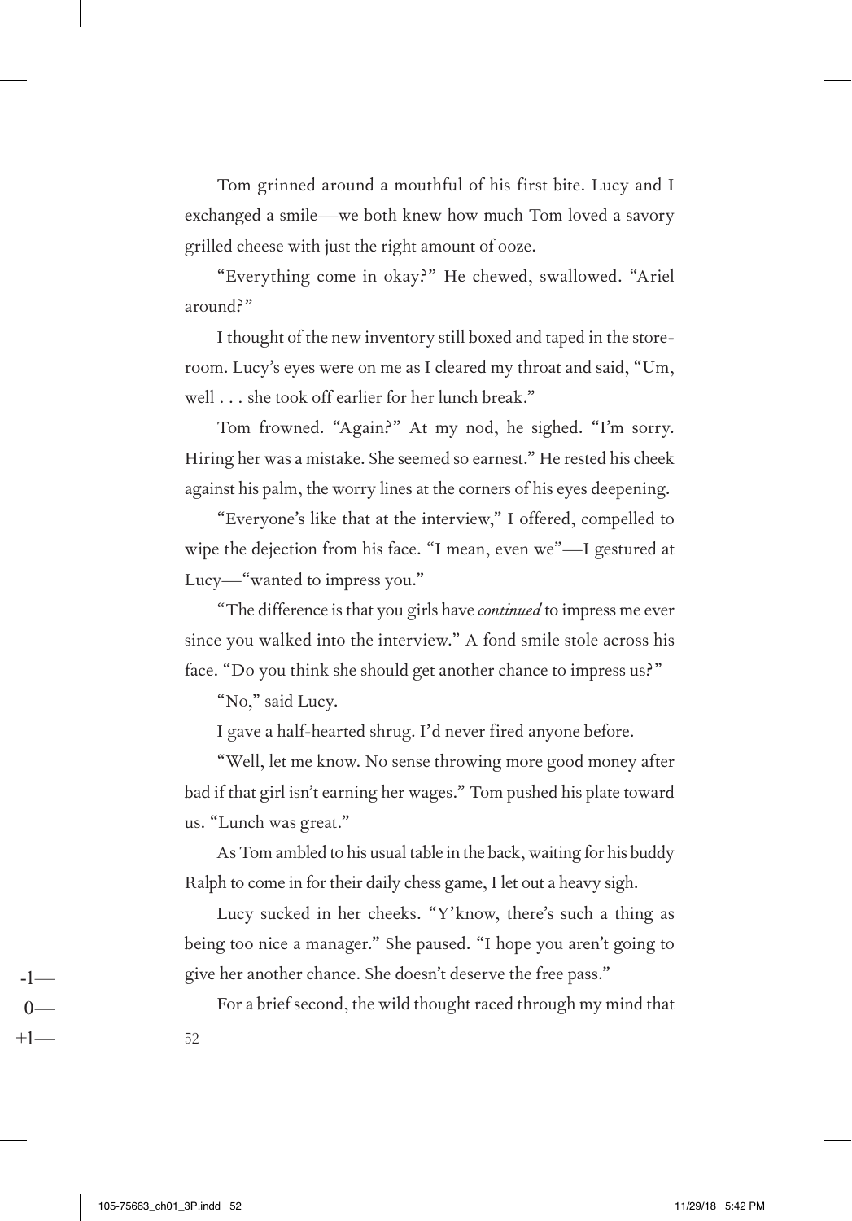Tom grinned around a mouthful of his first bite. Lucy and I exchanged a smile—we both knew how much Tom loved a savory grilled cheese with just the right amount of ooze.

"Everything come in okay?" He chewed, swallowed. "Ariel around?"

I thought of the new inventory still boxed and taped in the storeroom. Lucy's eyes were on me as I cleared my throat and said, "Um, well . . . she took off earlier for her lunch break."

Tom frowned. "Again?" At my nod, he sighed. "I'm sorry. Hiring her was a mistake. She seemed so earnest." He rested his cheek against his palm, the worry lines at the corners of his eyes deepening.

"Everyone's like that at the interview," I offered, compelled to wipe the dejection from his face. "I mean, even we"—I gestured at Lucy—"wanted to impress you."

"The difference is that you girls have *continued* to impress me ever since you walked into the interview." A fond smile stole across his face. "Do you think she should get another chance to impress us?"

"No," said Lucy.

I gave a half-hearted shrug. I'd never fired anyone before.

"Well, let me know. No sense throwing more good money after bad if that girl isn't earning her wages." Tom pushed his plate toward us. "Lunch was great."

As Tom ambled to his usual table in the back, waiting for his buddy Ralph to come in for their daily chess game, I let out a heavy sigh.

Lucy sucked in her cheeks. "Y'know, there's such a thing as being too nice a manager." She paused. "I hope you aren't going to give her another chance. She doesn't deserve the free pass."

For a brief second, the wild thought raced through my mind that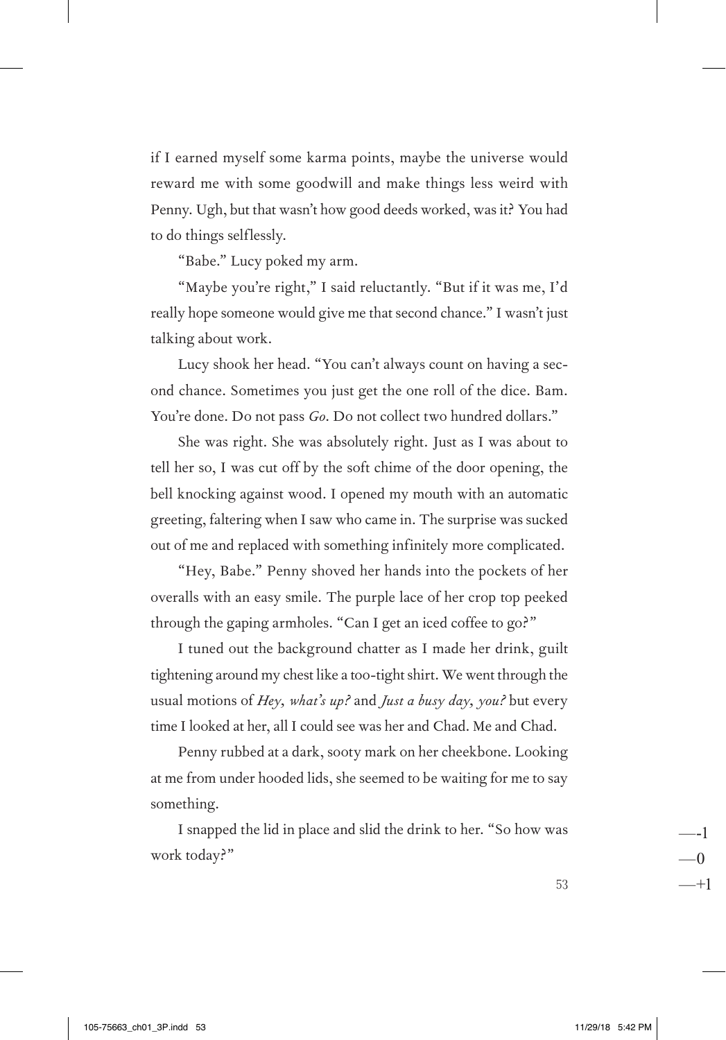if I earned myself some karma points, maybe the universe would reward me with some goodwill and make things less weird with Penny. Ugh, but that wasn't how good deeds worked, was it? You had to do things selflessly.

"Babe." Lucy poked my arm.

"Maybe you're right," I said reluctantly. "But if it was me, I'd really hope someone would give me that second chance." I wasn't just talking about work.

Lucy shook her head. "You can't always count on having a second chance. Sometimes you just get the one roll of the dice. Bam. You're done. Do not pass *Go*. Do not collect two hundred dollars."

She was right. She was absolutely right. Just as I was about to tell her so, I was cut off by the soft chime of the door opening, the bell knocking against wood. I opened my mouth with an automatic greeting, faltering when I saw who came in. The surprise was sucked out of me and replaced with something infinitely more complicated.

"Hey, Babe." Penny shoved her hands into the pockets of her overalls with an easy smile. The purple lace of her crop top peeked through the gaping armholes. "Can I get an iced coffee to go?"

I tuned out the background chatter as I made her drink, guilt tightening around my chest like a too-tight shirt. We went through the usual motions of *Hey, what's up?* and *Just a busy day, you?* but every time I looked at her, all I could see was her and Chad. Me and Chad.

Penny rubbed at a dark, sooty mark on her cheekbone. Looking at me from under hooded lids, she seemed to be waiting for me to say something.

I snapped the lid in place and slid the drink to her. "So how was work today?"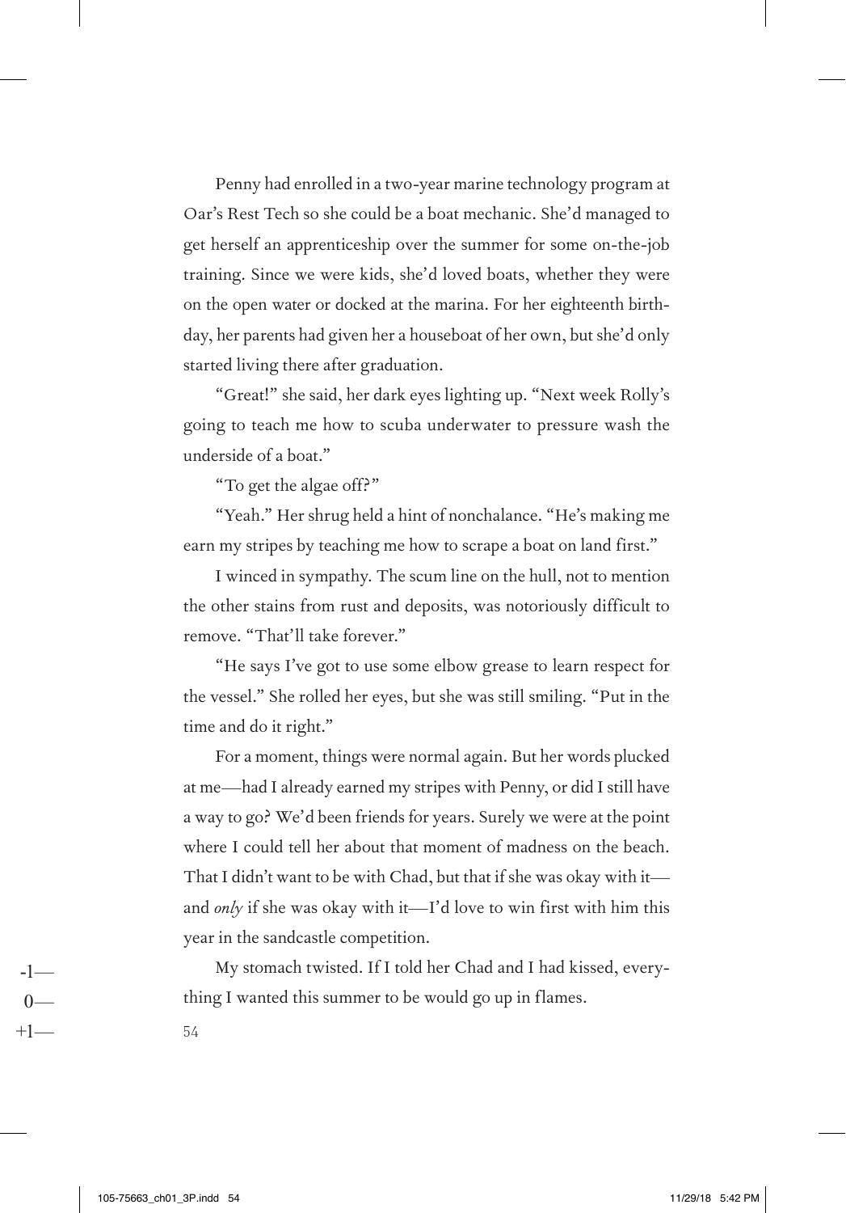Penny had enrolled in a two-year marine technology program at Oar's Rest Tech so she could be a boat mechanic. She'd managed to get herself an apprenticeship over the summer for some on-the-job training. Since we were kids, she'd loved boats, whether they were on the open water or docked at the marina. For her eighteenth birthday, her parents had given her a houseboat of her own, but she'd only started living there after graduation.

"Great!" she said, her dark eyes lighting up. "Next week Rolly's going to teach me how to scuba underwater to pressure wash the underside of a boat."

"To get the algae off?"

"Yeah." Her shrug held a hint of nonchalance. "He's making me earn my stripes by teaching me how to scrape a boat on land first."

I winced in sympathy. The scum line on the hull, not to mention the other stains from rust and deposits, was notoriously difficult to remove. "That'll take forever."

"He says I've got to use some elbow grease to learn respect for the vessel." She rolled her eyes, but she was still smiling. "Put in the time and do it right."

For a moment, things were normal again. But her words plucked at me—had I already earned my stripes with Penny, or did I still have a way to go? We'd been friends for years. Surely we were at the point where I could tell her about that moment of madness on the beach. That I didn't want to be with Chad, but that if she was okay with it—and *only* if she was okay with it—I'd love to win first with him this year in the sandcastle competition.

My stomach twisted. If I told her Chad and I had kissed, everything I wanted this summer to be would go up in flames.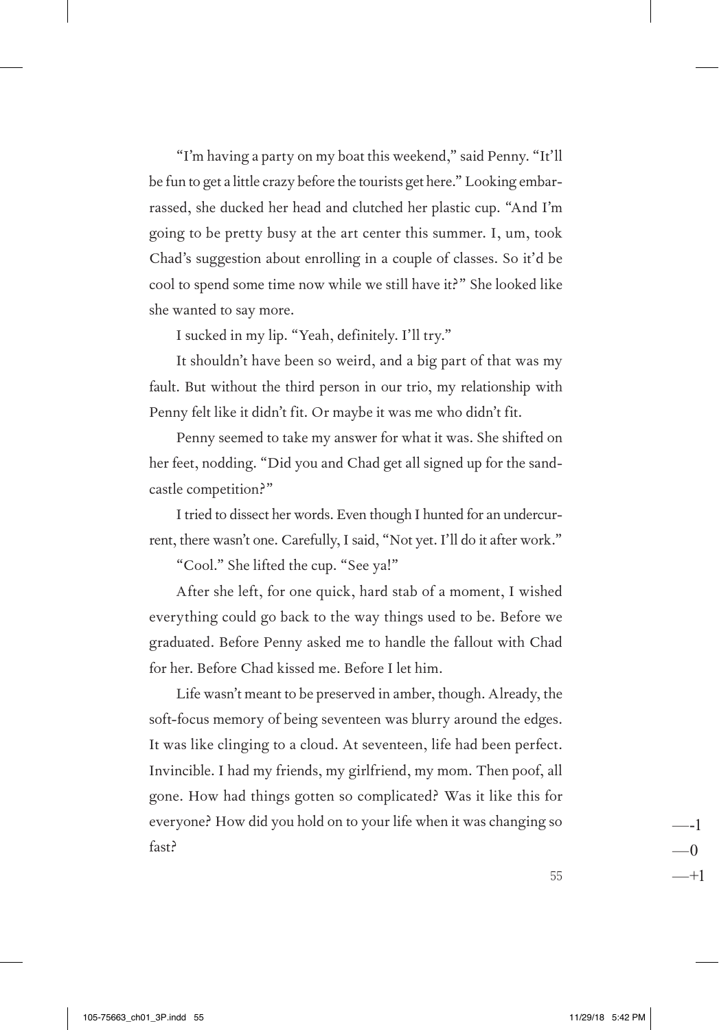"I'm having a party on my boat this weekend," said Penny. "It'll be fun to get a little crazy before the tourists get here." Looking embarrassed, she ducked her head and clutched her plastic cup. "And I'm going to be pretty busy at the art center this summer. I, um, took Chad's suggestion about enrolling in a couple of classes. So it'd be cool to spend some time now while we still have it?" She looked like she wanted to say more.

I sucked in my lip. "Yeah, definitely. I'll try."

It shouldn't have been so weird, and a big part of that was my fault. But without the third person in our trio, my relationship with Penny felt like it didn't fit. Or maybe it was me who didn't fit.

Penny seemed to take my answer for what it was. She shifted on her feet, nodding. "Did you and Chad get all signed up for the sandcastle competition?"

I tried to dissect her words. Even though I hunted for an undercurrent, there wasn't one. Carefully, I said, "Not yet. I'll do it after work."

"Cool." She lifted the cup. "See ya!"

After she left, for one quick, hard stab of a moment, I wished everything could go back to the way things used to be. Before we graduated. Before Penny asked me to handle the fallout with Chad for her. Before Chad kissed me. Before I let him.

Life wasn't meant to be preserved in amber, though. Already, the soft-focus memory of being seventeen was blurry around the edges. It was like clinging to a cloud. At seventeen, life had been perfect. Invincible. I had my friends, my girlfriend, my mom. Then poof, all gone. How had things gotten so complicated? Was it like this for everyone? How did you hold on to your life when it was changing so fast?